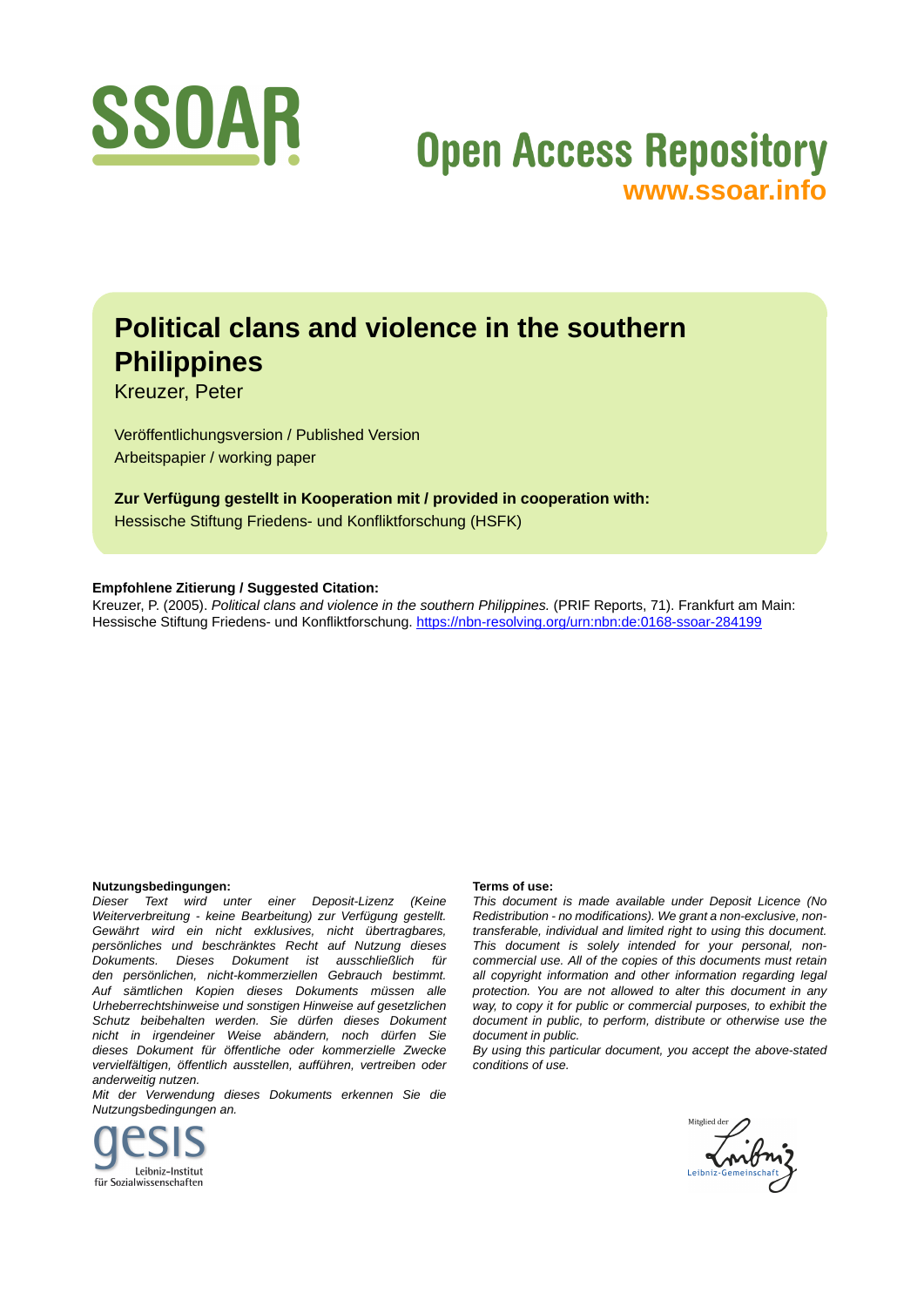SSOAR

Open Access Repository
www.ssoar.info

# Political clans and violence in the southern Philippines

Kreuzer, Peter

Veröffentlichungsversion / Published Version
Arbeitspapier / working paper

**Zur Verfügung gestellt in Kooperation mit / provided in cooperation with:**
Hessische Stiftung Friedens- und Konfliktforschung (HSFK)

**Empfohlene Zitierung / Suggested Citation:**
Kreuzer, P. (2005). *Political clans and violence in the southern Philippines.* (PRIF Reports, 71). Frankfurt am Main: Hessische Stiftung Friedens- und Konfliktforschung. https://nbn-resolving.org/urn:nbn:de:0168-ssoar-284199

**Nutzungsbedingungen:**
*Dieser Text wird unter einer Deposit-Lizenz (Keine Weiterverbreitung - keine Bearbeitung) zur Verfügung gestellt. Gewährt wird ein nicht exklusives, nicht übertragbares, persönliches und beschränktes Recht auf Nutzung dieses Dokuments. Dieses Dokument ist ausschließlich für den persönlichen, nicht-kommerziellen Gebrauch bestimmt. Auf sämtlichen Kopien dieses Dokuments müssen alle Urheberrechtshinweise und sonstigen Hinweise auf gesetzlichen Schutz beibehalten werden. Sie dürfen dieses Dokument nicht in irgendeiner Weise abändern, noch dürfen Sie dieses Dokument für öffentliche oder kommerzielle Zwecke vervielfältigen, öffentlich ausstellen, aufführen, vertreiben oder anderweitig nutzen.*
*Mit der Verwendung dieses Dokuments erkennen Sie die Nutzungsbedingungen an.*

**Terms of use:**
*This document is made available under Deposit Licence (No Redistribution - no modifications). We grant a non-exclusive, non-transferable, individual and limited right to using this document. This document is solely intended for your personal, non-commercial use. All of the copies of this documents must retain all copyright information and other information regarding legal protection. You are not allowed to alter this document in any way, to copy it for public or commercial purposes, to exhibit the document in public, to perform, distribute or otherwise use the document in public.*
*By using this particular document, you accept the above-stated conditions of use.*

gesis
Leibniz-Institut
für Sozialwissenschaften

Mitglied der
Leibniz-Gemeinschaft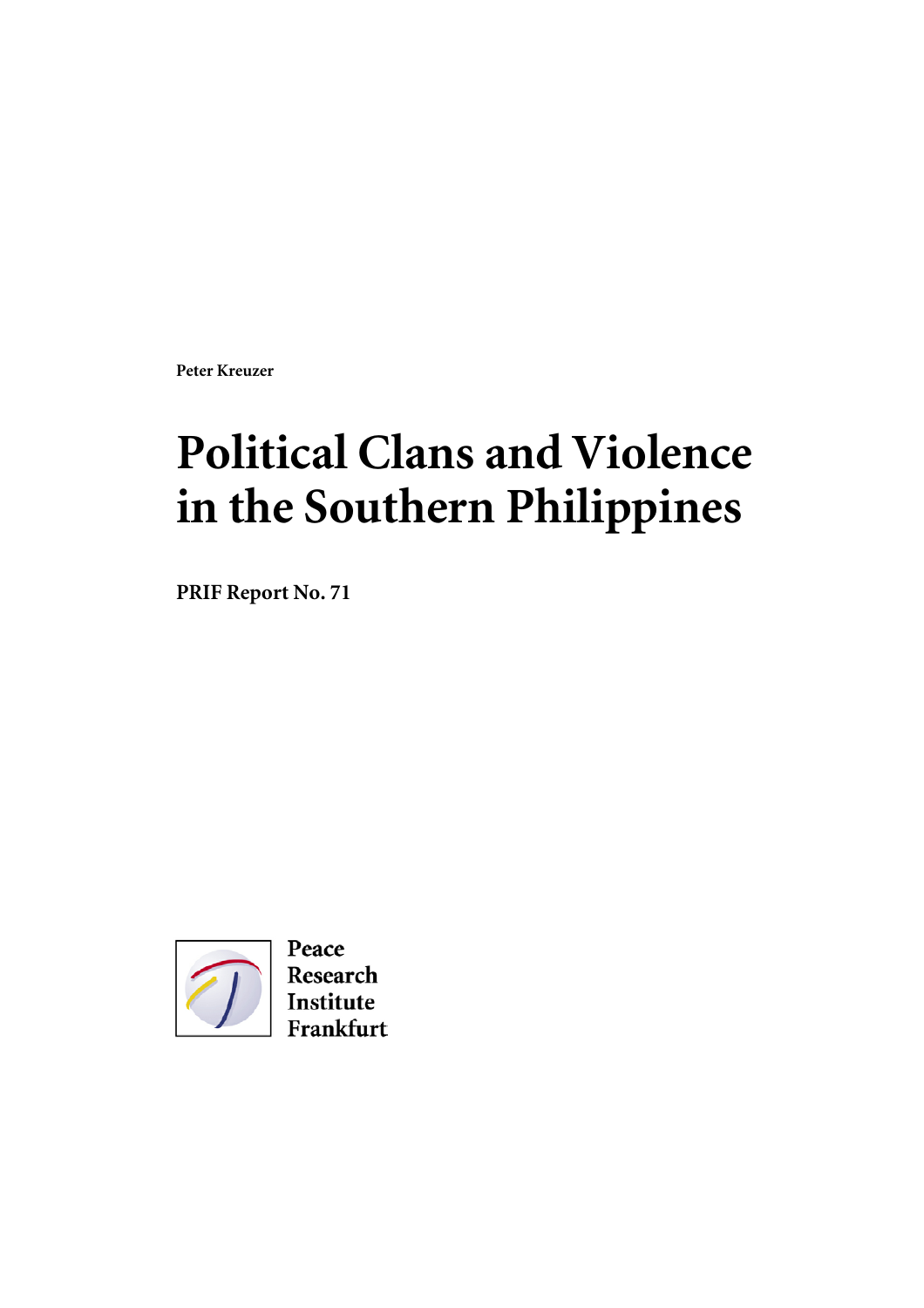Peter Kreuzer

# Political Clans and Violence in the Southern Philippines

**PRIF Report No. 71**

Peace Research Institute Frankfurt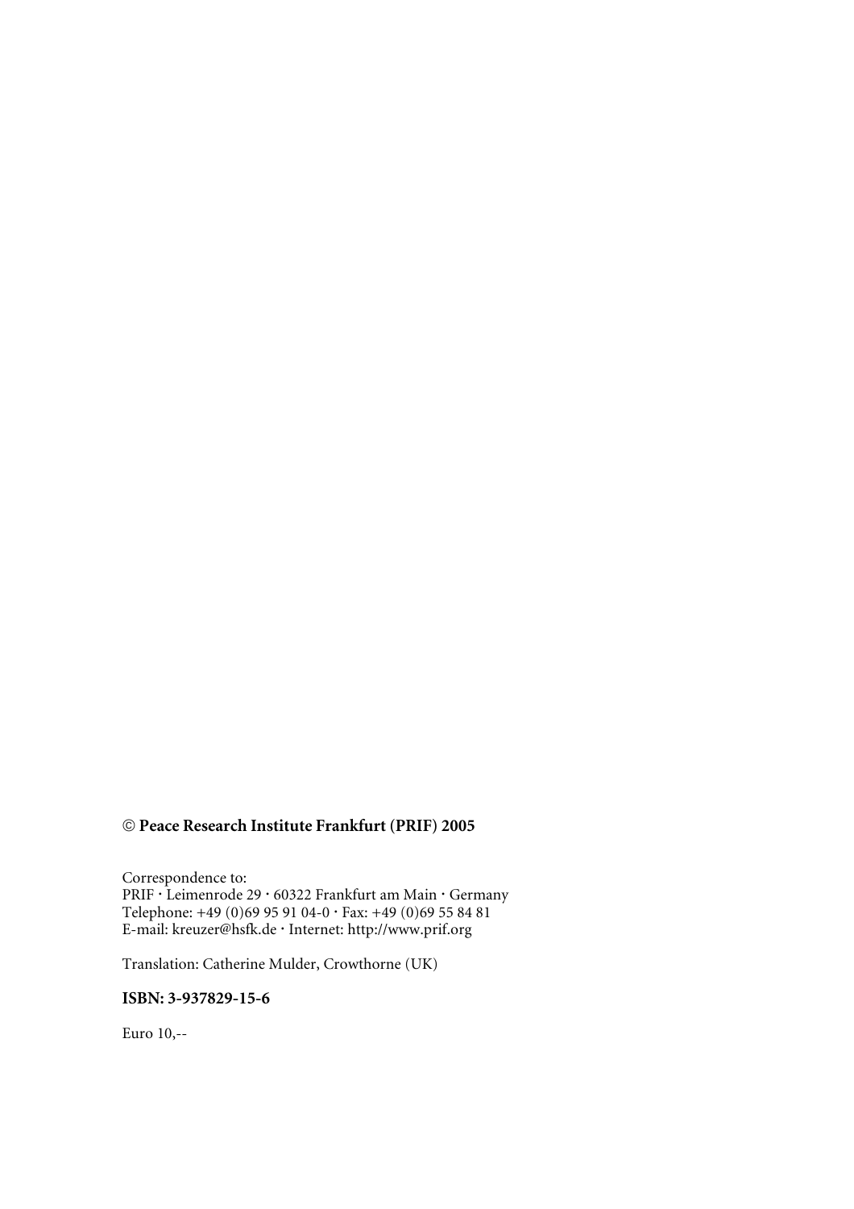© **Peace Research Institute Frankfurt (PRIF) 2005**

Correspondence to:
PRIF · Leimenrode 29 · 60322 Frankfurt am Main · Germany
Telephone: +49 (0)69 95 91 04-0 · Fax: +49 (0)69 55 84 81
E-mail: kreuzer@hsfk.de · Internet: http://www.prif.org

Translation: Catherine Mulder, Crowthorne (UK)

**ISBN: 3-937829-15-6**

Euro 10,--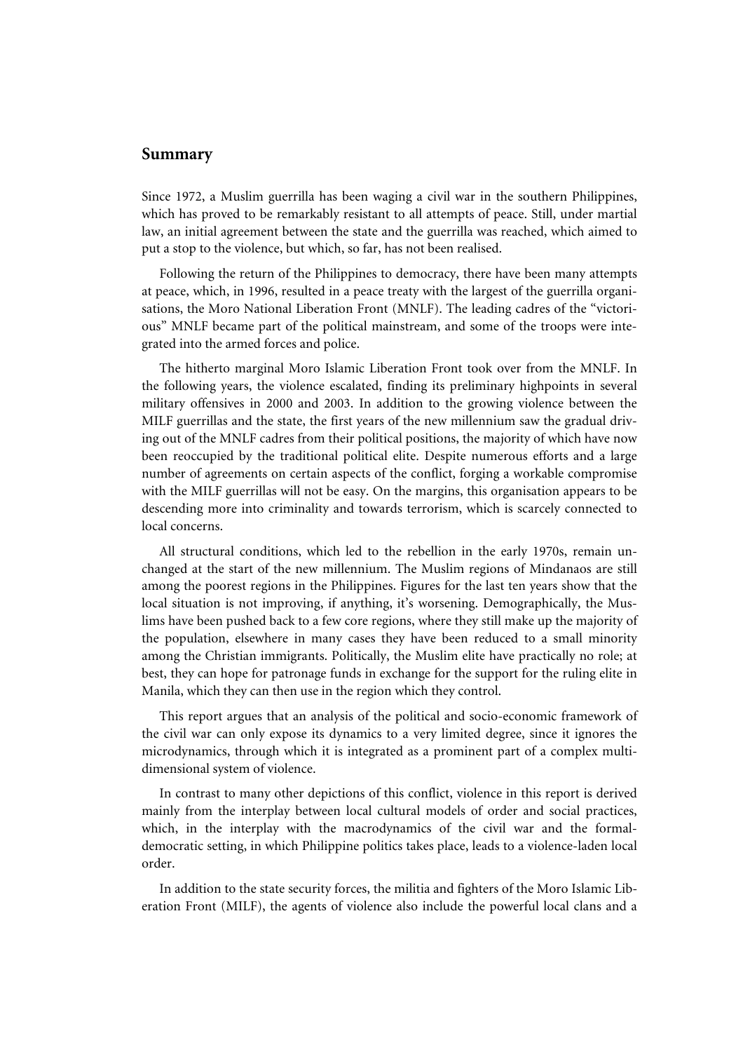## Summary

Since 1972, a Muslim guerrilla has been waging a civil war in the southern Philippines, which has proved to be remarkably resistant to all attempts of peace. Still, under martial law, an initial agreement between the state and the guerrilla was reached, which aimed to put a stop to the violence, but which, so far, has not been realised.

Following the return of the Philippines to democracy, there have been many attempts at peace, which, in 1996, resulted in a peace treaty with the largest of the guerrilla organisations, the Moro National Liberation Front (MNLF). The leading cadres of the "victorious" MNLF became part of the political mainstream, and some of the troops were integrated into the armed forces and police.

The hitherto marginal Moro Islamic Liberation Front took over from the MNLF. In the following years, the violence escalated, finding its preliminary highpoints in several military offensives in 2000 and 2003. In addition to the growing violence between the MILF guerrillas and the state, the first years of the new millennium saw the gradual driving out of the MNLF cadres from their political positions, the majority of which have now been reoccupied by the traditional political elite. Despite numerous efforts and a large number of agreements on certain aspects of the conflict, forging a workable compromise with the MILF guerrillas will not be easy. On the margins, this organisation appears to be descending more into criminality and towards terrorism, which is scarcely connected to local concerns.

All structural conditions, which led to the rebellion in the early 1970s, remain unchanged at the start of the new millennium. The Muslim regions of Mindanaos are still among the poorest regions in the Philippines. Figures for the last ten years show that the local situation is not improving, if anything, it's worsening. Demographically, the Muslims have been pushed back to a few core regions, where they still make up the majority of the population, elsewhere in many cases they have been reduced to a small minority among the Christian immigrants. Politically, the Muslim elite have practically no role; at best, they can hope for patronage funds in exchange for the support for the ruling elite in Manila, which they can then use in the region which they control.

This report argues that an analysis of the political and socio-economic framework of the civil war can only expose its dynamics to a very limited degree, since it ignores the microdynamics, through which it is integrated as a prominent part of a complex multidimensional system of violence.

In contrast to many other depictions of this conflict, violence in this report is derived mainly from the interplay between local cultural models of order and social practices, which, in the interplay with the macrodynamics of the civil war and the formal-democratic setting, in which Philippine politics takes place, leads to a violence-laden local order.

In addition to the state security forces, the militia and fighters of the Moro Islamic Liberation Front (MILF), the agents of violence also include the powerful local clans and a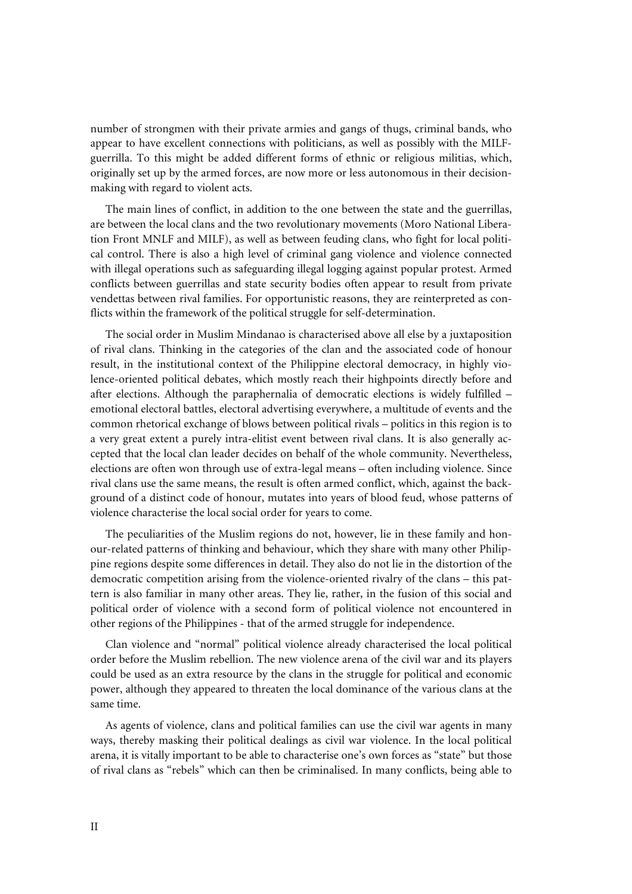number of strongmen with their private armies and gangs of thugs, criminal bands, who appear to have excellent connections with politicians, as well as possibly with the MILF-guerrilla. To this might be added different forms of ethnic or religious militias, which, originally set up by the armed forces, are now more or less autonomous in their decision-making with regard to violent acts.

The main lines of conflict, in addition to the one between the state and the guerrillas, are between the local clans and the two revolutionary movements (Moro National Liberation Front MNLF and MILF), as well as between feuding clans, who fight for local political control. There is also a high level of criminal gang violence and violence connected with illegal operations such as safeguarding illegal logging against popular protest. Armed conflicts between guerrillas and state security bodies often appear to result from private vendettas between rival families. For opportunistic reasons, they are reinterpreted as conflicts within the framework of the political struggle for self-determination.

The social order in Muslim Mindanao is characterised above all else by a juxtaposition of rival clans. Thinking in the categories of the clan and the associated code of honour result, in the institutional context of the Philippine electoral democracy, in highly violence-oriented political debates, which mostly reach their highpoints directly before and after elections. Although the paraphernalia of democratic elections is widely fulfilled – emotional electoral battles, electoral advertising everywhere, a multitude of events and the common rhetorical exchange of blows between political rivals – politics in this region is to a very great extent a purely intra-elitist event between rival clans. It is also generally accepted that the local clan leader decides on behalf of the whole community. Nevertheless, elections are often won through use of extra-legal means – often including violence. Since rival clans use the same means, the result is often armed conflict, which, against the background of a distinct code of honour, mutates into years of blood feud, whose patterns of violence characterise the local social order for years to come.

The peculiarities of the Muslim regions do not, however, lie in these family and honour-related patterns of thinking and behaviour, which they share with many other Philippine regions despite some differences in detail. They also do not lie in the distortion of the democratic competition arising from the violence-oriented rivalry of the clans – this pattern is also familiar in many other areas. They lie, rather, in the fusion of this social and political order of violence with a second form of political violence not encountered in other regions of the Philippines - that of the armed struggle for independence.

Clan violence and "normal" political violence already characterised the local political order before the Muslim rebellion. The new violence arena of the civil war and its players could be used as an extra resource by the clans in the struggle for political and economic power, although they appeared to threaten the local dominance of the various clans at the same time.

As agents of violence, clans and political families can use the civil war agents in many ways, thereby masking their political dealings as civil war violence. In the local political arena, it is vitally important to be able to characterise one's own forces as "state" but those of rival clans as "rebels" which can then be criminalised. In many conflicts, being able to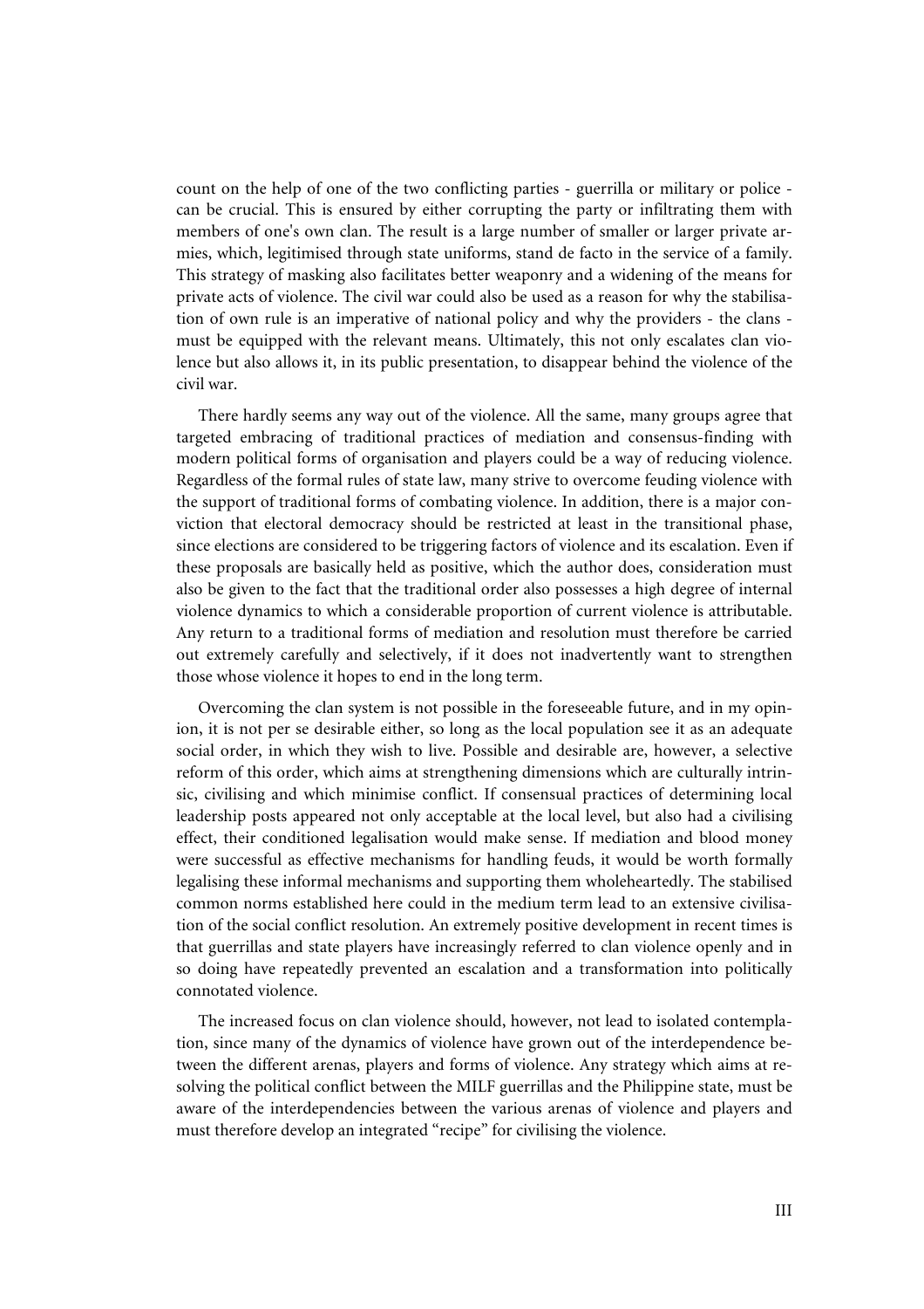count on the help of one of the two conflicting parties - guerrilla or military or police - can be crucial. This is ensured by either corrupting the party or infiltrating them with members of one's own clan. The result is a large number of smaller or larger private armies, which, legitimised through state uniforms, stand de facto in the service of a family. This strategy of masking also facilitates better weaponry and a widening of the means for private acts of violence. The civil war could also be used as a reason for why the stabilisation of own rule is an imperative of national policy and why the providers - the clans - must be equipped with the relevant means. Ultimately, this not only escalates clan violence but also allows it, in its public presentation, to disappear behind the violence of the civil war.

There hardly seems any way out of the violence. All the same, many groups agree that targeted embracing of traditional practices of mediation and consensus-finding with modern political forms of organisation and players could be a way of reducing violence. Regardless of the formal rules of state law, many strive to overcome feuding violence with the support of traditional forms of combating violence. In addition, there is a major conviction that electoral democracy should be restricted at least in the transitional phase, since elections are considered to be triggering factors of violence and its escalation. Even if these proposals are basically held as positive, which the author does, consideration must also be given to the fact that the traditional order also possesses a high degree of internal violence dynamics to which a considerable proportion of current violence is attributable. Any return to a traditional forms of mediation and resolution must therefore be carried out extremely carefully and selectively, if it does not inadvertently want to strengthen those whose violence it hopes to end in the long term.

Overcoming the clan system is not possible in the foreseeable future, and in my opinion, it is not per se desirable either, so long as the local population see it as an adequate social order, in which they wish to live. Possible and desirable are, however, a selective reform of this order, which aims at strengthening dimensions which are culturally intrinsic, civilising and which minimise conflict. If consensual practices of determining local leadership posts appeared not only acceptable at the local level, but also had a civilising effect, their conditioned legalisation would make sense. If mediation and blood money were successful as effective mechanisms for handling feuds, it would be worth formally legalising these informal mechanisms and supporting them wholeheartedly. The stabilised common norms established here could in the medium term lead to an extensive civilisation of the social conflict resolution. An extremely positive development in recent times is that guerrillas and state players have increasingly referred to clan violence openly and in so doing have repeatedly prevented an escalation and a transformation into politically connotated violence.

The increased focus on clan violence should, however, not lead to isolated contemplation, since many of the dynamics of violence have grown out of the interdependence between the different arenas, players and forms of violence. Any strategy which aims at resolving the political conflict between the MILF guerrillas and the Philippine state, must be aware of the interdependencies between the various arenas of violence and players and must therefore develop an integrated "recipe" for civilising the violence.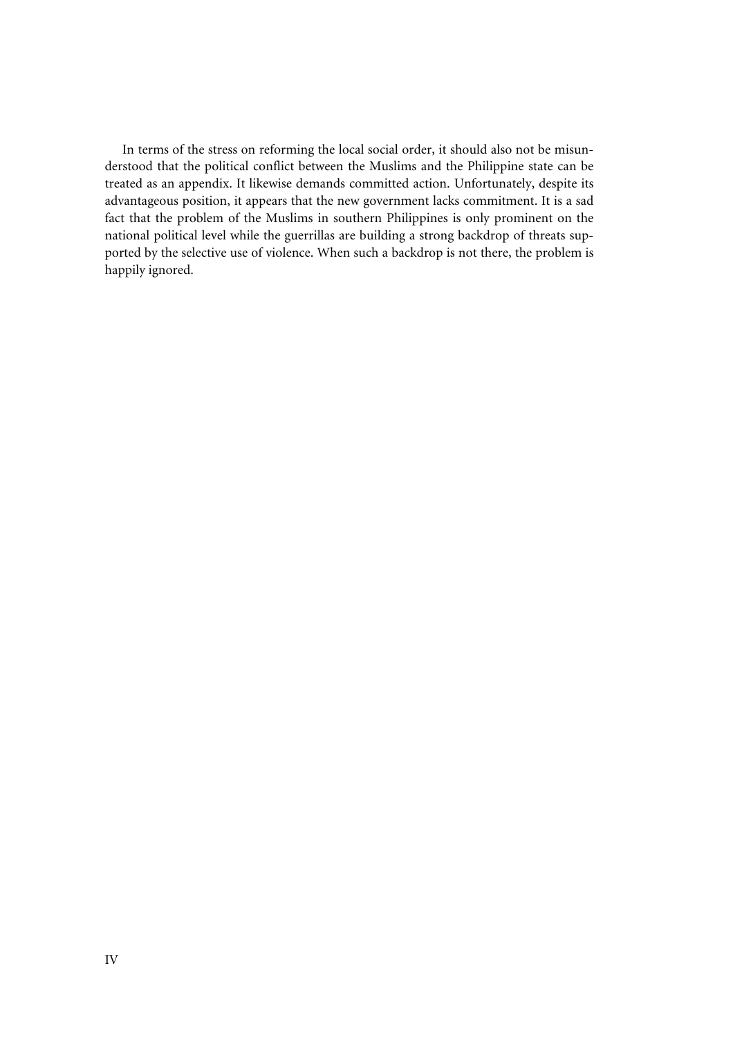In terms of the stress on reforming the local social order, it should also not be misunderstood that the political conflict between the Muslims and the Philippine state can be treated as an appendix. It likewise demands committed action. Unfortunately, despite its advantageous position, it appears that the new government lacks commitment. It is a sad fact that the problem of the Muslims in southern Philippines is only prominent on the national political level while the guerrillas are building a strong backdrop of threats supported by the selective use of violence. When such a backdrop is not there, the problem is happily ignored.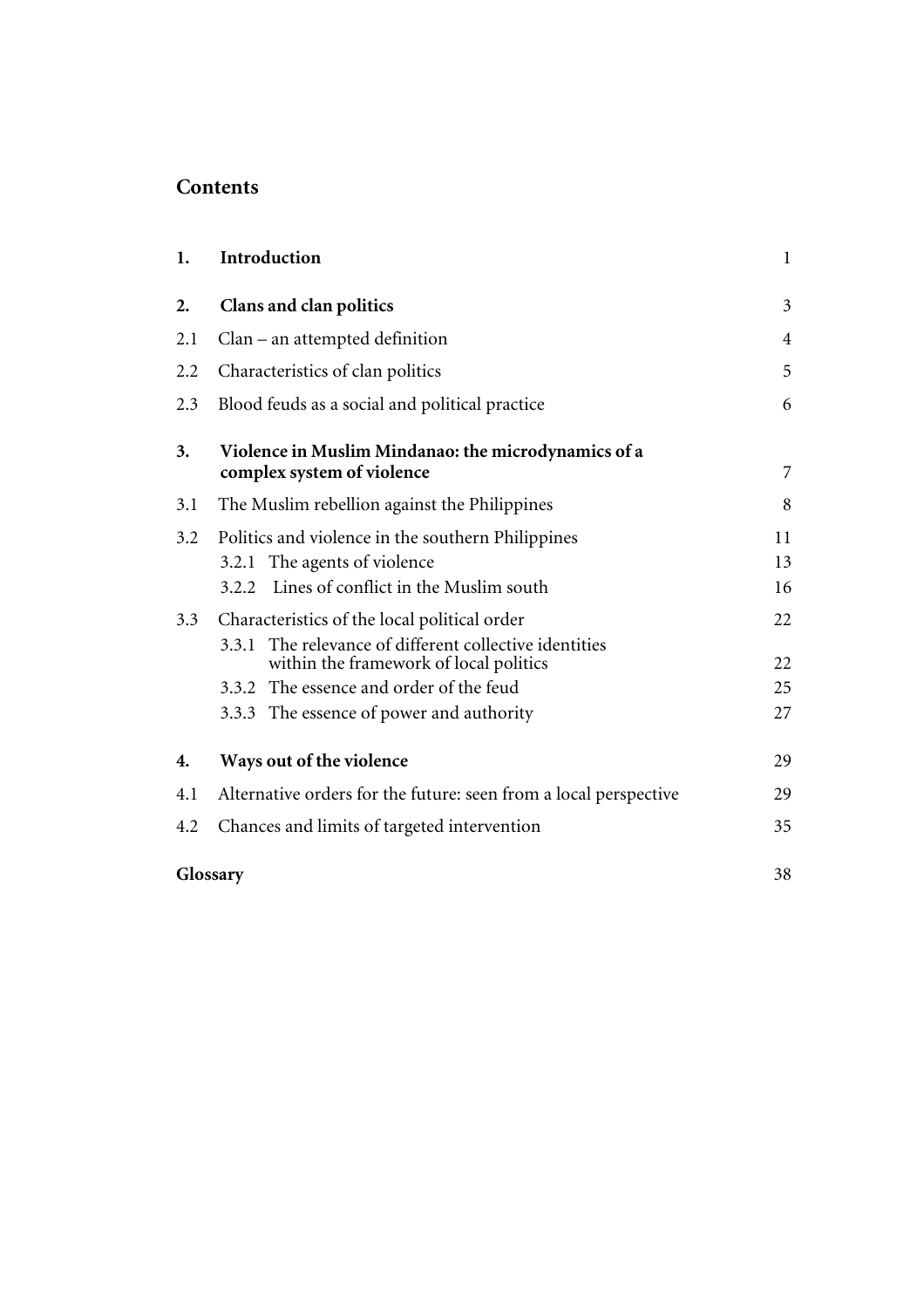## Contents

| | | |
|---|---|---|
| **1.** | **Introduction** | 1 |
| **2.** | **Clans and clan politics** | 3 |
| 2.1 | Clan – an attempted definition | 4 |
| 2.2 | Characteristics of clan politics | 5 |
| 2.3 | Blood feuds as a social and political practice | 6 |
| **3.** | **Violence in Muslim Mindanao: the microdynamics of a complex system of violence** | 7 |
| 3.1 | The Muslim rebellion against the Philippines | 8 |
| 3.2 | Politics and violence in the southern Philippines | 11 |
| | 3.2.1 The agents of violence | 13 |
| | 3.2.2 Lines of conflict in the Muslim south | 16 |
| 3.3 | Characteristics of the local political order | 22 |
| | 3.3.1 The relevance of different collective identities within the framework of local politics | 22 |
| | 3.3.2 The essence and order of the feud | 25 |
| | 3.3.3 The essence of power and authority | 27 |
| **4.** | **Ways out of the violence** | 29 |
| 4.1 | Alternative orders for the future: seen from a local perspective | 29 |
| 4.2 | Chances and limits of targeted intervention | 35 |
| **Glossary** | | 38 |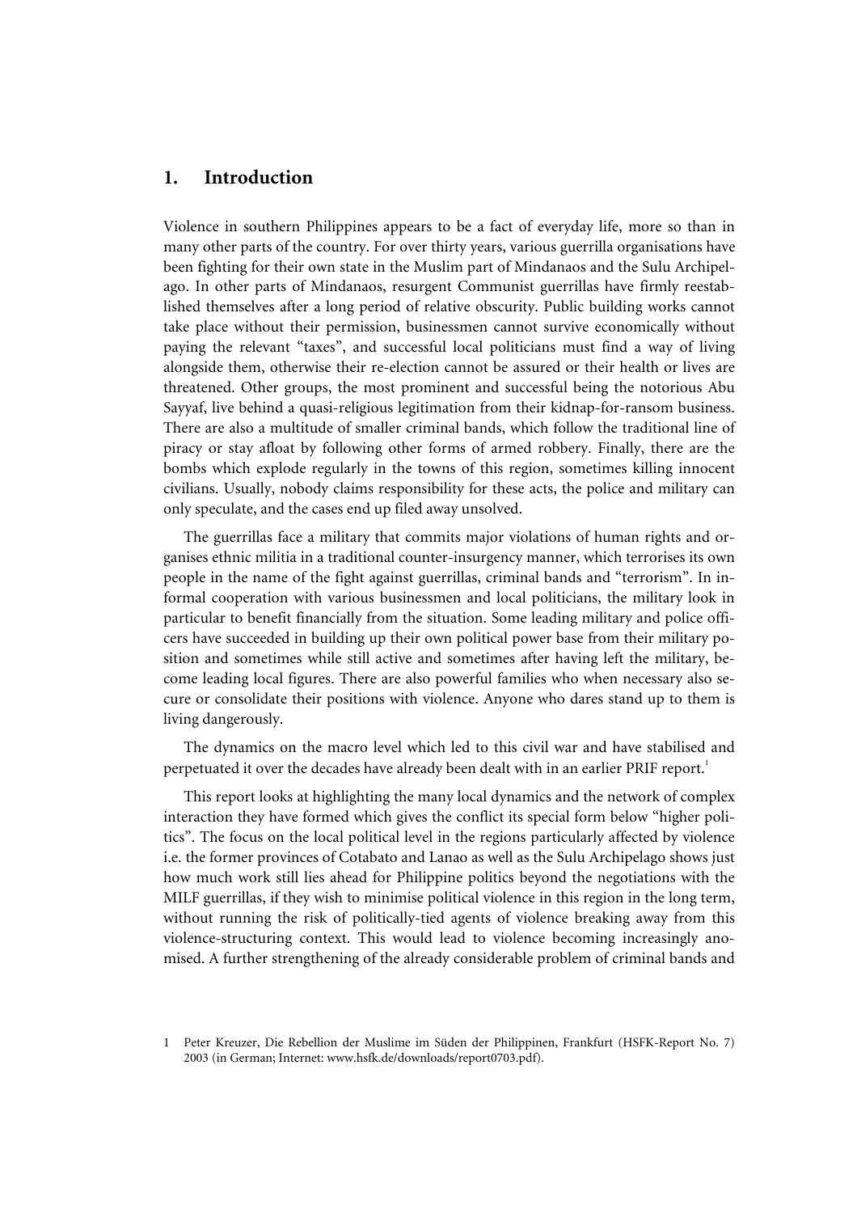## 1. Introduction

Violence in southern Philippines appears to be a fact of everyday life, more so than in many other parts of the country. For over thirty years, various guerrilla organisations have been fighting for their own state in the Muslim part of Mindanaos and the Sulu Archipelago. In other parts of Mindanaos, resurgent Communist guerrillas have firmly reestablished themselves after a long period of relative obscurity. Public building works cannot take place without their permission, businessmen cannot survive economically without paying the relevant "taxes", and successful local politicians must find a way of living alongside them, otherwise their re-election cannot be assured or their health or lives are threatened. Other groups, the most prominent and successful being the notorious Abu Sayyaf, live behind a quasi-religious legitimation from their kidnap-for-ransom business. There are also a multitude of smaller criminal bands, which follow the traditional line of piracy or stay afloat by following other forms of armed robbery. Finally, there are the bombs which explode regularly in the towns of this region, sometimes killing innocent civilians. Usually, nobody claims responsibility for these acts, the police and military can only speculate, and the cases end up filed away unsolved.

The guerrillas face a military that commits major violations of human rights and organises ethnic militia in a traditional counter-insurgency manner, which terrorises its own people in the name of the fight against guerrillas, criminal bands and "terrorism". In informal cooperation with various businessmen and local politicians, the military look in particular to benefit financially from the situation. Some leading military and police officers have succeeded in building up their own political power base from their military position and sometimes while still active and sometimes after having left the military, become leading local figures. There are also powerful families who when necessary also secure or consolidate their positions with violence. Anyone who dares stand up to them is living dangerously.

The dynamics on the macro level which led to this civil war and have stabilised and perpetuated it over the decades have already been dealt with in an earlier PRIF report.[1]

This report looks at highlighting the many local dynamics and the network of complex interaction they have formed which gives the conflict its special form below "higher politics". The focus on the local political level in the regions particularly affected by violence i.e. the former provinces of Cotabato and Lanao as well as the Sulu Archipelago shows just how much work still lies ahead for Philippine politics beyond the negotiations with the MILF guerrillas, if they wish to minimise political violence in this region in the long term, without running the risk of politically-tied agents of violence breaking away from this violence-structuring context. This would lead to violence becoming increasingly anomised. A further strengthening of the already considerable problem of criminal bands and

1 Peter Kreuzer, Die Rebellion der Muslime im Süden der Philippinen, Frankfurt (HSFK-Report No. 7) 2003 (in German; Internet: www.hsfk.de/downloads/report0703.pdf).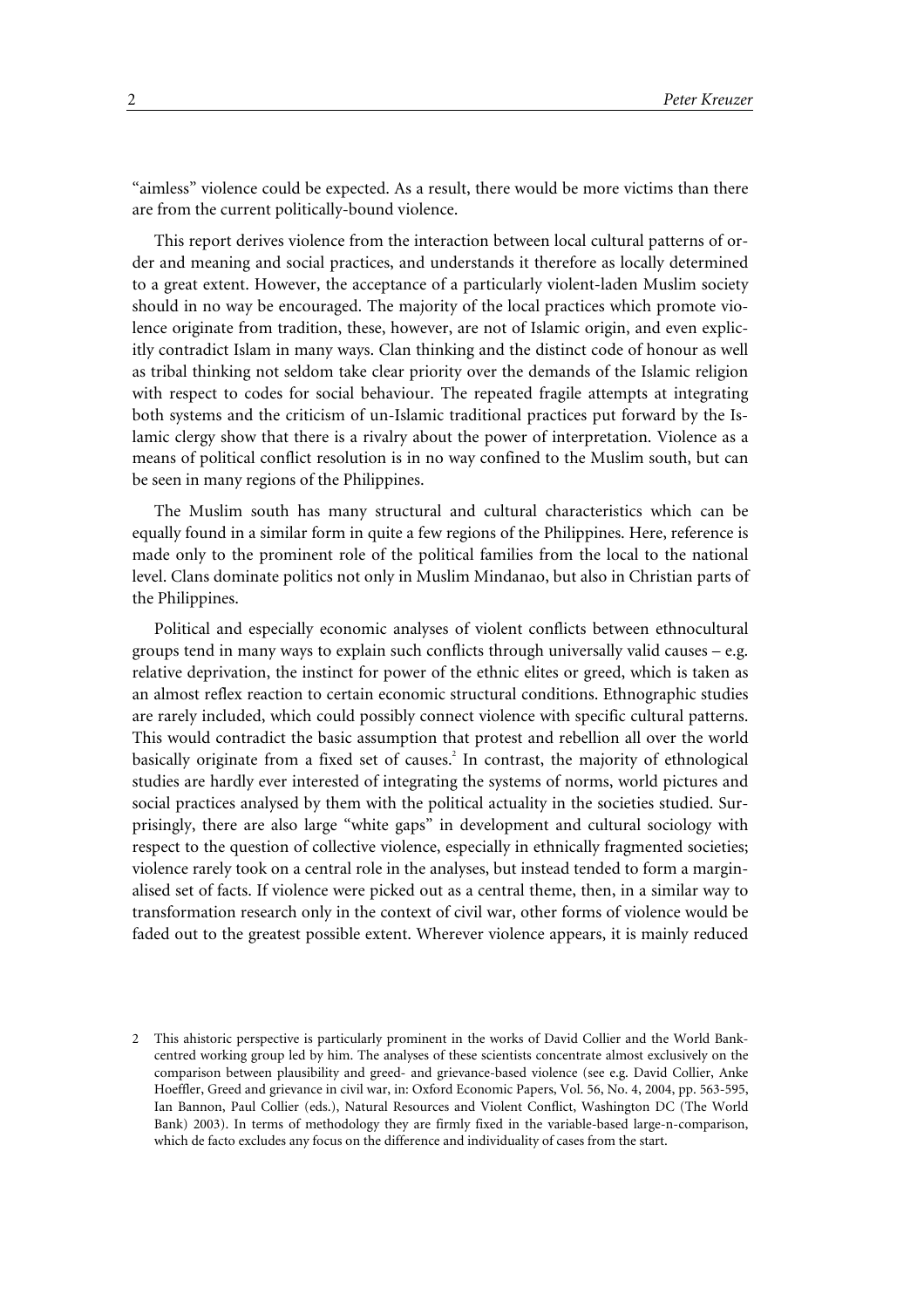"aimless" violence could be expected. As a result, there would be more victims than there are from the current politically-bound violence.

This report derives violence from the interaction between local cultural patterns of order and meaning and social practices, and understands it therefore as locally determined to a great extent. However, the acceptance of a particularly violent-laden Muslim society should in no way be encouraged. The majority of the local practices which promote violence originate from tradition, these, however, are not of Islamic origin, and even explicitly contradict Islam in many ways. Clan thinking and the distinct code of honour as well as tribal thinking not seldom take clear priority over the demands of the Islamic religion with respect to codes for social behaviour. The repeated fragile attempts at integrating both systems and the criticism of un-Islamic traditional practices put forward by the Islamic clergy show that there is a rivalry about the power of interpretation. Violence as a means of political conflict resolution is in no way confined to the Muslim south, but can be seen in many regions of the Philippines.

The Muslim south has many structural and cultural characteristics which can be equally found in a similar form in quite a few regions of the Philippines. Here, reference is made only to the prominent role of the political families from the local to the national level. Clans dominate politics not only in Muslim Mindanao, but also in Christian parts of the Philippines.

Political and especially economic analyses of violent conflicts between ethnocultural groups tend in many ways to explain such conflicts through universally valid causes – e.g. relative deprivation, the instinct for power of the ethnic elites or greed, which is taken as an almost reflex reaction to certain economic structural conditions. Ethnographic studies are rarely included, which could possibly connect violence with specific cultural patterns. This would contradict the basic assumption that protest and rebellion all over the world basically originate from a fixed set of causes.[2] In contrast, the majority of ethnological studies are hardly ever interested of integrating the systems of norms, world pictures and social practices analysed by them with the political actuality in the societies studied. Surprisingly, there are also large "white gaps" in development and cultural sociology with respect to the question of collective violence, especially in ethnically fragmented societies; violence rarely took on a central role in the analyses, but instead tended to form a marginalised set of facts. If violence were picked out as a central theme, then, in a similar way to transformation research only in the context of civil war, other forms of violence would be faded out to the greatest possible extent. Wherever violence appears, it is mainly reduced

2 This ahistoric perspective is particularly prominent in the works of David Collier and the World Bank-centred working group led by him. The analyses of these scientists concentrate almost exclusively on the comparison between plausibility and greed- and grievance-based violence (see e.g. David Collier, Anke Hoeffler, Greed and grievance in civil war, in: Oxford Economic Papers, Vol. 56, No. 4, 2004, pp. 563-595, Ian Bannon, Paul Collier (eds.), Natural Resources and Violent Conflict, Washington DC (The World Bank) 2003). In terms of methodology they are firmly fixed in the variable-based large-n-comparison, which de facto excludes any focus on the difference and individuality of cases from the start.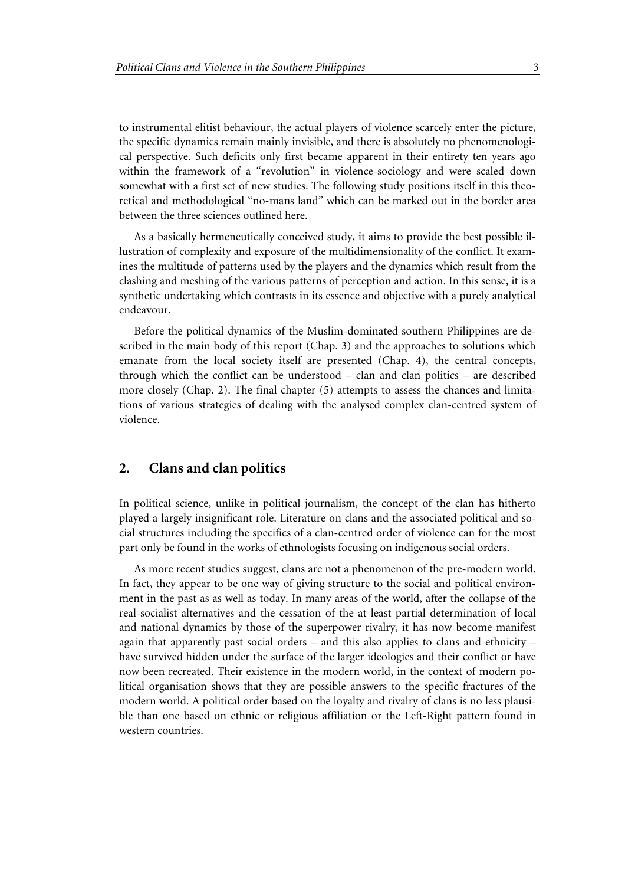to instrumental elitist behaviour, the actual players of violence scarcely enter the picture, the specific dynamics remain mainly invisible, and there is absolutely no phenomenological perspective. Such deficits only first became apparent in their entirety ten years ago within the framework of a "revolution" in violence-sociology and were scaled down somewhat with a first set of new studies. The following study positions itself in this theoretical and methodological "no-mans land" which can be marked out in the border area between the three sciences outlined here.

As a basically hermeneutically conceived study, it aims to provide the best possible illustration of complexity and exposure of the multidimensionality of the conflict. It examines the multitude of patterns used by the players and the dynamics which result from the clashing and meshing of the various patterns of perception and action. In this sense, it is a synthetic undertaking which contrasts in its essence and objective with a purely analytical endeavour.

Before the political dynamics of the Muslim-dominated southern Philippines are described in the main body of this report (Chap. 3) and the approaches to solutions which emanate from the local society itself are presented (Chap. 4), the central concepts, through which the conflict can be understood – clan and clan politics – are described more closely (Chap. 2). The final chapter (5) attempts to assess the chances and limitations of various strategies of dealing with the analysed complex clan-centred system of violence.

## 2. Clans and clan politics

In political science, unlike in political journalism, the concept of the clan has hitherto played a largely insignificant role. Literature on clans and the associated political and social structures including the specifics of a clan-centred order of violence can for the most part only be found in the works of ethnologists focusing on indigenous social orders.

As more recent studies suggest, clans are not a phenomenon of the pre-modern world. In fact, they appear to be one way of giving structure to the social and political environment in the past as as well as today. In many areas of the world, after the collapse of the real-socialist alternatives and the cessation of the at least partial determination of local and national dynamics by those of the superpower rivalry, it has now become manifest again that apparently past social orders – and this also applies to clans and ethnicity – have survived hidden under the surface of the larger ideologies and their conflict or have now been recreated. Their existence in the modern world, in the context of modern political organisation shows that they are possible answers to the specific fractures of the modern world. A political order based on the loyalty and rivalry of clans is no less plausible than one based on ethnic or religious affiliation or the Left-Right pattern found in western countries.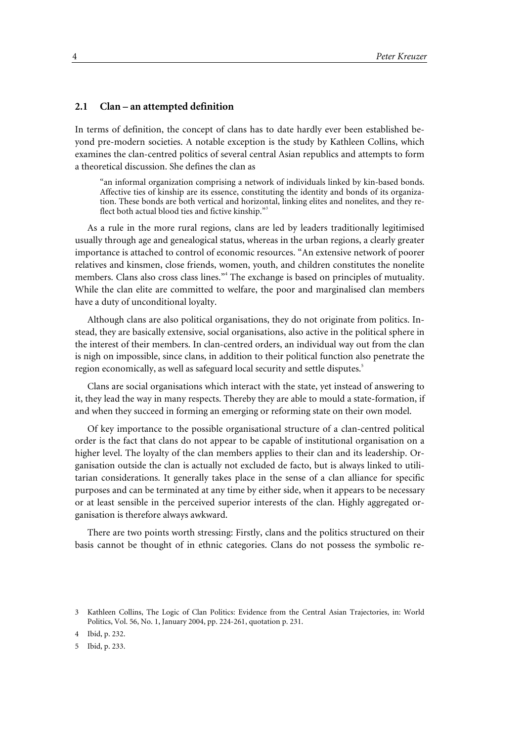### 2.1 Clan – an attempted definition

In terms of definition, the concept of clans has to date hardly ever been established beyond pre-modern societies. A notable exception is the study by Kathleen Collins, which examines the clan-centred politics of several central Asian republics and attempts to form a theoretical discussion. She defines the clan as

> "an informal organization comprising a network of individuals linked by kin-based bonds. Affective ties of kinship are its essence, constituting the identity and bonds of its organization. These bonds are both vertical and horizontal, linking elites and nonelites, and they reflect both actual blood ties and fictive kinship."[3]

As a rule in the more rural regions, clans are led by leaders traditionally legitimised usually through age and genealogical status, whereas in the urban regions, a clearly greater importance is attached to control of economic resources. "An extensive network of poorer relatives and kinsmen, close friends, women, youth, and children constitutes the nonelite members. Clans also cross class lines."[4] The exchange is based on principles of mutuality. While the clan elite are committed to welfare, the poor and marginalised clan members have a duty of unconditional loyalty.

Although clans are also political organisations, they do not originate from politics. Instead, they are basically extensive, social organisations, also active in the political sphere in the interest of their members. In clan-centred orders, an individual way out from the clan is nigh on impossible, since clans, in addition to their political function also penetrate the region economically, as well as safeguard local security and settle disputes.[5]

Clans are social organisations which interact with the state, yet instead of answering to it, they lead the way in many respects. Thereby they are able to mould a state-formation, if and when they succeed in forming an emerging or reforming state on their own model.

Of key importance to the possible organisational structure of a clan-centred political order is the fact that clans do not appear to be capable of institutional organisation on a higher level. The loyalty of the clan members applies to their clan and its leadership. Organisation outside the clan is actually not excluded de facto, but is always linked to utilitarian considerations. It generally takes place in the sense of a clan alliance for specific purposes and can be terminated at any time by either side, when it appears to be necessary or at least sensible in the perceived superior interests of the clan. Highly aggregated organisation is therefore always awkward.

There are two points worth stressing: Firstly, clans and the politics structured on their basis cannot be thought of in ethnic categories. Clans do not possess the symbolic re-

---

3 Kathleen Collins, The Logic of Clan Politics: Evidence from the Central Asian Trajectories, in: World Politics, Vol. 56, No. 1, January 2004, pp. 224-261, quotation p. 231.

4 Ibid, p. 232.

5 Ibid, p. 233.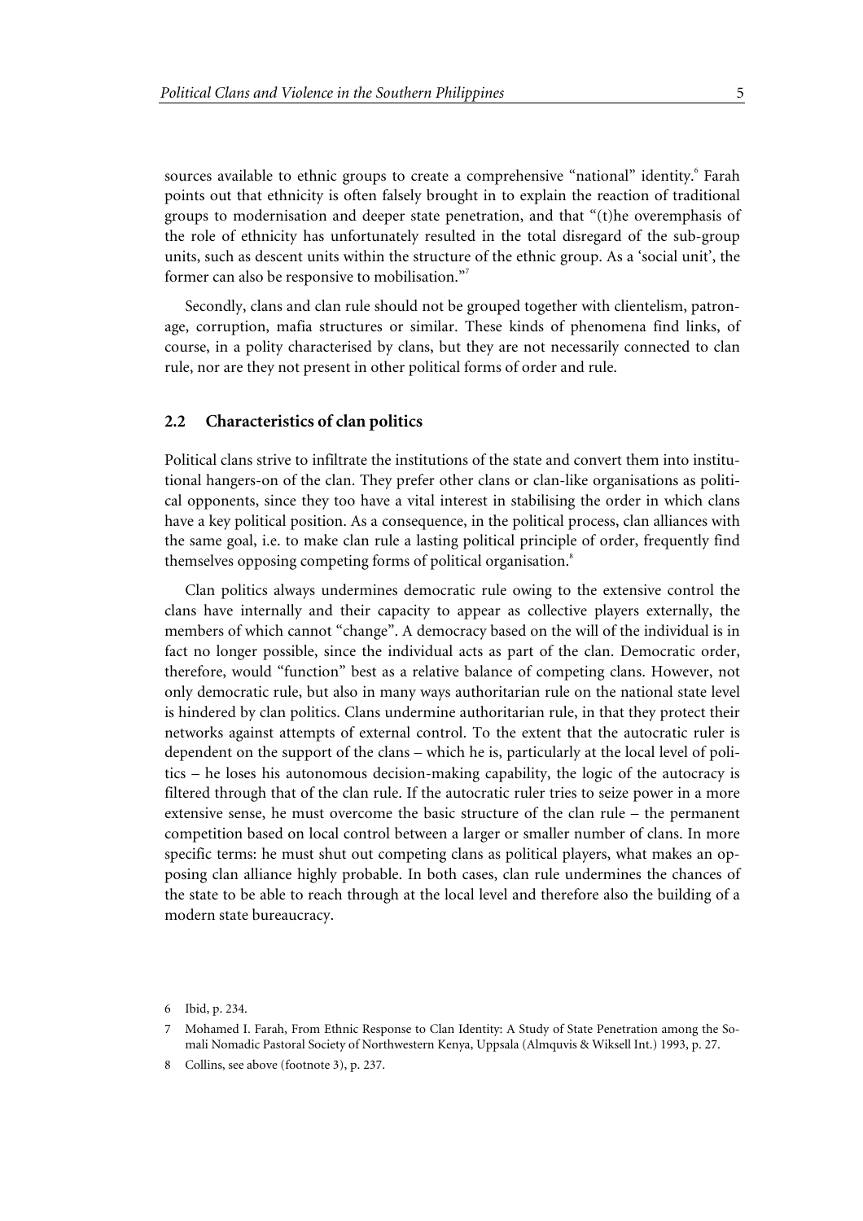sources available to ethnic groups to create a comprehensive "national" identity.[6] Farah points out that ethnicity is often falsely brought in to explain the reaction of traditional groups to modernisation and deeper state penetration, and that "(t)he overemphasis of the role of ethnicity has unfortunately resulted in the total disregard of the sub-group units, such as descent units within the structure of the ethnic group. As a 'social unit', the former can also be responsive to mobilisation."[7]

Secondly, clans and clan rule should not be grouped together with clientelism, patronage, corruption, mafia structures or similar. These kinds of phenomena find links, of course, in a polity characterised by clans, but they are not necessarily connected to clan rule, nor are they not present in other political forms of order and rule.

### 2.2 Characteristics of clan politics

Political clans strive to infiltrate the institutions of the state and convert them into institutional hangers-on of the clan. They prefer other clans or clan-like organisations as political opponents, since they too have a vital interest in stabilising the order in which clans have a key political position. As a consequence, in the political process, clan alliances with the same goal, i.e. to make clan rule a lasting political principle of order, frequently find themselves opposing competing forms of political organisation.[8]

Clan politics always undermines democratic rule owing to the extensive control the clans have internally and their capacity to appear as collective players externally, the members of which cannot "change". A democracy based on the will of the individual is in fact no longer possible, since the individual acts as part of the clan. Democratic order, therefore, would "function" best as a relative balance of competing clans. However, not only democratic rule, but also in many ways authoritarian rule on the national state level is hindered by clan politics. Clans undermine authoritarian rule, in that they protect their networks against attempts of external control. To the extent that the autocratic ruler is dependent on the support of the clans – which he is, particularly at the local level of politics – he loses his autonomous decision-making capability, the logic of the autocracy is filtered through that of the clan rule. If the autocratic ruler tries to seize power in a more extensive sense, he must overcome the basic structure of the clan rule – the permanent competition based on local control between a larger or smaller number of clans. In more specific terms: he must shut out competing clans as political players, what makes an opposing clan alliance highly probable. In both cases, clan rule undermines the chances of the state to be able to reach through at the local level and therefore also the building of a modern state bureaucracy.

6 Ibid, p. 234.

7 Mohamed I. Farah, From Ethnic Response to Clan Identity: A Study of State Penetration among the Somali Nomadic Pastoral Society of Northwestern Kenya, Uppsala (Almqvis & Wiksell Int.) 1993, p. 27.

8 Collins, see above (footnote 3), p. 237.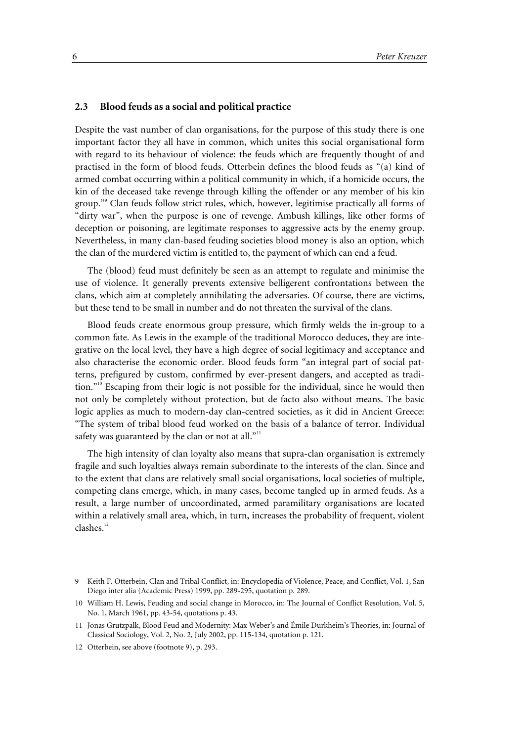### 2.3 Blood feuds as a social and political practice

Despite the vast number of clan organisations, for the purpose of this study there is one important factor they all have in common, which unites this social organisational form with regard to its behaviour of violence: the feuds which are frequently thought of and practised in the form of blood feuds. Otterbein defines the blood feuds as "(a) kind of armed combat occurring within a political community in which, if a homicide occurs, the kin of the deceased take revenge through killing the offender or any member of his kin group."[9] Clan feuds follow strict rules, which, however, legitimise practically all forms of "dirty war", when the purpose is one of revenge. Ambush killings, like other forms of deception or poisoning, are legitimate responses to aggressive acts by the enemy group. Nevertheless, in many clan-based feuding societies blood money is also an option, which the clan of the murdered victim is entitled to, the payment of which can end a feud.

The (blood) feud must definitely be seen as an attempt to regulate and minimise the use of violence. It generally prevents extensive belligerent confrontations between the clans, which aim at completely annihilating the adversaries. Of course, there are victims, but these tend to be small in number and do not threaten the survival of the clans.

Blood feuds create enormous group pressure, which firmly welds the in-group to a common fate. As Lewis in the example of the traditional Morocco deduces, they are integrative on the local level, they have a high degree of social legitimacy and acceptance and also characterise the economic order. Blood feuds form "an integral part of social patterns, prefigured by custom, confirmed by ever-present dangers, and accepted as tradition."[10] Escaping from their logic is not possible for the individual, since he would then not only be completely without protection, but de facto also without means. The basic logic applies as much to modern-day clan-centred societies, as it did in Ancient Greece: "The system of tribal blood feud worked on the basis of a balance of terror. Individual safety was guaranteed by the clan or not at all."[11]

The high intensity of clan loyalty also means that supra-clan organisation is extremely fragile and such loyalties always remain subordinate to the interests of the clan. Since and to the extent that clans are relatively small social organisations, local societies of multiple, competing clans emerge, which, in many cases, become tangled up in armed feuds. As a result, a large number of uncoordinated, armed paramilitary organisations are located within a relatively small area, which, in turn, increases the probability of frequent, violent clashes.[12]

9 Keith F. Otterbein, Clan and Tribal Conflict, in: Encyclopedia of Violence, Peace, and Conflict, Vol. 1, San Diego inter alia (Academic Press) 1999, pp. 289-295, quotation p. 289.

10 William H. Lewis, Feuding and social change in Morocco, in: The Journal of Conflict Resolution, Vol. 5, No. 1, March 1961, pp. 43-54, quotations p. 43.

11 Jonas Grutzpalk, Blood Feud and Modernity: Max Weber's and Émile Durkheim's Theories, in: Journal of Classical Sociology, Vol. 2, No. 2, July 2002, pp. 115-134, quotation p. 121.

12 Otterbein, see above (footnote 9), p. 293.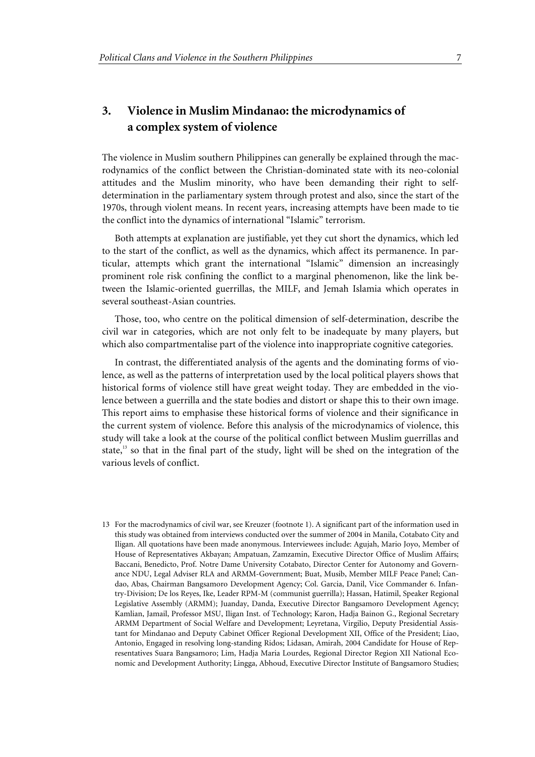## 3. Violence in Muslim Mindanao: the microdynamics of a complex system of violence

The violence in Muslim southern Philippines can generally be explained through the macrodynamics of the conflict between the Christian-dominated state with its neo-colonial attitudes and the Muslim minority, who have been demanding their right to self-determination in the parliamentary system through protest and also, since the start of the 1970s, through violent means. In recent years, increasing attempts have been made to tie the conflict into the dynamics of international "Islamic" terrorism.

Both attempts at explanation are justifiable, yet they cut short the dynamics, which led to the start of the conflict, as well as the dynamics, which affect its permanence. In particular, attempts which grant the international "Islamic" dimension an increasingly prominent role risk confining the conflict to a marginal phenomenon, like the link between the Islamic-oriented guerrillas, the MILF, and Jemah Islamia which operates in several southeast-Asian countries.

Those, too, who centre on the political dimension of self-determination, describe the civil war in categories, which are not only felt to be inadequate by many players, but which also compartmentalise part of the violence into inappropriate cognitive categories.

In contrast, the differentiated analysis of the agents and the dominating forms of violence, as well as the patterns of interpretation used by the local political players shows that historical forms of violence still have great weight today. They are embedded in the violence between a guerrilla and the state bodies and distort or shape this to their own image. This report aims to emphasise these historical forms of violence and their significance in the current system of violence. Before this analysis of the microdynamics of violence, this study will take a look at the course of the political conflict between Muslim guerrillas and state,[13] so that in the final part of the study, light will be shed on the integration of the various levels of conflict.

13 For the macrodynamics of civil war, see Kreuzer (footnote 1). A significant part of the information used in this study was obtained from interviews conducted over the summer of 2004 in Manila, Cotabato City and Iligan. All quotations have been made anonymous. Interviewees include: Agujah, Mario Joyo, Member of House of Representatives Akbayan; Ampatuan, Zamzamin, Executive Director Office of Muslim Affairs; Baccani, Benedicto, Prof. Notre Dame University Cotabato, Director Center for Autonomy and Governance NDU, Legal Adviser RLA and ARMM-Government; Buat, Musib, Member MILF Peace Panel; Candao, Abas, Chairman Bangsamoro Development Agency; Col. Garcia, Danil, Vice Commander 6. Infantry-Division; De los Reyes, Ike, Leader RPM-M (communist guerrilla); Hassan, Hatimil, Speaker Regional Legislative Assembly (ARMM); Juanday, Danda, Executive Director Bangsamoro Development Agency; Kamlian, Jamail, Professor MSU, Iligan Inst. of Technology; Karon, Hadja Bainon G., Regional Secretary ARMM Department of Social Welfare and Development; Leyretana, Virgilio, Deputy Presidential Assistant for Mindanao and Deputy Cabinet Officer Regional Development XII, Office of the President; Liao, Antonio, Engaged in resolving long-standing Ridos; Lidasan, Amirah, 2004 Candidate for House of Representatives Suara Bangsamoro; Lim, Hadja Maria Lourdes, Regional Director Region XII National Economic and Development Authority; Lingga, Abhoud, Executive Director Institute of Bangsamoro Studies;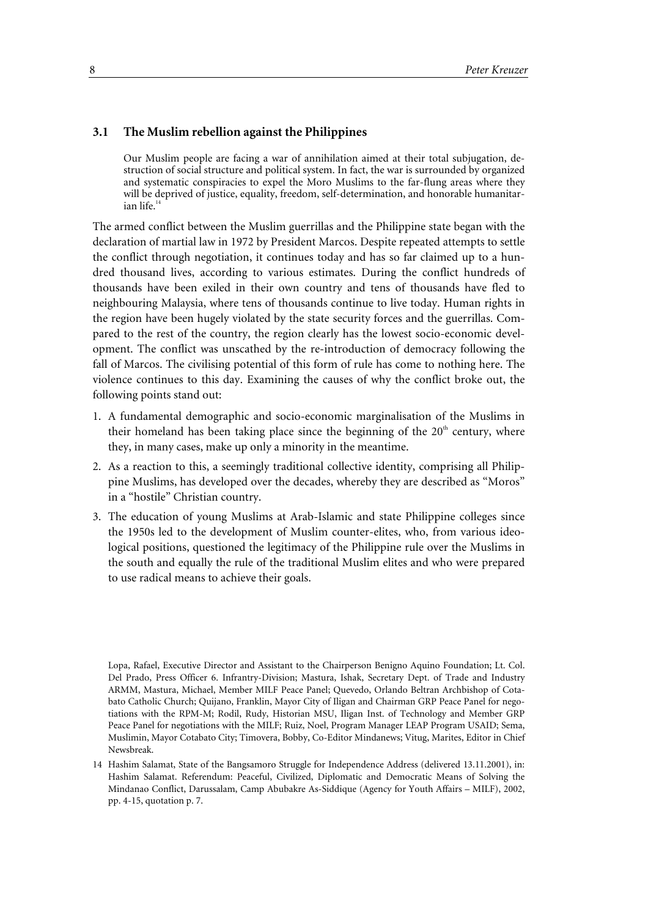### 3.1 The Muslim rebellion against the Philippines

> Our Muslim people are facing a war of annihilation aimed at their total subjugation, destruction of social structure and political system. In fact, the war is surrounded by organized and systematic conspiracies to expel the Moro Muslims to the far-flung areas where they will be deprived of justice, equality, freedom, self-determination, and honorable humanitarian life.[14]

The armed conflict between the Muslim guerrillas and the Philippine state began with the declaration of martial law in 1972 by President Marcos. Despite repeated attempts to settle the conflict through negotiation, it continues today and has so far claimed up to a hundred thousand lives, according to various estimates. During the conflict hundreds of thousands have been exiled in their own country and tens of thousands have fled to neighbouring Malaysia, where tens of thousands continue to live today. Human rights in the region have been hugely violated by the state security forces and the guerrillas. Compared to the rest of the country, the region clearly has the lowest socio-economic development. The conflict was unscathed by the re-introduction of democracy following the fall of Marcos. The civilising potential of this form of rule has come to nothing here. The violence continues to this day. Examining the causes of why the conflict broke out, the following points stand out:

1. A fundamental demographic and socio-economic marginalisation of the Muslims in their homeland has been taking place since the beginning of the 20th century, where they, in many cases, make up only a minority in the meantime.
2. As a reaction to this, a seemingly traditional collective identity, comprising all Philippine Muslims, has developed over the decades, whereby they are described as "Moros" in a "hostile" Christian country.
3. The education of young Muslims at Arab-Islamic and state Philippine colleges since the 1950s led to the development of Muslim counter-elites, who, from various ideological positions, questioned the legitimacy of the Philippine rule over the Muslims in the south and equally the rule of the traditional Muslim elites and who were prepared to use radical means to achieve their goals.

Lopa, Rafael, Executive Director and Assistant to the Chairperson Benigno Aquino Foundation; Lt. Col. Del Prado, Press Officer 6. Infrantry-Division; Mastura, Ishak, Secretary Dept. of Trade and Industry ARMM, Mastura, Michael, Member MILF Peace Panel; Quevedo, Orlando Beltran Archbishop of Cotabato Catholic Church; Quijano, Franklin, Mayor City of Iligan and Chairman GRP Peace Panel for negotiations with the RPM-M; Rodil, Rudy, Historian MSU, Iligan Inst. of Technology and Member GRP Peace Panel for negotiations with the MILF; Ruiz, Noel, Program Manager LEAP Program USAID; Sema, Muslimin, Mayor Cotabato City; Timovera, Bobby, Co-Editor Mindanews; Vitug, Marites, Editor in Chief Newsbreak.

14 Hashim Salamat, State of the Bangsamoro Struggle for Independence Address (delivered 13.11.2001), in: Hashim Salamat. Referendum: Peaceful, Civilized, Diplomatic and Democratic Means of Solving the Mindanao Conflict, Darussalam, Camp Abubakre As-Siddique (Agency for Youth Affairs – MILF), 2002, pp. 4-15, quotation p. 7.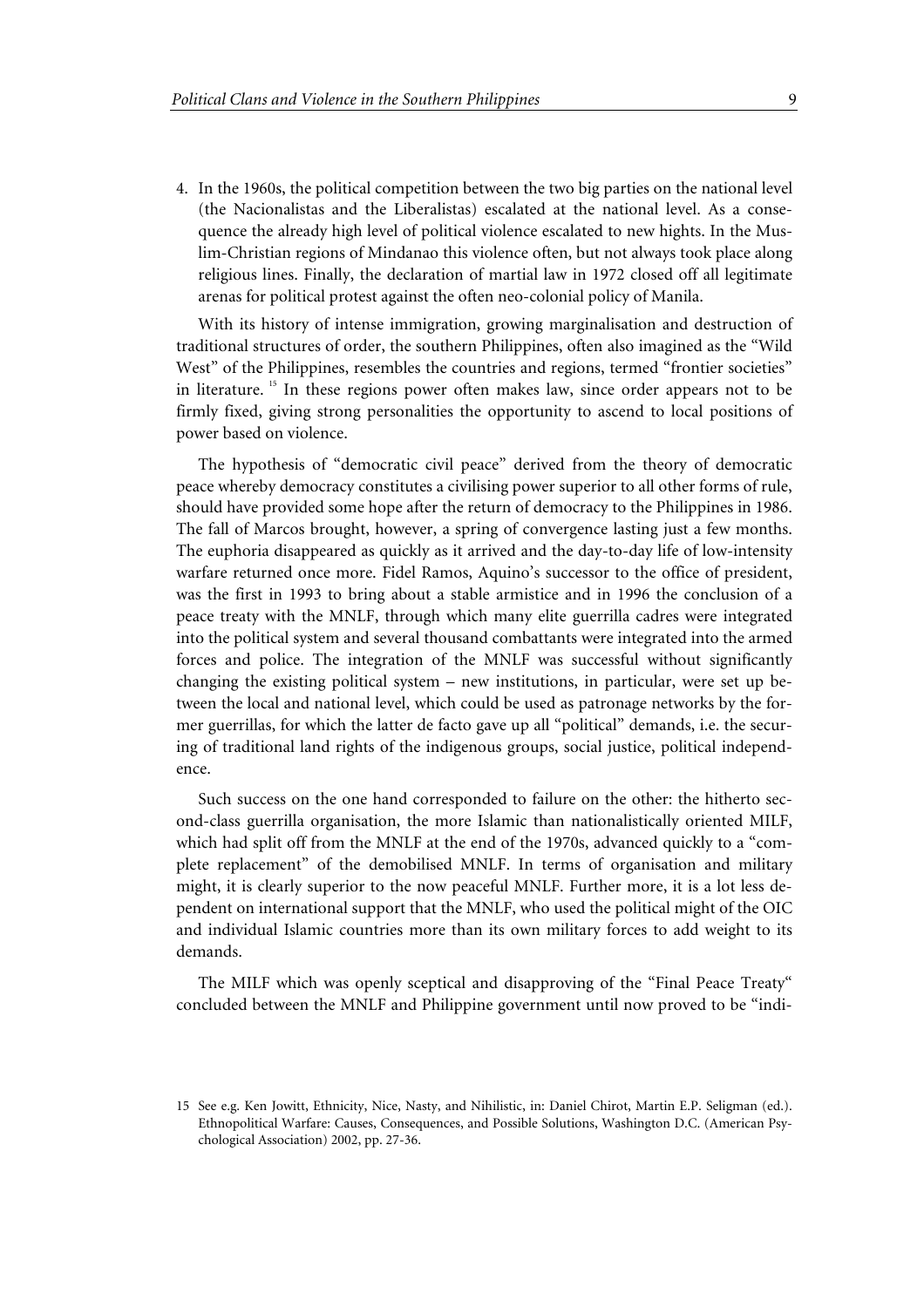4. In the 1960s, the political competition between the two big parties on the national level (the Nacionalistas and the Liberalistas) escalated at the national level. As a consequence the already high level of political violence escalated to new hights. In the Muslim-Christian regions of Mindanao this violence often, but not always took place along religious lines. Finally, the declaration of martial law in 1972 closed off all legitimate arenas for political protest against the often neo-colonial policy of Manila.

With its history of intense immigration, growing marginalisation and destruction of traditional structures of order, the southern Philippines, often also imagined as the "Wild West" of the Philippines, resembles the countries and regions, termed "frontier societies" in literature.[15] In these regions power often makes law, since order appears not to be firmly fixed, giving strong personalities the opportunity to ascend to local positions of power based on violence.

The hypothesis of "democratic civil peace" derived from the theory of democratic peace whereby democracy constitutes a civilising power superior to all other forms of rule, should have provided some hope after the return of democracy to the Philippines in 1986. The fall of Marcos brought, however, a spring of convergence lasting just a few months. The euphoria disappeared as quickly as it arrived and the day-to-day life of low-intensity warfare returned once more. Fidel Ramos, Aquino's successor to the office of president, was the first in 1993 to bring about a stable armistice and in 1996 the conclusion of a peace treaty with the MNLF, through which many elite guerrilla cadres were integrated into the political system and several thousand combattants were integrated into the armed forces and police. The integration of the MNLF was successful without significantly changing the existing political system – new institutions, in particular, were set up between the local and national level, which could be used as patronage networks by the former guerrillas, for which the latter de facto gave up all "political" demands, i.e. the securing of traditional land rights of the indigenous groups, social justice, political independence.

Such success on the one hand corresponded to failure on the other: the hitherto second-class guerrilla organisation, the more Islamic than nationalistically oriented MILF, which had split off from the MNLF at the end of the 1970s, advanced quickly to a "complete replacement" of the demobilised MNLF. In terms of organisation and military might, it is clearly superior to the now peaceful MNLF. Further more, it is a lot less dependent on international support that the MNLF, who used the political might of the OIC and individual Islamic countries more than its own military forces to add weight to its demands.

The MILF which was openly sceptical and disapproving of the "Final Peace Treaty" concluded between the MNLF and Philippine government until now proved to be "indi-

15 See e.g. Ken Jowitt, Ethnicity, Nice, Nasty, and Nihilistic, in: Daniel Chirot, Martin E.P. Seligman (ed.). Ethnopolitical Warfare: Causes, Consequences, and Possible Solutions, Washington D.C. (American Psychological Association) 2002, pp. 27-36.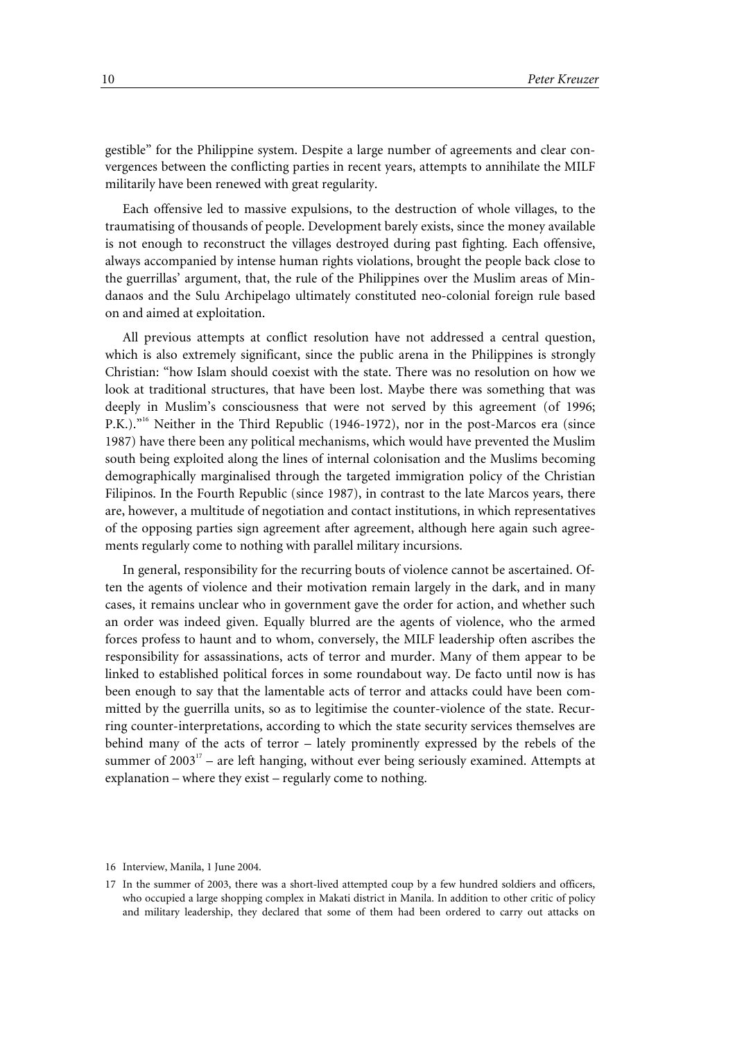gestible" for the Philippine system. Despite a large number of agreements and clear convergences between the conflicting parties in recent years, attempts to annihilate the MILF militarily have been renewed with great regularity.

Each offensive led to massive expulsions, to the destruction of whole villages, to the traumatising of thousands of people. Development barely exists, since the money available is not enough to reconstruct the villages destroyed during past fighting. Each offensive, always accompanied by intense human rights violations, brought the people back close to the guerrillas' argument, that, the rule of the Philippines over the Muslim areas of Mindanaos and the Sulu Archipelago ultimately constituted neo-colonial foreign rule based on and aimed at exploitation.

All previous attempts at conflict resolution have not addressed a central question, which is also extremely significant, since the public arena in the Philippines is strongly Christian: "how Islam should coexist with the state. There was no resolution on how we look at traditional structures, that have been lost. Maybe there was something that was deeply in Muslim's consciousness that were not served by this agreement (of 1996; P.K.)."[16] Neither in the Third Republic (1946-1972), nor in the post-Marcos era (since 1987) have there been any political mechanisms, which would have prevented the Muslim south being exploited along the lines of internal colonisation and the Muslims becoming demographically marginalised through the targeted immigration policy of the Christian Filipinos. In the Fourth Republic (since 1987), in contrast to the late Marcos years, there are, however, a multitude of negotiation and contact institutions, in which representatives of the opposing parties sign agreement after agreement, although here again such agreements regularly come to nothing with parallel military incursions.

In general, responsibility for the recurring bouts of violence cannot be ascertained. Often the agents of violence and their motivation remain largely in the dark, and in many cases, it remains unclear who in government gave the order for action, and whether such an order was indeed given. Equally blurred are the agents of violence, who the armed forces profess to haunt and to whom, conversely, the MILF leadership often ascribes the responsibility for assassinations, acts of terror and murder. Many of them appear to be linked to established political forces in some roundabout way. De facto until now is has been enough to say that the lamentable acts of terror and attacks could have been committed by the guerrilla units, so as to legitimise the counter-violence of the state. Recurring counter-interpretations, according to which the state security services themselves are behind many of the acts of terror – lately prominently expressed by the rebels of the summer of 2003[17] – are left hanging, without ever being seriously examined. Attempts at explanation – where they exist – regularly come to nothing.

16 Interview, Manila, 1 June 2004.

17 In the summer of 2003, there was a short-lived attempted coup by a few hundred soldiers and officers, who occupied a large shopping complex in Makati district in Manila. In addition to other critic of policy and military leadership, they declared that some of them had been ordered to carry out attacks on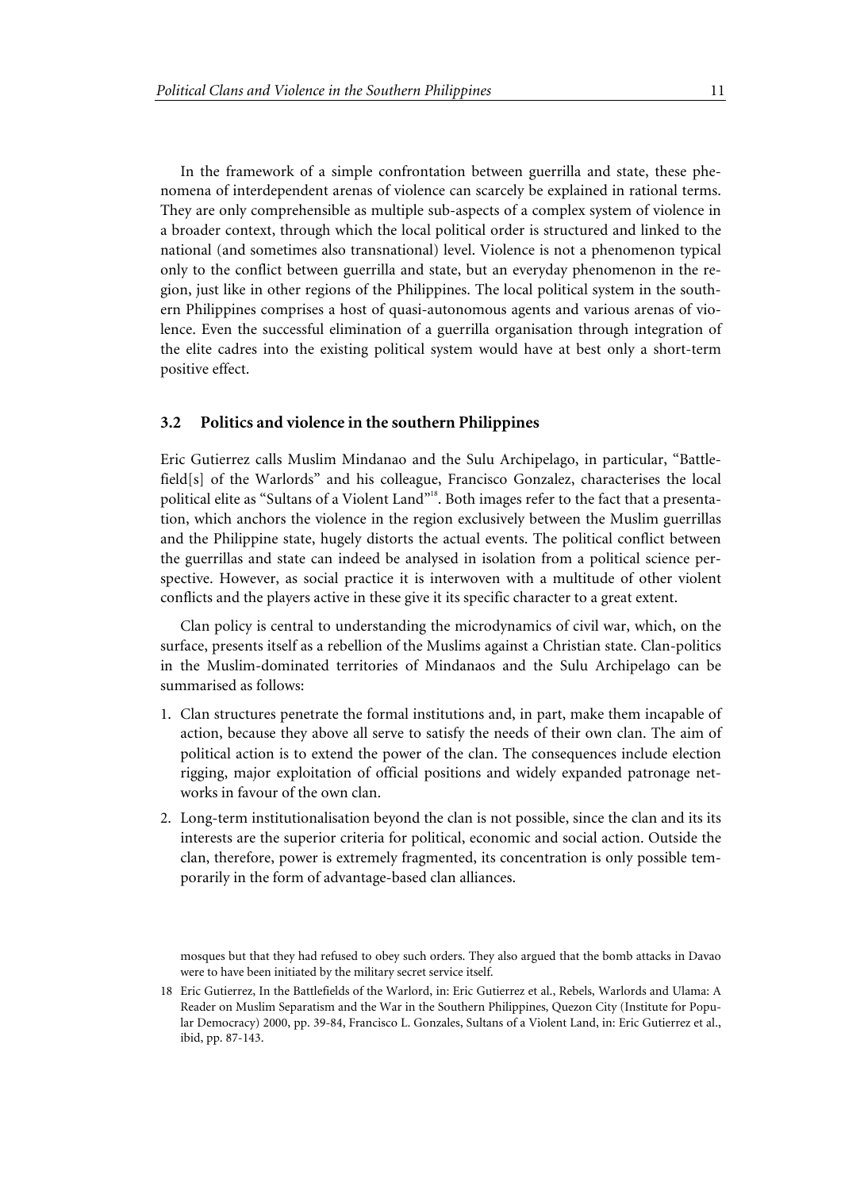In the framework of a simple confrontation between guerrilla and state, these phenomena of interdependent arenas of violence can scarcely be explained in rational terms. They are only comprehensible as multiple sub-aspects of a complex system of violence in a broader context, through which the local political order is structured and linked to the national (and sometimes also transnational) level. Violence is not a phenomenon typical only to the conflict between guerrilla and state, but an everyday phenomenon in the region, just like in other regions of the Philippines. The local political system in the southern Philippines comprises a host of quasi-autonomous agents and various arenas of violence. Even the successful elimination of a guerrilla organisation through integration of the elite cadres into the existing political system would have at best only a short-term positive effect.

### 3.2 Politics and violence in the southern Philippines

Eric Gutierrez calls Muslim Mindanao and the Sulu Archipelago, in particular, "Battlefield[s] of the Warlords" and his colleague, Francisco Gonzalez, characterises the local political elite as "Sultans of a Violent Land"[18]. Both images refer to the fact that a presentation, which anchors the violence in the region exclusively between the Muslim guerrillas and the Philippine state, hugely distorts the actual events. The political conflict between the guerrillas and state can indeed be analysed in isolation from a political science perspective. However, as social practice it is interwoven with a multitude of other violent conflicts and the players active in these give it its specific character to a great extent.

Clan policy is central to understanding the microdynamics of civil war, which, on the surface, presents itself as a rebellion of the Muslims against a Christian state. Clan-politics in the Muslim-dominated territories of Mindanaos and the Sulu Archipelago can be summarised as follows:

1. Clan structures penetrate the formal institutions and, in part, make them incapable of action, because they above all serve to satisfy the needs of their own clan. The aim of political action is to extend the power of the clan. The consequences include election rigging, major exploitation of official positions and widely expanded patronage networks in favour of the own clan.
2. Long-term institutionalisation beyond the clan is not possible, since the clan and its its interests are the superior criteria for political, economic and social action. Outside the clan, therefore, power is extremely fragmented, its concentration is only possible temporarily in the form of advantage-based clan alliances.

mosques but that they had refused to obey such orders. They also argued that the bomb attacks in Davao were to have been initiated by the military secret service itself.

18 Eric Gutierrez, In the Battlefields of the Warlord, in: Eric Gutierrez et al., Rebels, Warlords and Ulama: A Reader on Muslim Separatism and the War in the Southern Philippines, Quezon City (Institute for Popular Democracy) 2000, pp. 39-84, Francisco L. Gonzales, Sultans of a Violent Land, in: Eric Gutierrez et al., ibid, pp. 87-143.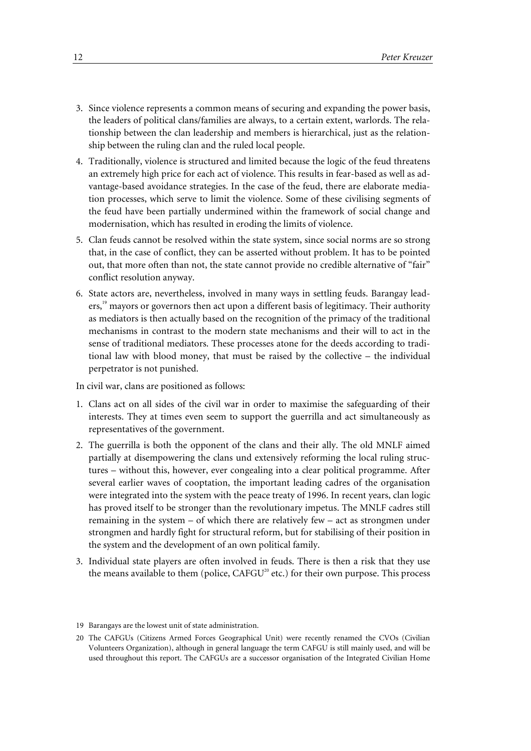3. Since violence represents a common means of securing and expanding the power basis, the leaders of political clans/families are always, to a certain extent, warlords. The relationship between the clan leadership and members is hierarchical, just as the relationship between the ruling clan and the ruled local people.
4. Traditionally, violence is structured and limited because the logic of the feud threatens an extremely high price for each act of violence. This results in fear-based as well as advantage-based avoidance strategies. In the case of the feud, there are elaborate mediation processes, which serve to limit the violence. Some of these civilising segments of the feud have been partially undermined within the framework of social change and modernisation, which has resulted in eroding the limits of violence.
5. Clan feuds cannot be resolved within the state system, since social norms are so strong that, in the case of conflict, they can be asserted without problem. It has to be pointed out, that more often than not, the state cannot provide no credible alternative of "fair" conflict resolution anyway.
6. State actors are, nevertheless, involved in many ways in settling feuds. Barangay leaders,[19] mayors or governors then act upon a different basis of legitimacy. Their authority as mediators is then actually based on the recognition of the primacy of the traditional mechanisms in contrast to the modern state mechanisms and their will to act in the sense of traditional mediators. These processes atone for the deeds according to traditional law with blood money, that must be raised by the collective – the individual perpetrator is not punished.

In civil war, clans are positioned as follows:

1. Clans act on all sides of the civil war in order to maximise the safeguarding of their interests. They at times even seem to support the guerrilla and act simultaneously as representatives of the government.
2. The guerrilla is both the opponent of the clans and their ally. The old MNLF aimed partially at disempowering the clans und extensively reforming the local ruling structures – without this, however, ever congealing into a clear political programme. After several earlier waves of cooptation, the important leading cadres of the organisation were integrated into the system with the peace treaty of 1996. In recent years, clan logic has proved itself to be stronger than the revolutionary impetus. The MNLF cadres still remaining in the system – of which there are relatively few – act as strongmen under strongmen and hardly fight for structural reform, but for stabilising of their position in the system and the development of an own political family.
3. Individual state players are often involved in feuds. There is then a risk that they use the means available to them (police, CAFGU[20] etc.) for their own purpose. This process

19 Barangays are the lowest unit of state administration.

20 The CAFGUs (Citizens Armed Forces Geographical Unit) were recently renamed the CVOs (Civilian Volunteers Organization), although in general language the term CAFGU is still mainly used, and will be used throughout this report. The CAFGUs are a successor organisation of the Integrated Civilian Home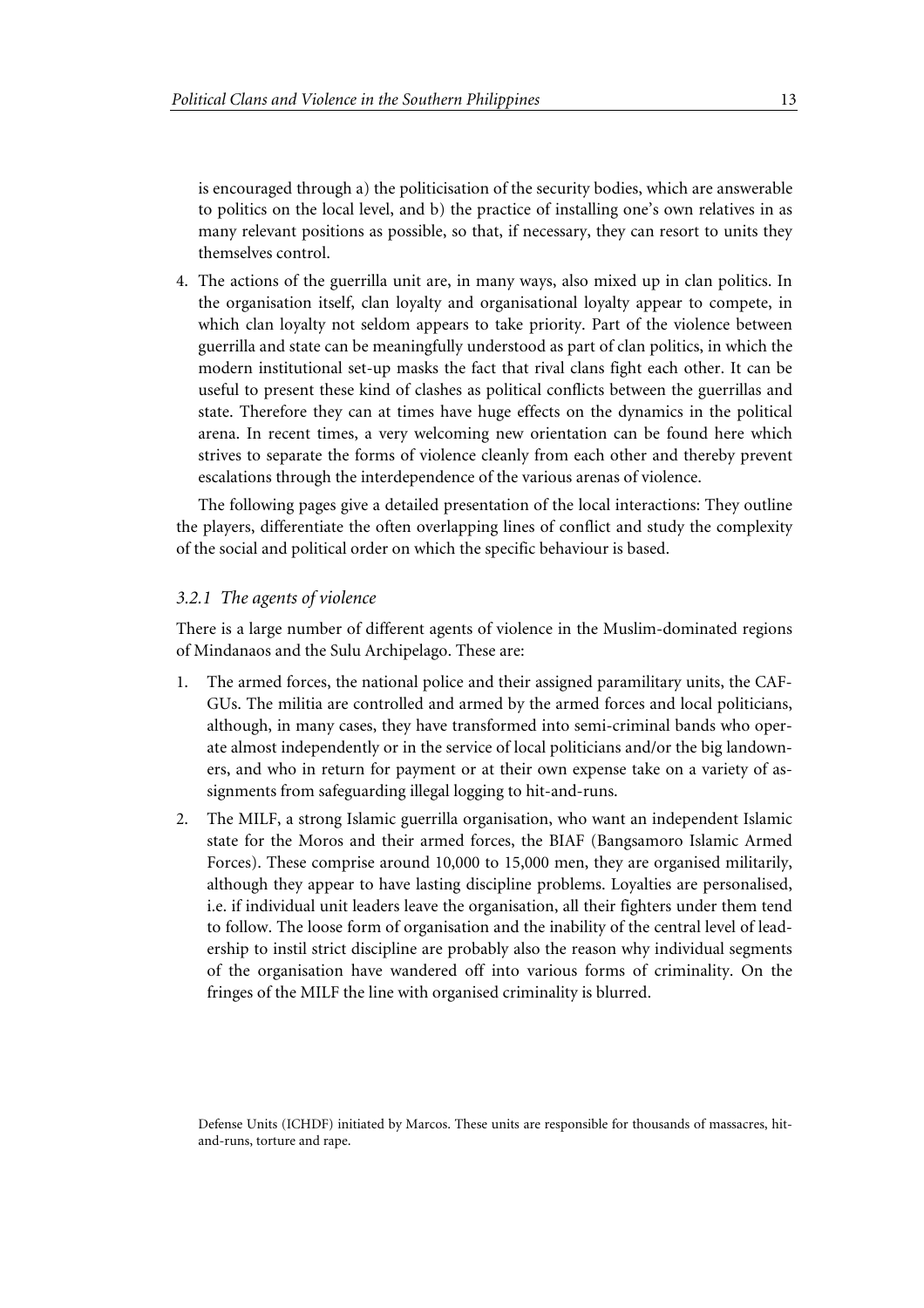is encouraged through a) the politicisation of the security bodies, which are answerable to politics on the local level, and b) the practice of installing one's own relatives in as many relevant positions as possible, so that, if necessary, they can resort to units they themselves control.

4. The actions of the guerrilla unit are, in many ways, also mixed up in clan politics. In the organisation itself, clan loyalty and organisational loyalty appear to compete, in which clan loyalty not seldom appears to take priority. Part of the violence between guerrilla and state can be meaningfully understood as part of clan politics, in which the modern institutional set-up masks the fact that rival clans fight each other. It can be useful to present these kind of clashes as political conflicts between the guerrillas and state. Therefore they can at times have huge effects on the dynamics in the political arena. In recent times, a very welcoming new orientation can be found here which strives to separate the forms of violence cleanly from each other and thereby prevent escalations through the interdependence of the various arenas of violence.

The following pages give a detailed presentation of the local interactions: They outline the players, differentiate the often overlapping lines of conflict and study the complexity of the social and political order on which the specific behaviour is based.

### *3.2.1 The agents of violence*

There is a large number of different agents of violence in the Muslim-dominated regions of Mindanaos and the Sulu Archipelago. These are:

1. The armed forces, the national police and their assigned paramilitary units, the CAF-GUs. The militia are controlled and armed by the armed forces and local politicians, although, in many cases, they have transformed into semi-criminal bands who operate almost independently or in the service of local politicians and/or the big landowners, and who in return for payment or at their own expense take on a variety of assignments from safeguarding illegal logging to hit-and-runs.
2. The MILF, a strong Islamic guerrilla organisation, who want an independent Islamic state for the Moros and their armed forces, the BIAF (Bangsamoro Islamic Armed Forces). These comprise around 10,000 to 15,000 men, they are organised militarily, although they appear to have lasting discipline problems. Loyalties are personalised, i.e. if individual unit leaders leave the organisation, all their fighters under them tend to follow. The loose form of organisation and the inability of the central level of leadership to instil strict discipline are probably also the reason why individual segments of the organisation have wandered off into various forms of criminality. On the fringes of the MILF the line with organised criminality is blurred.

Defense Units (ICHDF) initiated by Marcos. These units are responsible for thousands of massacres, hit-and-runs, torture and rape.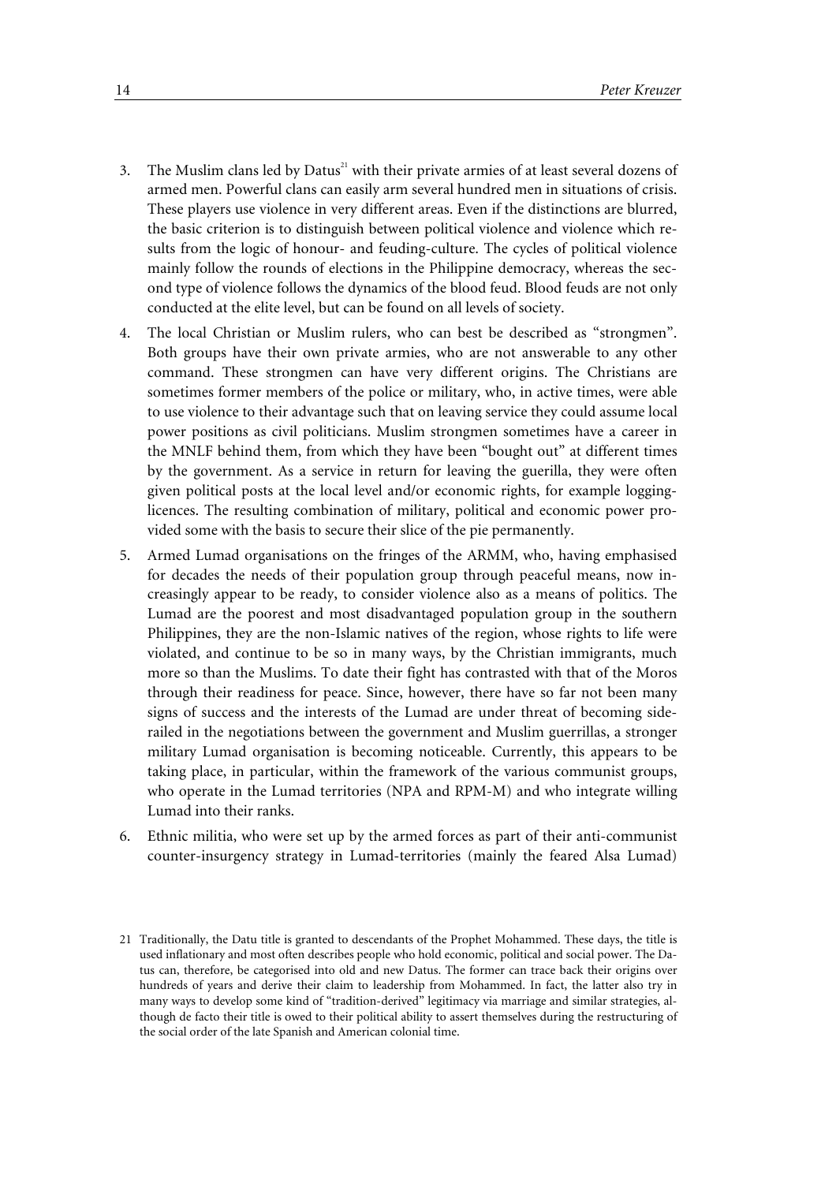3. The Muslim clans led by Datus[21] with their private armies of at least several dozens of armed men. Powerful clans can easily arm several hundred men in situations of crisis. These players use violence in very different areas. Even if the distinctions are blurred, the basic criterion is to distinguish between political violence and violence which results from the logic of honour- and feuding-culture. The cycles of political violence mainly follow the rounds of elections in the Philippine democracy, whereas the second type of violence follows the dynamics of the blood feud. Blood feuds are not only conducted at the elite level, but can be found on all levels of society.
4. The local Christian or Muslim rulers, who can best be described as "strongmen". Both groups have their own private armies, who are not answerable to any other command. These strongmen can have very different origins. The Christians are sometimes former members of the police or military, who, in active times, were able to use violence to their advantage such that on leaving service they could assume local power positions as civil politicians. Muslim strongmen sometimes have a career in the MNLF behind them, from which they have been "bought out" at different times by the government. As a service in return for leaving the guerilla, they were often given political posts at the local level and/or economic rights, for example logging-licences. The resulting combination of military, political and economic power provided some with the basis to secure their slice of the pie permanently.
5. Armed Lumad organisations on the fringes of the ARMM, who, having emphasised for decades the needs of their population group through peaceful means, now increasingly appear to be ready, to consider violence also as a means of politics. The Lumad are the poorest and most disadvantaged population group in the southern Philippines, they are the non-Islamic natives of the region, whose rights to life were violated, and continue to be so in many ways, by the Christian immigrants, much more so than the Muslims. To date their fight has contrasted with that of the Moros through their readiness for peace. Since, however, there have so far not been many signs of success and the interests of the Lumad are under threat of becoming side-railed in the negotiations between the government and Muslim guerrillas, a stronger military Lumad organisation is becoming noticeable. Currently, this appears to be taking place, in particular, within the framework of the various communist groups, who operate in the Lumad territories (NPA and RPM-M) and who integrate willing Lumad into their ranks.
6. Ethnic militia, who were set up by the armed forces as part of their anti-communist counter-insurgency strategy in Lumad-territories (mainly the feared Alsa Lumad)

[21] Traditionally, the Datu title is granted to descendants of the Prophet Mohammed. These days, the title is used inflationary and most often describes people who hold economic, political and social power. The Datus can, therefore, be categorised into old and new Datus. The former can trace back their origins over hundreds of years and derive their claim to leadership from Mohammed. In fact, the latter also try in many ways to develop some kind of "tradition-derived" legitimacy via marriage and similar strategies, although de facto their title is owed to their political ability to assert themselves during the restructuring of the social order of the late Spanish and American colonial time.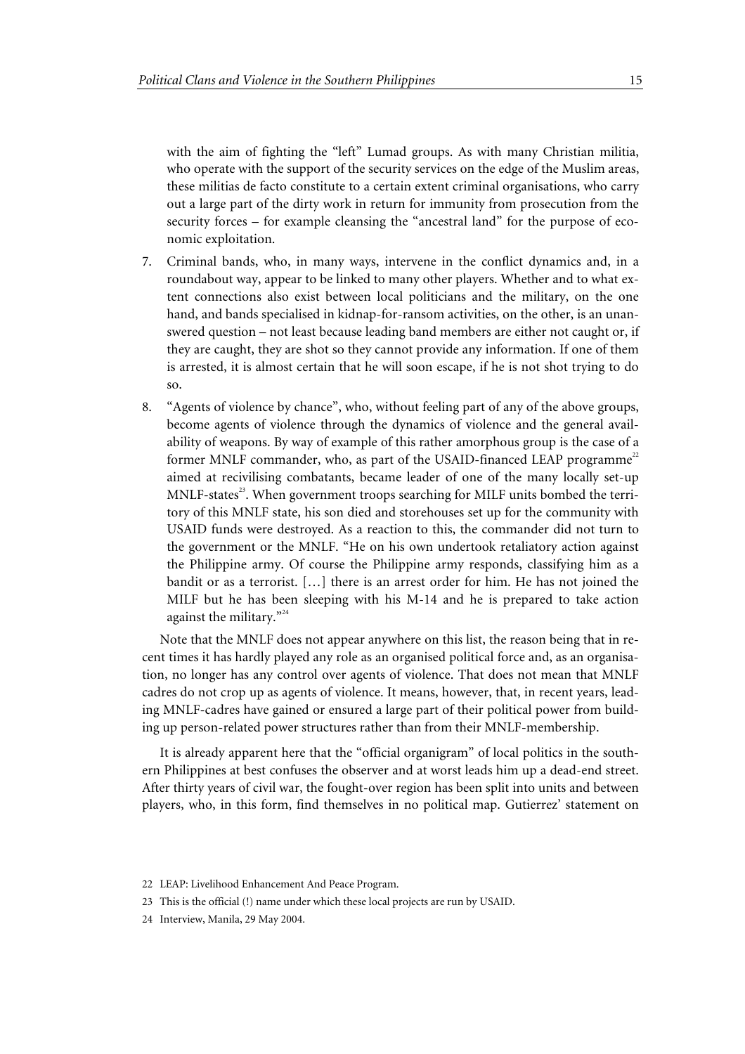with the aim of fighting the "left" Lumad groups. As with many Christian militia, who operate with the support of the security services on the edge of the Muslim areas, these militias de facto constitute to a certain extent criminal organisations, who carry out a large part of the dirty work in return for immunity from prosecution from the security forces – for example cleansing the "ancestral land" for the purpose of economic exploitation.

7. Criminal bands, who, in many ways, intervene in the conflict dynamics and, in a roundabout way, appear to be linked to many other players. Whether and to what extent connections also exist between local politicians and the military, on the one hand, and bands specialised in kidnap-for-ransom activities, on the other, is an unanswered question – not least because leading band members are either not caught or, if they are caught, they are shot so they cannot provide any information. If one of them is arrested, it is almost certain that he will soon escape, if he is not shot trying to do so.
8. "Agents of violence by chance", who, without feeling part of any of the above groups, become agents of violence through the dynamics of violence and the general availability of weapons. By way of example of this rather amorphous group is the case of a former MNLF commander, who, as part of the USAID-financed LEAP programme[22] aimed at recivilising combatants, became leader of one of the many locally set-up MNLF-states[23]. When government troops searching for MILF units bombed the territory of this MNLF state, his son died and storehouses set up for the community with USAID funds were destroyed. As a reaction to this, the commander did not turn to the government or the MNLF. "He on his own undertook retaliatory action against the Philippine army. Of course the Philippine army responds, classifying him as a bandit or as a terrorist. […] there is an arrest order for him. He has not joined the MILF but he has been sleeping with his M-14 and he is prepared to take action against the military."[24]

Note that the MNLF does not appear anywhere on this list, the reason being that in recent times it has hardly played any role as an organised political force and, as an organisation, no longer has any control over agents of violence. That does not mean that MNLF cadres do not crop up as agents of violence. It means, however, that, in recent years, leading MNLF-cadres have gained or ensured a large part of their political power from building up person-related power structures rather than from their MNLF-membership.

It is already apparent here that the "official organigram" of local politics in the southern Philippines at best confuses the observer and at worst leads him up a dead-end street. After thirty years of civil war, the fought-over region has been split into units and between players, who, in this form, find themselves in no political map. Gutierrez' statement on

22 LEAP: Livelihood Enhancement And Peace Program.

23 This is the official (!) name under which these local projects are run by USAID.

24 Interview, Manila, 29 May 2004.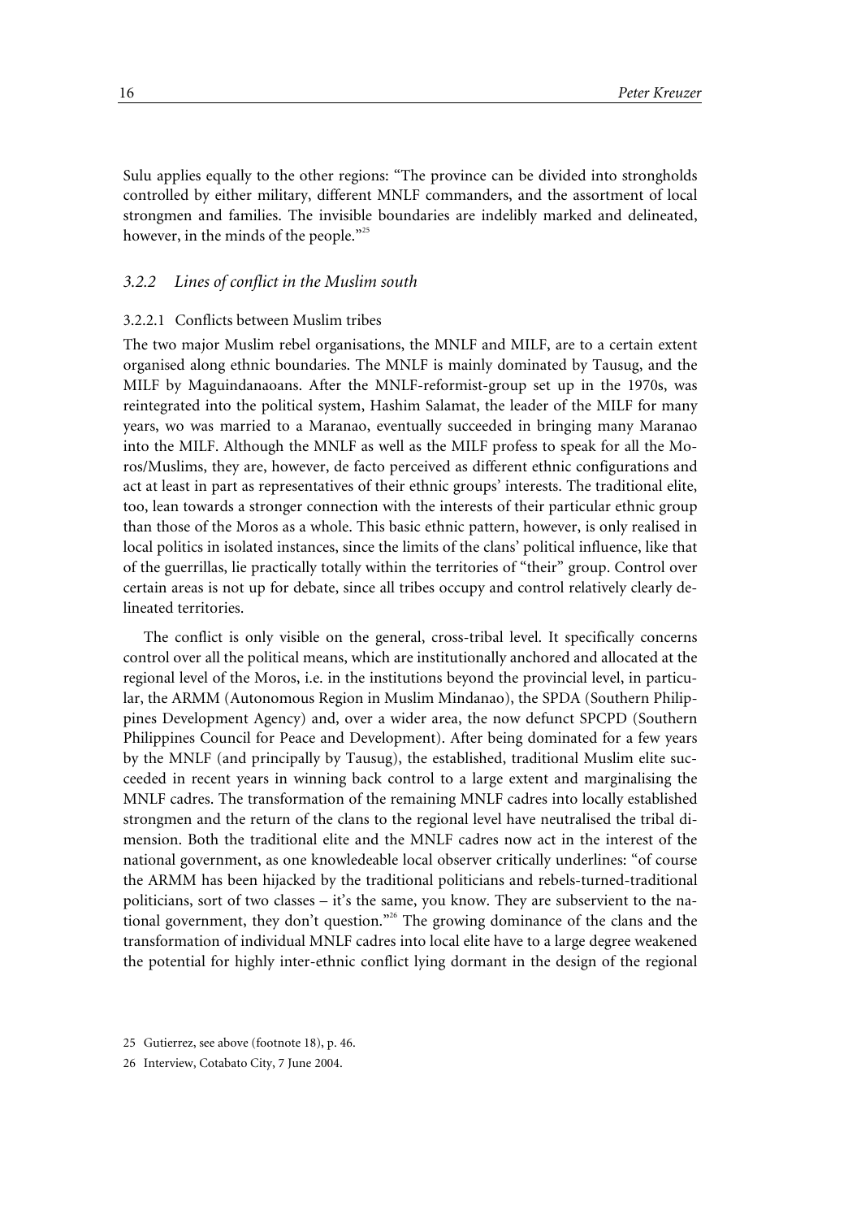Sulu applies equally to the other regions: "The province can be divided into strongholds controlled by either military, different MNLF commanders, and the assortment of local strongmen and families. The invisible boundaries are indelibly marked and delineated, however, in the minds of the people."[25]

### *3.2.2 Lines of conflict in the Muslim south*

#### 3.2.2.1 Conflicts between Muslim tribes

The two major Muslim rebel organisations, the MNLF and MILF, are to a certain extent organised along ethnic boundaries. The MNLF is mainly dominated by Tausug, and the MILF by Maguindanaoans. After the MNLF-reformist-group set up in the 1970s, was reintegrated into the political system, Hashim Salamat, the leader of the MILF for many years, wo was married to a Maranao, eventually succeeded in bringing many Maranao into the MILF. Although the MNLF as well as the MILF profess to speak for all the Moros/Muslims, they are, however, de facto perceived as different ethnic configurations and act at least in part as representatives of their ethnic groups' interests. The traditional elite, too, lean towards a stronger connection with the interests of their particular ethnic group than those of the Moros as a whole. This basic ethnic pattern, however, is only realised in local politics in isolated instances, since the limits of the clans' political influence, like that of the guerrillas, lie practically totally within the territories of "their" group. Control over certain areas is not up for debate, since all tribes occupy and control relatively clearly delineated territories.

The conflict is only visible on the general, cross-tribal level. It specifically concerns control over all the political means, which are institutionally anchored and allocated at the regional level of the Moros, i.e. in the institutions beyond the provincial level, in particular, the ARMM (Autonomous Region in Muslim Mindanao), the SPDA (Southern Philippines Development Agency) and, over a wider area, the now defunct SPCPD (Southern Philippines Council for Peace and Development). After being dominated for a few years by the MNLF (and principally by Tausug), the established, traditional Muslim elite succeeded in recent years in winning back control to a large extent and marginalising the MNLF cadres. The transformation of the remaining MNLF cadres into locally established strongmen and the return of the clans to the regional level have neutralised the tribal dimension. Both the traditional elite and the MNLF cadres now act in the interest of the national government, as one knowledeable local observer critically underlines: "of course the ARMM has been hijacked by the traditional politicians and rebels-turned-traditional politicians, sort of two classes – it's the same, you know. They are subservient to the national government, they don't question."[26] The growing dominance of the clans and the transformation of individual MNLF cadres into local elite have to a large degree weakened the potential for highly inter-ethnic conflict lying dormant in the design of the regional

25 Gutierrez, see above (footnote 18), p. 46.

26 Interview, Cotabato City, 7 June 2004.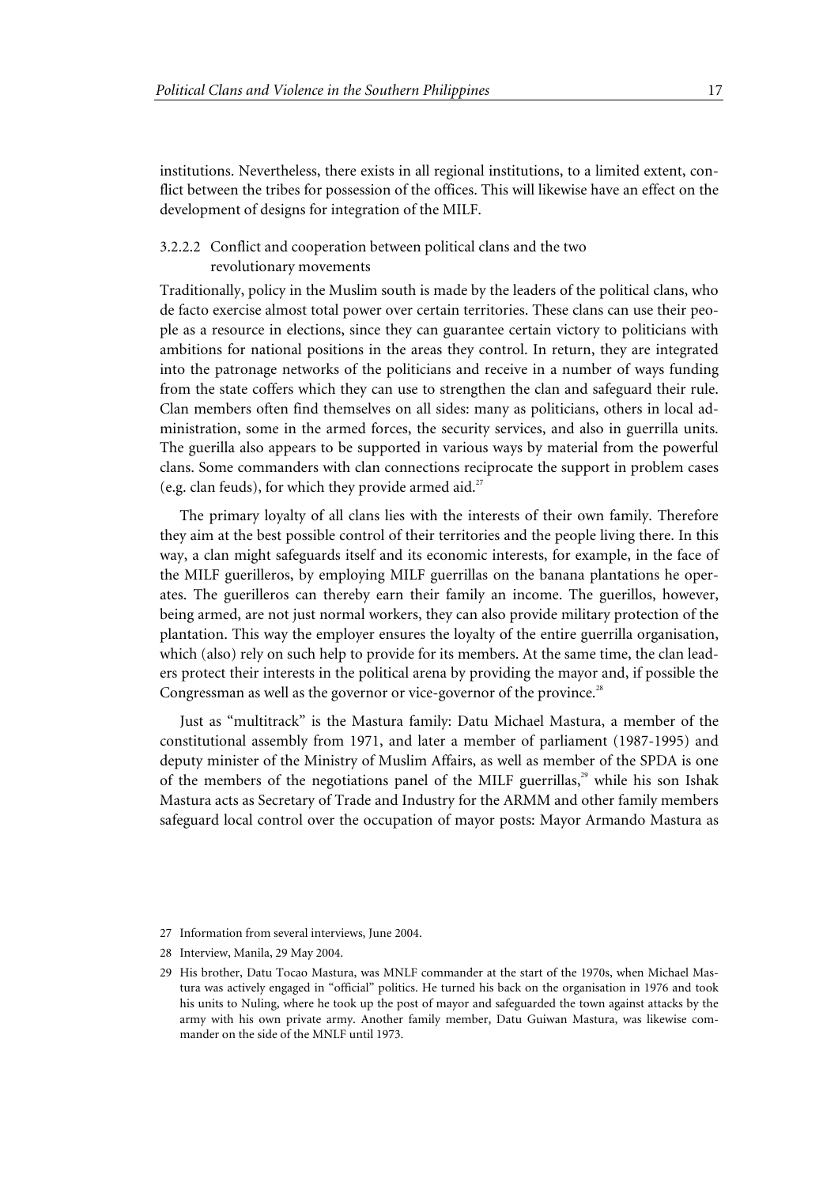institutions. Nevertheless, there exists in all regional institutions, to a limited extent, conflict between the tribes for possession of the offices. This will likewise have an effect on the development of designs for integration of the MILF.

#### 3.2.2.2 Conflict and cooperation between political clans and the two revolutionary movements

Traditionally, policy in the Muslim south is made by the leaders of the political clans, who de facto exercise almost total power over certain territories. These clans can use their people as a resource in elections, since they can guarantee certain victory to politicians with ambitions for national positions in the areas they control. In return, they are integrated into the patronage networks of the politicians and receive in a number of ways funding from the state coffers which they can use to strengthen the clan and safeguard their rule. Clan members often find themselves on all sides: many as politicians, others in local administration, some in the armed forces, the security services, and also in guerrilla units. The guerilla also appears to be supported in various ways by material from the powerful clans. Some commanders with clan connections reciprocate the support in problem cases (e.g. clan feuds), for which they provide armed aid.[27]

The primary loyalty of all clans lies with the interests of their own family. Therefore they aim at the best possible control of their territories and the people living there. In this way, a clan might safeguards itself and its economic interests, for example, in the face of the MILF guerilleros, by employing MILF guerrillas on the banana plantations he operates. The guerilleros can thereby earn their family an income. The guerillos, however, being armed, are not just normal workers, they can also provide military protection of the plantation. This way the employer ensures the loyalty of the entire guerrilla organisation, which (also) rely on such help to provide for its members. At the same time, the clan leaders protect their interests in the political arena by providing the mayor and, if possible the Congressman as well as the governor or vice-governor of the province.[28]

Just as "multitrack" is the Mastura family: Datu Michael Mastura, a member of the constitutional assembly from 1971, and later a member of parliament (1987-1995) and deputy minister of the Ministry of Muslim Affairs, as well as member of the SPDA is one of the members of the negotiations panel of the MILF guerrillas,[29] while his son Ishak Mastura acts as Secretary of Trade and Industry for the ARMM and other family members safeguard local control over the occupation of mayor posts: Mayor Armando Mastura as

---

27 Information from several interviews, June 2004.

28 Interview, Manila, 29 May 2004.

29 His brother, Datu Tocao Mastura, was MNLF commander at the start of the 1970s, when Michael Mastura was actively engaged in "official" politics. He turned his back on the organisation in 1976 and took his units to Nuling, where he took up the post of mayor and safeguarded the town against attacks by the army with his own private army. Another family member, Datu Guiwan Mastura, was likewise commander on the side of the MNLF until 1973.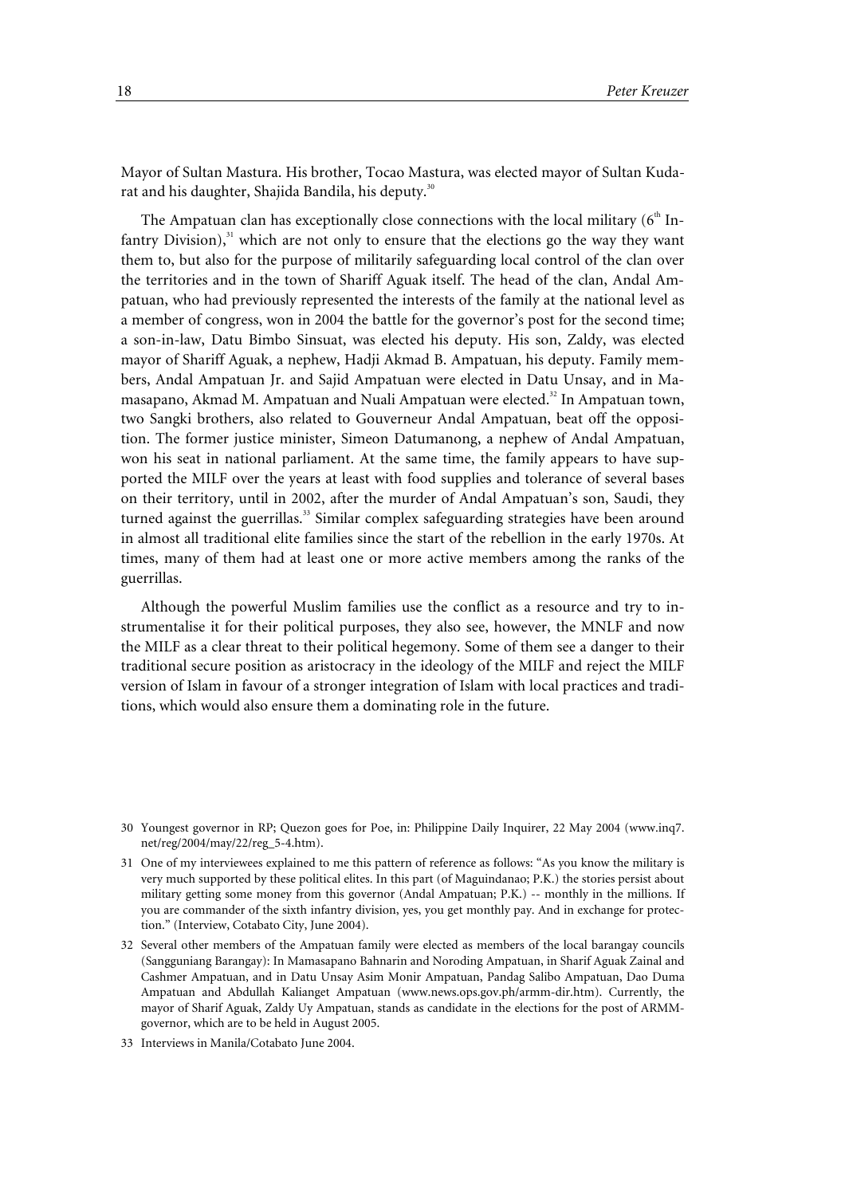Mayor of Sultan Mastura. His brother, Tocao Mastura, was elected mayor of Sultan Kudarat and his daughter, Shajida Bandila, his deputy.[30]

The Ampatuan clan has exceptionally close connections with the local military (6$^{th}$ Infantry Division),[31] which are not only to ensure that the elections go the way they want them to, but also for the purpose of militarily safeguarding local control of the clan over the territories and in the town of Shariff Aguak itself. The head of the clan, Andal Ampatuan, who had previously represented the interests of the family at the national level as a member of congress, won in 2004 the battle for the governor's post for the second time; a son-in-law, Datu Bimbo Sinsuat, was elected his deputy. His son, Zaldy, was elected mayor of Shariff Aguak, a nephew, Hadji Akmad B. Ampatuan, his deputy. Family members, Andal Ampatuan Jr. and Sajid Ampatuan were elected in Datu Unsay, and in Mamasapano, Akmad M. Ampatuan and Nuali Ampatuan were elected.[32] In Ampatuan town, two Sangki brothers, also related to Gouverneur Andal Ampatuan, beat off the opposition. The former justice minister, Simeon Datumanong, a nephew of Andal Ampatuan, won his seat in national parliament. At the same time, the family appears to have supported the MILF over the years at least with food supplies and tolerance of several bases on their territory, until in 2002, after the murder of Andal Ampatuan's son, Saudi, they turned against the guerrillas.[33] Similar complex safeguarding strategies have been around in almost all traditional elite families since the start of the rebellion in the early 1970s. At times, many of them had at least one or more active members among the ranks of the guerrillas.

Although the powerful Muslim families use the conflict as a resource and try to instrumentalise it for their political purposes, they also see, however, the MNLF and now the MILF as a clear threat to their political hegemony. Some of them see a danger to their traditional secure position as aristocracy in the ideology of the MILF and reject the MILF version of Islam in favour of a stronger integration of Islam with local practices and traditions, which would also ensure them a dominating role in the future.

30 Youngest governor in RP; Quezon goes for Poe, in: Philippine Daily Inquirer, 22 May 2004 (www.inq7.net/reg/2004/may/22/reg_5-4.htm).

31 One of my interviewees explained to me this pattern of reference as follows: "As you know the military is very much supported by these political elites. In this part (of Maguindanao; P.K.) the stories persist about military getting some money from this governor (Andal Ampatuan; P.K.) -- monthly in the millions. If you are commander of the sixth infantry division, yes, you get monthly pay. And in exchange for protection." (Interview, Cotabato City, June 2004).

32 Several other members of the Ampatuan family were elected as members of the local barangay councils (Sangguniang Barangay): In Mamasapano Bahnarin and Noroding Ampatuan, in Sharif Aguak Zainal and Cashmer Ampatuan, and in Datu Unsay Asim Monir Ampatuan, Pandag Salibo Ampatuan, Dao Duma Ampatuan and Abdullah Kalianget Ampatuan (www.news.ops.gov.ph/armm-dir.htm). Currently, the mayor of Sharif Aguak, Zaldy Uy Ampatuan, stands as candidate in the elections for the post of ARMM-governor, which are to be held in August 2005.

33 Interviews in Manila/Cotabato June 2004.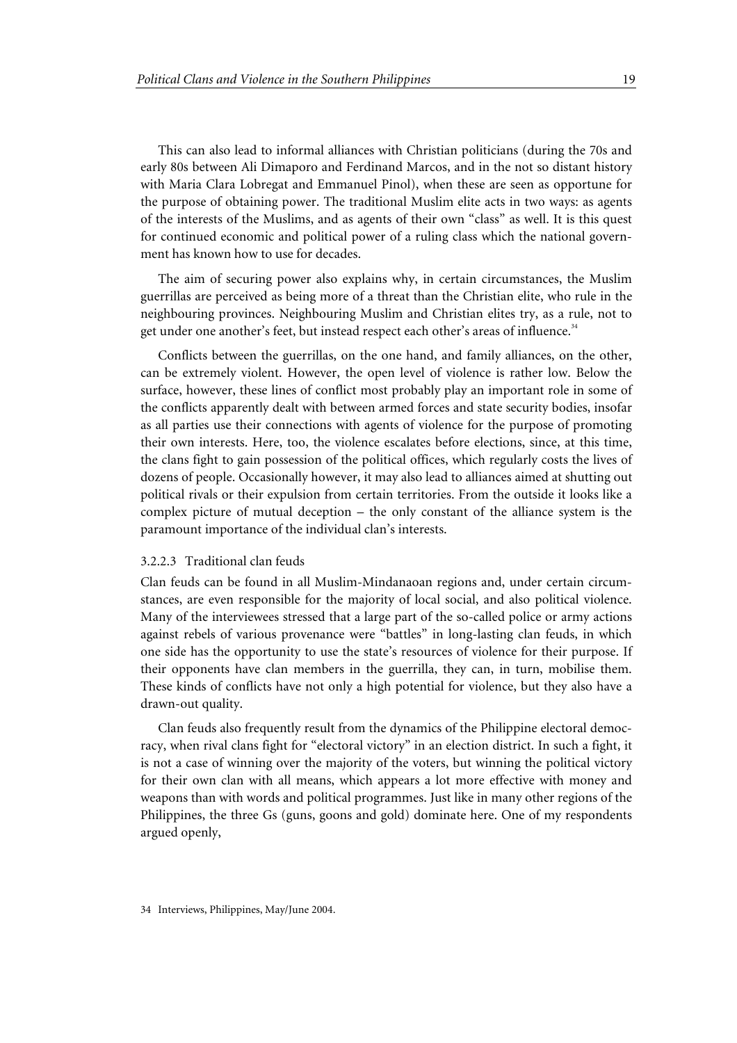This can also lead to informal alliances with Christian politicians (during the 70s and early 80s between Ali Dimaporo and Ferdinand Marcos, and in the not so distant history with Maria Clara Lobregat and Emmanuel Pinol), when these are seen as opportune for the purpose of obtaining power. The traditional Muslim elite acts in two ways: as agents of the interests of the Muslims, and as agents of their own "class" as well. It is this quest for continued economic and political power of a ruling class which the national government has known how to use for decades.

The aim of securing power also explains why, in certain circumstances, the Muslim guerrillas are perceived as being more of a threat than the Christian elite, who rule in the neighbouring provinces. Neighbouring Muslim and Christian elites try, as a rule, not to get under one another's feet, but instead respect each other's areas of influence.[34]

Conflicts between the guerrillas, on the one hand, and family alliances, on the other, can be extremely violent. However, the open level of violence is rather low. Below the surface, however, these lines of conflict most probably play an important role in some of the conflicts apparently dealt with between armed forces and state security bodies, insofar as all parties use their connections with agents of violence for the purpose of promoting their own interests. Here, too, the violence escalates before elections, since, at this time, the clans fight to gain possession of the political offices, which regularly costs the lives of dozens of people. Occasionally however, it may also lead to alliances aimed at shutting out political rivals or their expulsion from certain territories. From the outside it looks like a complex picture of mutual deception – the only constant of the alliance system is the paramount importance of the individual clan's interests.

#### 3.2.2.3 Traditional clan feuds

Clan feuds can be found in all Muslim-Mindanaoan regions and, under certain circumstances, are even responsible for the majority of local social, and also political violence. Many of the interviewees stressed that a large part of the so-called police or army actions against rebels of various provenance were "battles" in long-lasting clan feuds, in which one side has the opportunity to use the state's resources of violence for their purpose. If their opponents have clan members in the guerrilla, they can, in turn, mobilise them. These kinds of conflicts have not only a high potential for violence, but they also have a drawn-out quality.

Clan feuds also frequently result from the dynamics of the Philippine electoral democracy, when rival clans fight for "electoral victory" in an election district. In such a fight, it is not a case of winning over the majority of the voters, but winning the political victory for their own clan with all means, which appears a lot more effective with money and weapons than with words and political programmes. Just like in many other regions of the Philippines, the three Gs (guns, goons and gold) dominate here. One of my respondents argued openly,

34 Interviews, Philippines, May/June 2004.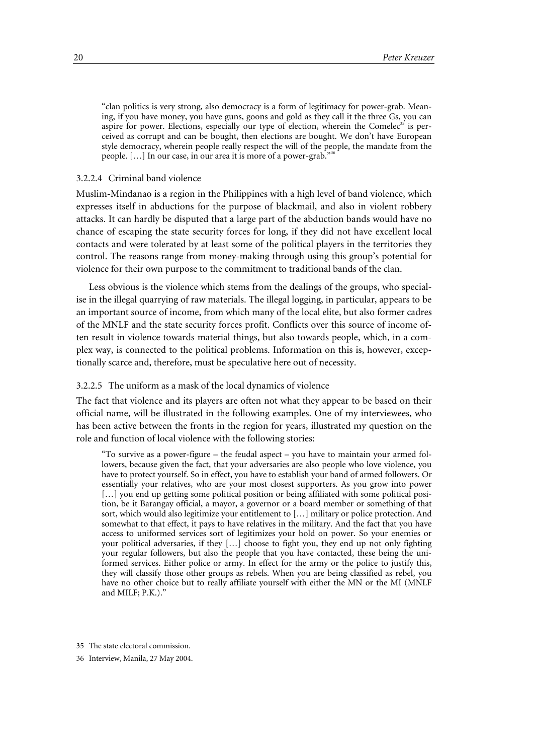> "clan politics is very strong, also democracy is a form of legitimacy for power-grab. Meaning, if you have money, you have guns, goons and gold as they call it the three Gs, you can aspire for power. Elections, especially our type of election, wherein the Comelec[35] is perceived as corrupt and can be bought, then elections are bought. We don't have European style democracy, wherein people really respect the will of the people, the mandate from the people. […] In our case, in our area it is more of a power-grab."[36]

#### 3.2.2.4 Criminal band violence

Muslim-Mindanao is a region in the Philippines with a high level of band violence, which expresses itself in abductions for the purpose of blackmail, and also in violent robbery attacks. It can hardly be disputed that a large part of the abduction bands would have no chance of escaping the state security forces for long, if they did not have excellent local contacts and were tolerated by at least some of the political players in the territories they control. The reasons range from money-making through using this group's potential for violence for their own purpose to the commitment to traditional bands of the clan.

Less obvious is the violence which stems from the dealings of the groups, who specialise in the illegal quarrying of raw materials. The illegal logging, in particular, appears to be an important source of income, from which many of the local elite, but also former cadres of the MNLF and the state security forces profit. Conflicts over this source of income often result in violence towards material things, but also towards people, which, in a complex way, is connected to the political problems. Information on this is, however, exceptionally scarce and, therefore, must be speculative here out of necessity.

#### 3.2.2.5 The uniform as a mask of the local dynamics of violence

The fact that violence and its players are often not what they appear to be based on their official name, will be illustrated in the following examples. One of my interviewees, who has been active between the fronts in the region for years, illustrated my question on the role and function of local violence with the following stories:

> "To survive as a power-figure – the feudal aspect – you have to maintain your armed followers, because given the fact, that your adversaries are also people who love violence, you have to protect yourself. So in effect, you have to establish your band of armed followers. Or essentially your relatives, who are your most closest supporters. As you grow into power […] you end up getting some political position or being affiliated with some political position, be it Barangay official, a mayor, a governor or a board member or something of that sort, which would also legitimize your entitlement to […] military or police protection. And somewhat to that effect, it pays to have relatives in the military. And the fact that you have access to uniformed services sort of legitimizes your hold on power. So your enemies or your political adversaries, if they […] choose to fight you, they end up not only fighting your regular followers, but also the people that you have contacted, these being the uniformed services. Either police or army. In effect for the army or the police to justify this, they will classify those other groups as rebels. When you are being classified as rebel, you have no other choice but to really affiliate yourself with either the MN or the MI (MNLF and MILF; P.K.)."

[35] The state electoral commission.

[36] Interview, Manila, 27 May 2004.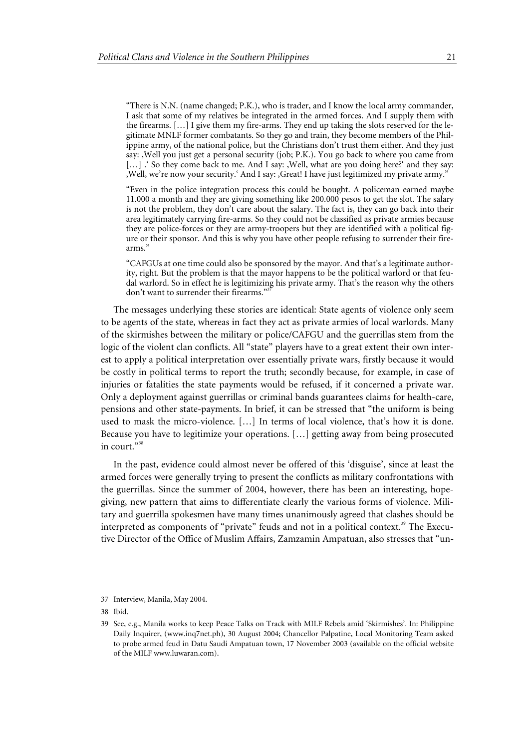"There is N.N. (name changed; P.K.), who is trader, and I know the local army commander, I ask that some of my relatives be integrated in the armed forces. And I supply them with the firearms. […] I give them my fire-arms. They end up taking the slots reserved for the legitimate MNLF former combatants. So they go and train, they become members of the Philippine army, of the national police, but the Christians don't trust them either. And they just say: ‚Well you just get a personal security (job; P.K.). You go back to where you came from […] .' So they come back to me. And I say: ‚Well, what are you doing here?' and they say: ‚Well, we're now your security.' And I say: ‚Great! I have just legitimized my private army."

"Even in the police integration process this could be bought. A policeman earned maybe 11.000 a month and they are giving something like 200.000 pesos to get the slot. The salary is not the problem, they don't care about the salary. The fact is, they can go back into their area legitimately carrying fire-arms. So they could not be classified as private armies because they are police-forces or they are army-troopers but they are identified with a political figure or their sponsor. And this is why you have other people refusing to surrender their fire-arms."

"CAFGUs at one time could also be sponsored by the mayor. And that's a legitimate authority, right. But the problem is that the mayor happens to be the political warlord or that feudal warlord. So in effect he is legitimizing his private army. That's the reason why the others don't want to surrender their firearms."[37]

The messages underlying these stories are identical: State agents of violence only seem to be agents of the state, whereas in fact they act as private armies of local warlords. Many of the skirmishes between the military or police/CAFGU and the guerrillas stem from the logic of the violent clan conflicts. All "state" players have to a great extent their own interest to apply a political interpretation over essentially private wars, firstly because it would be costly in political terms to report the truth; secondly because, for example, in case of injuries or fatalities the state payments would be refused, if it concerned a private war. Only a deployment against guerrillas or criminal bands guarantees claims for health-care, pensions and other state-payments. In brief, it can be stressed that "the uniform is being used to mask the micro-violence. […] In terms of local violence, that's how it is done. Because you have to legitimize your operations. […] getting away from being prosecuted in court."[38]

In the past, evidence could almost never be offered of this 'disguise', since at least the armed forces were generally trying to present the conflicts as military confrontations with the guerrillas. Since the summer of 2004, however, there has been an interesting, hope-giving, new pattern that aims to differentiate clearly the various forms of violence. Military and guerrilla spokesmen have many times unanimously agreed that clashes should be interpreted as components of "private" feuds and not in a political context.[39] The Executive Director of the Office of Muslim Affairs, Zamzamin Ampatuan, also stresses that "un-

37 Interview, Manila, May 2004.

38 Ibid.

39 See, e.g., Manila works to keep Peace Talks on Track with MILF Rebels amid 'Skirmishes'. In: Philippine Daily Inquirer, (www.inq7net.ph), 30 August 2004; Chancellor Palpatine, Local Monitoring Team asked to probe armed feud in Datu Saudi Ampatuan town, 17 November 2003 (available on the official website of the MILF www.luwaran.com).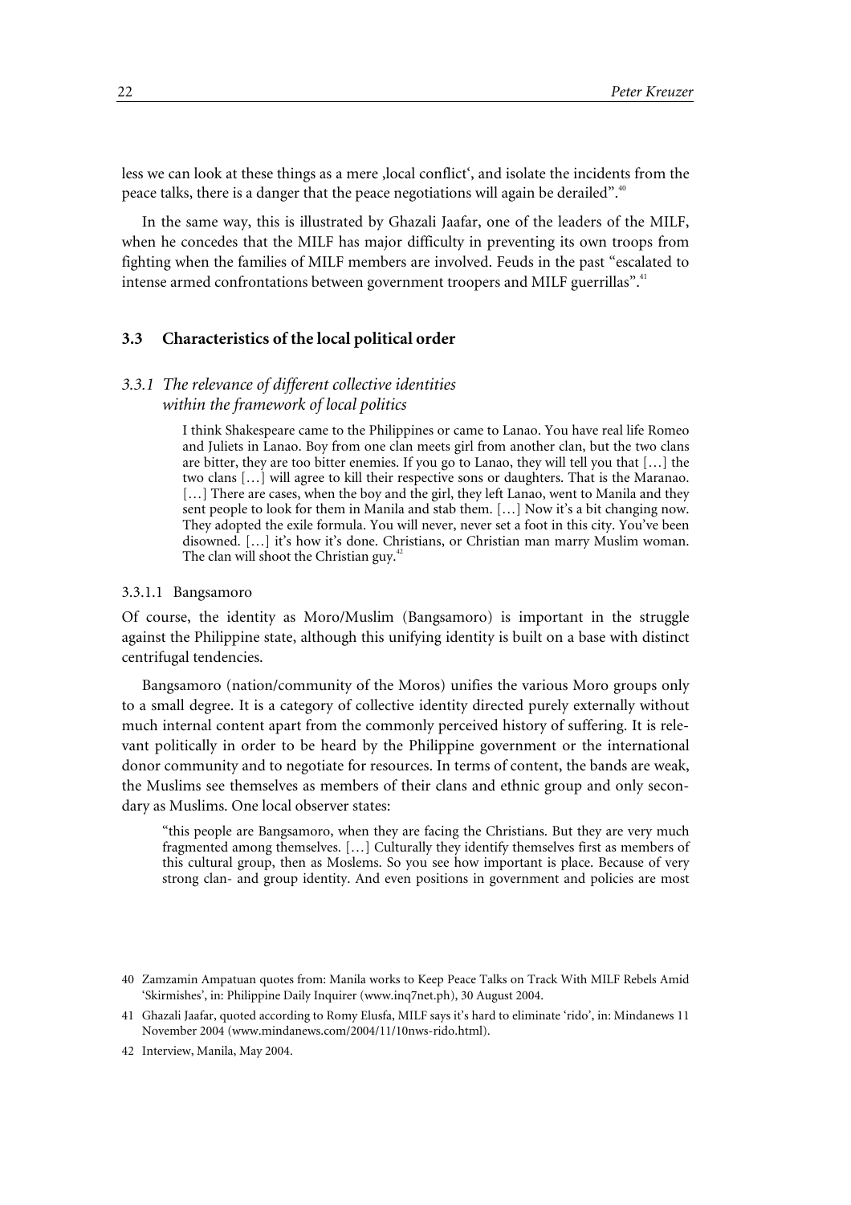less we can look at these things as a mere ‚local conflict', and isolate the incidents from the peace talks, there is a danger that the peace negotiations will again be derailed".[40]

In the same way, this is illustrated by Ghazali Jaafar, one of the leaders of the MILF, when he concedes that the MILF has major difficulty in preventing its own troops from fighting when the families of MILF members are involved. Feuds in the past "escalated to intense armed confrontations between government troopers and MILF guerrillas".[41]

### 3.3 Characteristics of the local political order

#### *3.3.1 The relevance of different collective identities within the framework of local politics*

> I think Shakespeare came to the Philippines or came to Lanao. You have real life Romeo and Juliets in Lanao. Boy from one clan meets girl from another clan, but the two clans are bitter, they are too bitter enemies. If you go to Lanao, they will tell you that […] the two clans […] will agree to kill their respective sons or daughters. That is the Maranao. […] There are cases, when the boy and the girl, they left Lanao, went to Manila and they sent people to look for them in Manila and stab them. […] Now it's a bit changing now. They adopted the exile formula. You will never, never set a foot in this city. You've been disowned. […] it's how it's done. Christians, or Christian man marry Muslim woman. The clan will shoot the Christian guy.[42]

##### 3.3.1.1 Bangsamoro

Of course, the identity as Moro/Muslim (Bangsamoro) is important in the struggle against the Philippine state, although this unifying identity is built on a base with distinct centrifugal tendencies.

Bangsamoro (nation/community of the Moros) unifies the various Moro groups only to a small degree. It is a category of collective identity directed purely externally without much internal content apart from the commonly perceived history of suffering. It is relevant politically in order to be heard by the Philippine government or the international donor community and to negotiate for resources. In terms of content, the bands are weak, the Muslims see themselves as members of their clans and ethnic group and only secondary as Muslims. One local observer states:

> "this people are Bangsamoro, when they are facing the Christians. But they are very much fragmented among themselves. […] Culturally they identify themselves first as members of this cultural group, then as Moslems. So you see how important is place. Because of very strong clan- and group identity. And even positions in government and policies are most

---

40 Zamzamin Ampatuan quotes from: Manila works to Keep Peace Talks on Track With MILF Rebels Amid 'Skirmishes', in: Philippine Daily Inquirer (www.inq7net.ph), 30 August 2004.

41 Ghazali Jaafar, quoted according to Romy Elusfa, MILF says it's hard to eliminate 'rido', in: Mindanews 11 November 2004 (www.mindanews.com/2004/11/10nws-rido.html).

42 Interview, Manila, May 2004.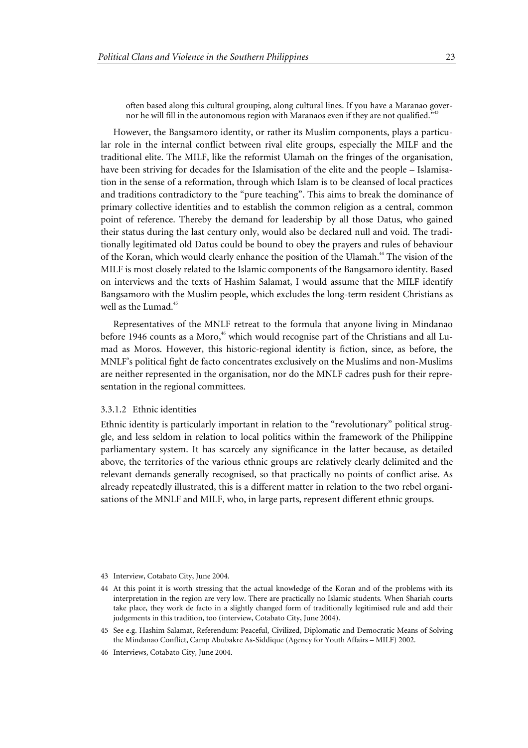> often based along this cultural grouping, along cultural lines. If you have a Maranao governor he will fill in the autonomous region with Maranaos even if they are not qualified."[43]

However, the Bangsamoro identity, or rather its Muslim components, plays a particular role in the internal conflict between rival elite groups, especially the MILF and the traditional elite. The MILF, like the reformist Ulamah on the fringes of the organisation, have been striving for decades for the Islamisation of the elite and the people – Islamisation in the sense of a reformation, through which Islam is to be cleansed of local practices and traditions contradictory to the "pure teaching". This aims to break the dominance of primary collective identities and to establish the common religion as a central, common point of reference. Thereby the demand for leadership by all those Datus, who gained their status during the last century only, would also be declared null and void. The traditionally legitimated old Datus could be bound to obey the prayers and rules of behaviour of the Koran, which would clearly enhance the position of the Ulamah.[44] The vision of the MILF is most closely related to the Islamic components of the Bangsamoro identity. Based on interviews and the texts of Hashim Salamat, I would assume that the MILF identify Bangsamoro with the Muslim people, which excludes the long-term resident Christians as well as the Lumad.[45]

Representatives of the MNLF retreat to the formula that anyone living in Mindanao before 1946 counts as a Moro,[46] which would recognise part of the Christians and all Lumad as Moros. However, this historic-regional identity is fiction, since, as before, the MNLF's political fight de facto concentrates exclusively on the Muslims and non-Muslims are neither represented in the organisation, nor do the MNLF cadres push for their representation in the regional committees.

#### 3.3.1.2 Ethnic identities

Ethnic identity is particularly important in relation to the "revolutionary" political struggle, and less seldom in relation to local politics within the framework of the Philippine parliamentary system. It has scarcely any significance in the latter because, as detailed above, the territories of the various ethnic groups are relatively clearly delimited and the relevant demands generally recognised, so that practically no points of conflict arise. As already repeatedly illustrated, this is a different matter in relation to the two rebel organisations of the MNLF and MILF, who, in large parts, represent different ethnic groups.

---

43 Interview, Cotabato City, June 2004.

44 At this point it is worth stressing that the actual knowledge of the Koran and of the problems with its interpretation in the region are very low. There are practically no Islamic students. When Shariah courts take place, they work de facto in a slightly changed form of traditionally legitimised rule and add their judgements in this tradition, too (interview, Cotabato City, June 2004).

45 See e.g. Hashim Salamat, Referendum: Peaceful, Civilized, Diplomatic and Democratic Means of Solving the Mindanao Conflict, Camp Abubakre As-Siddique (Agency for Youth Affairs – MILF) 2002.

46 Interviews, Cotabato City, June 2004.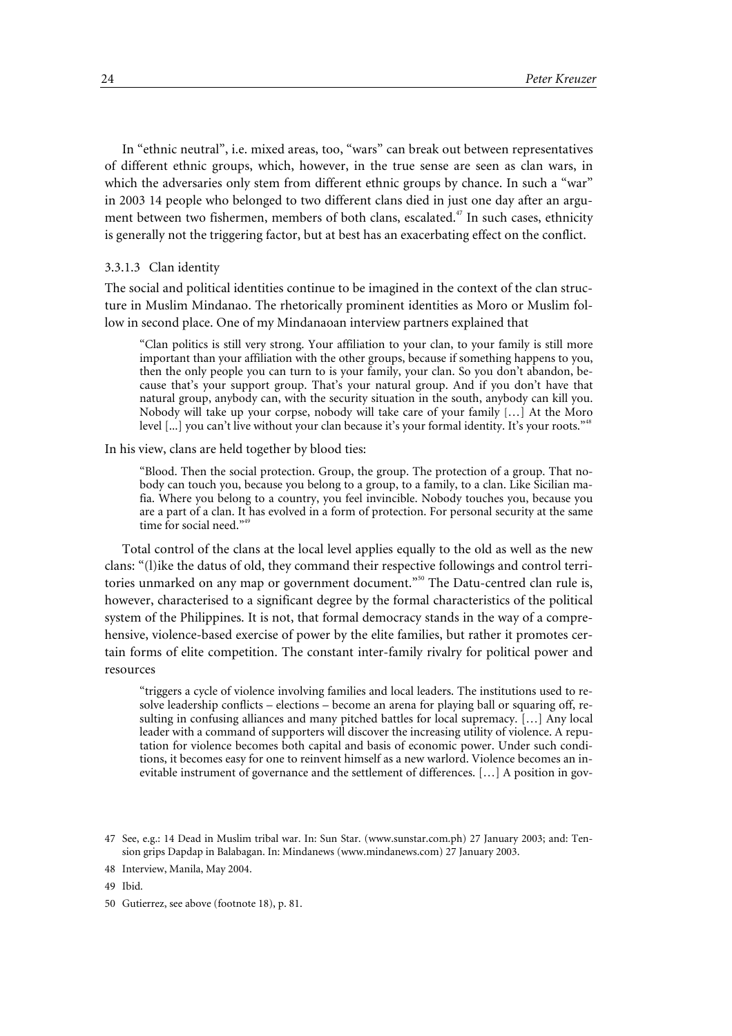In "ethnic neutral", i.e. mixed areas, too, "wars" can break out between representatives of different ethnic groups, which, however, in the true sense are seen as clan wars, in which the adversaries only stem from different ethnic groups by chance. In such a "war" in 2003 14 people who belonged to two different clans died in just one day after an argument between two fishermen, members of both clans, escalated.[47] In such cases, ethnicity is generally not the triggering factor, but at best has an exacerbating effect on the conflict.

#### 3.3.1.3 Clan identity

The social and political identities continue to be imagined in the context of the clan structure in Muslim Mindanao. The rhetorically prominent identities as Moro or Muslim follow in second place. One of my Mindanaoan interview partners explained that

> "Clan politics is still very strong. Your affiliation to your clan, to your family is still more important than your affiliation with the other groups, because if something happens to you, then the only people you can turn to is your family, your clan. So you don't abandon, because that's your support group. That's your natural group. And if you don't have that natural group, anybody can, with the security situation in the south, anybody can kill you. Nobody will take up your corpse, nobody will take care of your family […] At the Moro level [...] you can't live without your clan because it's your formal identity. It's your roots."[48]

In his view, clans are held together by blood ties:

> "Blood. Then the social protection. Group, the group. The protection of a group. That nobody can touch you, because you belong to a group, to a family, to a clan. Like Sicilian mafia. Where you belong to a country, you feel invincible. Nobody touches you, because you are a part of a clan. It has evolved in a form of protection. For personal security at the same time for social need."[49]

Total control of the clans at the local level applies equally to the old as well as the new clans: "(l)ike the datus of old, they command their respective followings and control territories unmarked on any map or government document."[50] The Datu-centred clan rule is, however, characterised to a significant degree by the formal characteristics of the political system of the Philippines. It is not, that formal democracy stands in the way of a comprehensive, violence-based exercise of power by the elite families, but rather it promotes certain forms of elite competition. The constant inter-family rivalry for political power and resources

> "triggers a cycle of violence involving families and local leaders. The institutions used to resolve leadership conflicts – elections – become an arena for playing ball or squaring off, resulting in confusing alliances and many pitched battles for local supremacy. […] Any local leader with a command of supporters will discover the increasing utility of violence. A reputation for violence becomes both capital and basis of economic power. Under such conditions, it becomes easy for one to reinvent himself as a new warlord. Violence becomes an inevitable instrument of governance and the settlement of differences. […] A position in gov-

47 See, e.g.: 14 Dead in Muslim tribal war. In: Sun Star. (www.sunstar.com.ph) 27 January 2003; and: Tension grips Dapdap in Balabagan. In: Mindanews (www.mindanews.com) 27 January 2003.

48 Interview, Manila, May 2004.

49 Ibid.

50 Gutierrez, see above (footnote 18), p. 81.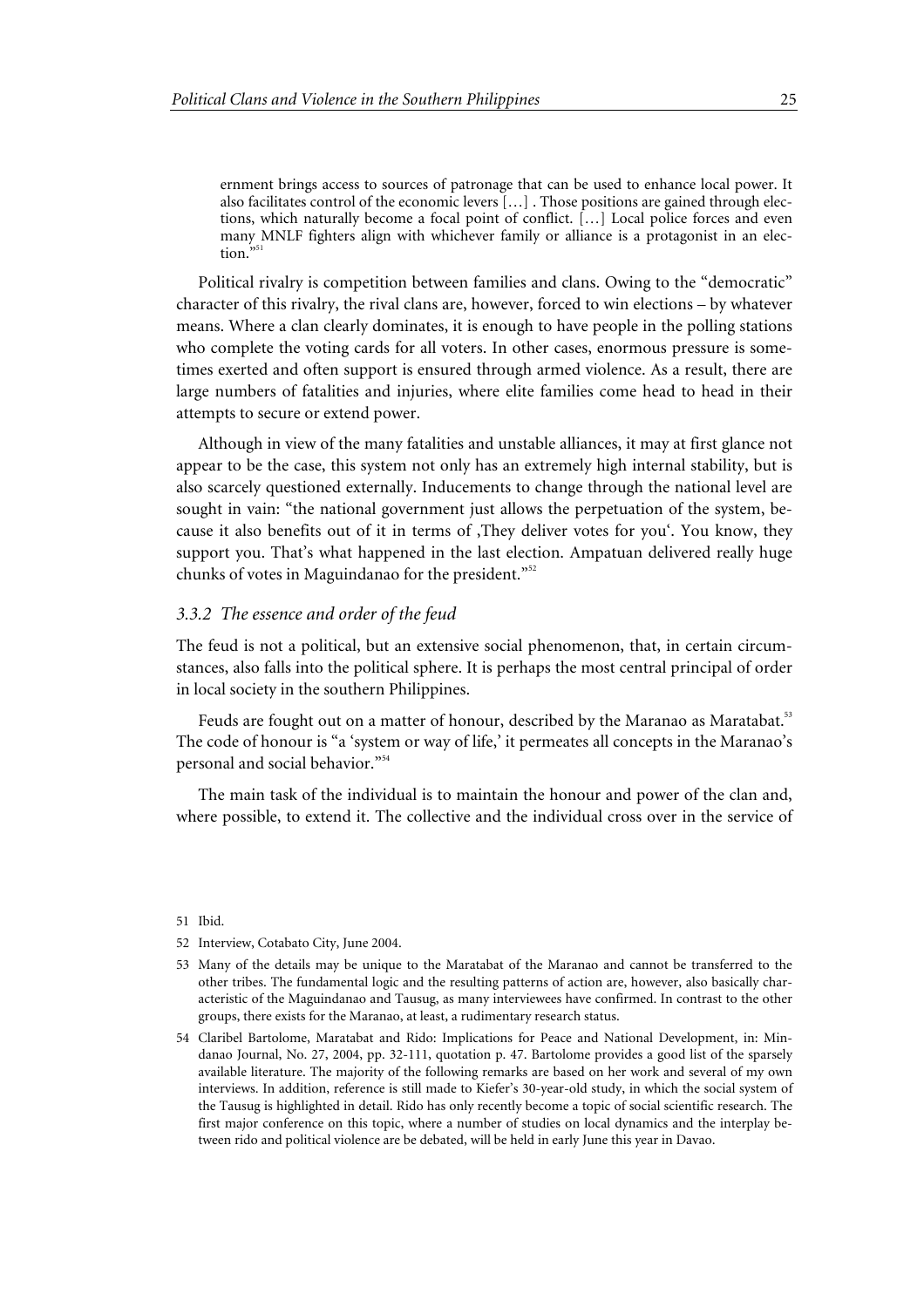> ernment brings access to sources of patronage that can be used to enhance local power. It also facilitates control of the economic levers […] . Those positions are gained through elections, which naturally become a focal point of conflict. […] Local police forces and even many MNLF fighters align with whichever family or alliance is a protagonist in an election."[51]

Political rivalry is competition between families and clans. Owing to the "democratic" character of this rivalry, the rival clans are, however, forced to win elections – by whatever means. Where a clan clearly dominates, it is enough to have people in the polling stations who complete the voting cards for all voters. In other cases, enormous pressure is sometimes exerted and often support is ensured through armed violence. As a result, there are large numbers of fatalities and injuries, where elite families come head to head in their attempts to secure or extend power.

Although in view of the many fatalities and unstable alliances, it may at first glance not appear to be the case, this system not only has an extremely high internal stability, but is also scarcely questioned externally. Inducements to change through the national level are sought in vain: "the national government just allows the perpetuation of the system, because it also benefits out of it in terms of ‚They deliver votes for you‘. You know, they support you. That's what happened in the last election. Ampatuan delivered really huge chunks of votes in Maguindanao for the president."[52]

### *3.3.2 The essence and order of the feud*

The feud is not a political, but an extensive social phenomenon, that, in certain circumstances, also falls into the political sphere. It is perhaps the most central principal of order in local society in the southern Philippines.

Feuds are fought out on a matter of honour, described by the Maranao as Maratabat.[53] The code of honour is "a 'system or way of life,' it permeates all concepts in the Maranao's personal and social behavior."[54]

The main task of the individual is to maintain the honour and power of the clan and, where possible, to extend it. The collective and the individual cross over in the service of

---

51 Ibid.

52 Interview, Cotabato City, June 2004.

53 Many of the details may be unique to the Maratabat of the Maranao and cannot be transferred to the other tribes. The fundamental logic and the resulting patterns of action are, however, also basically characteristic of the Maguindanao and Tausug, as many interviewees have confirmed. In contrast to the other groups, there exists for the Maranao, at least, a rudimentary research status.

54 Claribel Bartolome, Maratabat and Rido: Implications for Peace and National Development, in: Mindanao Journal, No. 27, 2004, pp. 32-111, quotation p. 47. Bartolome provides a good list of the sparsely available literature. The majority of the following remarks are based on her work and several of my own interviews. In addition, reference is still made to Kiefer's 30-year-old study, in which the social system of the Tausug is highlighted in detail. Rido has only recently become a topic of social scientific research. The first major conference on this topic, where a number of studies on local dynamics and the interplay between rido and political violence are be debated, will be held in early June this year in Davao.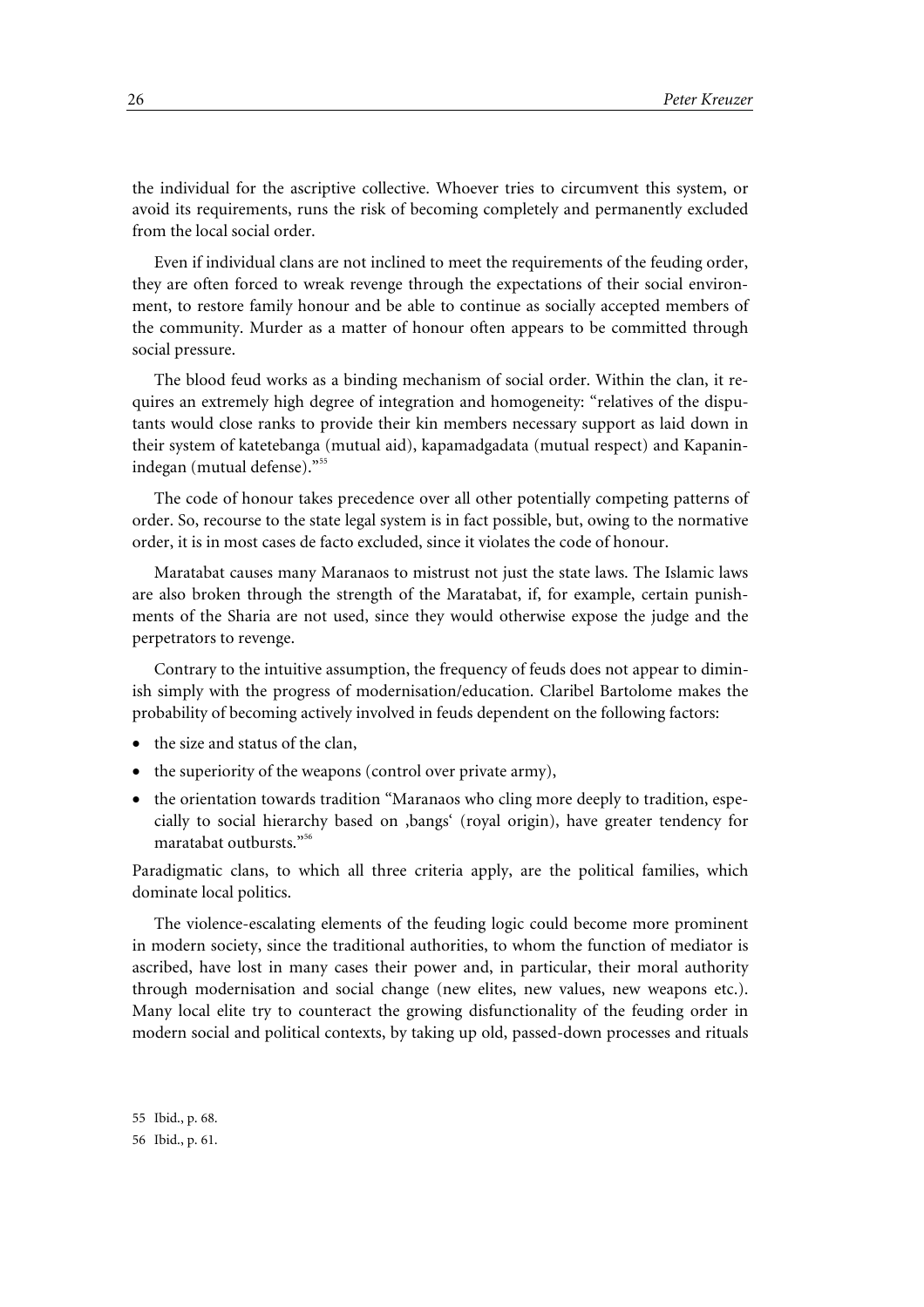the individual for the ascriptive collective. Whoever tries to circumvent this system, or avoid its requirements, runs the risk of becoming completely and permanently excluded from the local social order.

Even if individual clans are not inclined to meet the requirements of the feuding order, they are often forced to wreak revenge through the expectations of their social environment, to restore family honour and be able to continue as socially accepted members of the community. Murder as a matter of honour often appears to be committed through social pressure.

The blood feud works as a binding mechanism of social order. Within the clan, it requires an extremely high degree of integration and homogeneity: "relatives of the disputants would close ranks to provide their kin members necessary support as laid down in their system of katetebanga (mutual aid), kapamadgadata (mutual respect) and Kapaninindegan (mutual defense)."[55]

The code of honour takes precedence over all other potentially competing patterns of order. So, recourse to the state legal system is in fact possible, but, owing to the normative order, it is in most cases de facto excluded, since it violates the code of honour.

Maratabat causes many Maranaos to mistrust not just the state laws. The Islamic laws are also broken through the strength of the Maratabat, if, for example, certain punishments of the Sharia are not used, since they would otherwise expose the judge and the perpetrators to revenge.

Contrary to the intuitive assumption, the frequency of feuds does not appear to diminish simply with the progress of modernisation/education. Claribel Bartolome makes the probability of becoming actively involved in feuds dependent on the following factors:

- the size and status of the clan,
- the superiority of the weapons (control over private army),
- the orientation towards tradition "Maranaos who cling more deeply to tradition, especially to social hierarchy based on ‚bangs' (royal origin), have greater tendency for maratabat outbursts."[56]

Paradigmatic clans, to which all three criteria apply, are the political families, which dominate local politics.

The violence-escalating elements of the feuding logic could become more prominent in modern society, since the traditional authorities, to whom the function of mediator is ascribed, have lost in many cases their power and, in particular, their moral authority through modernisation and social change (new elites, new values, new weapons etc.). Many local elite try to counteract the growing disfunctionality of the feuding order in modern social and political contexts, by taking up old, passed-down processes and rituals

55 Ibid., p. 68.

56 Ibid., p. 61.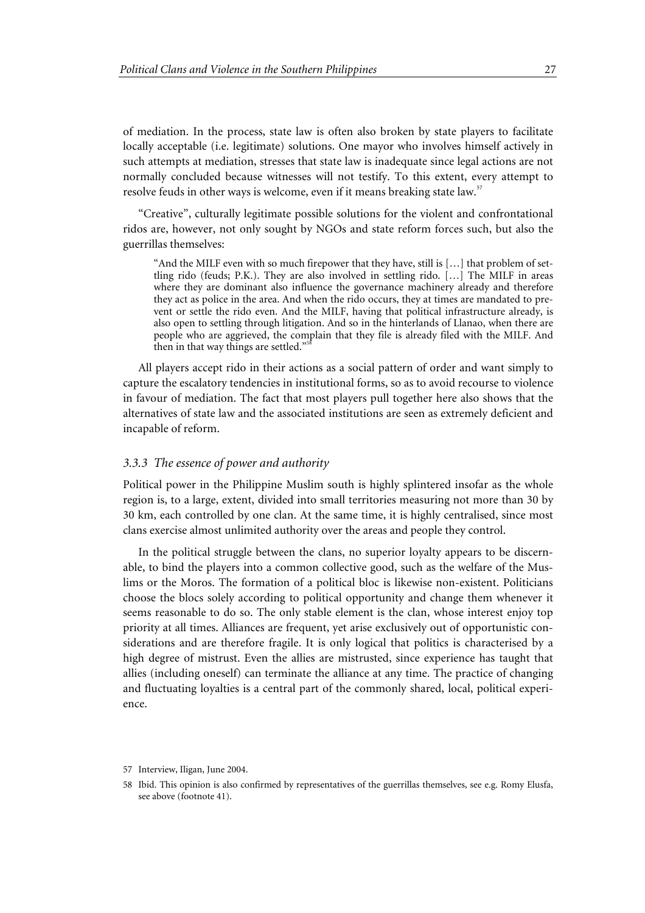of mediation. In the process, state law is often also broken by state players to facilitate locally acceptable (i.e. legitimate) solutions. One mayor who involves himself actively in such attempts at mediation, stresses that state law is inadequate since legal actions are not normally concluded because witnesses will not testify. To this extent, every attempt to resolve feuds in other ways is welcome, even if it means breaking state law.[57]

"Creative", culturally legitimate possible solutions for the violent and confrontational ridos are, however, not only sought by NGOs and state reform forces such, but also the guerrillas themselves:

> "And the MILF even with so much firepower that they have, still is […] that problem of settling rido (feuds; P.K.). They are also involved in settling rido. […] The MILF in areas where they are dominant also influence the governance machinery already and therefore they act as police in the area. And when the rido occurs, they at times are mandated to prevent or settle the rido even. And the MILF, having that political infrastructure already, is also open to settling through litigation. And so in the hinterlands of Llanao, when there are people who are aggrieved, the complain that they file is already filed with the MILF. And then in that way things are settled."[58]

All players accept rido in their actions as a social pattern of order and want simply to capture the escalatory tendencies in institutional forms, so as to avoid recourse to violence in favour of mediation. The fact that most players pull together here also shows that the alternatives of state law and the associated institutions are seen as extremely deficient and incapable of reform.

### *3.3.3 The essence of power and authority*

Political power in the Philippine Muslim south is highly splintered insofar as the whole region is, to a large, extent, divided into small territories measuring not more than 30 by 30 km, each controlled by one clan. At the same time, it is highly centralised, since most clans exercise almost unlimited authority over the areas and people they control.

In the political struggle between the clans, no superior loyalty appears to be discernable, to bind the players into a common collective good, such as the welfare of the Muslims or the Moros. The formation of a political bloc is likewise non-existent. Politicians choose the blocs solely according to political opportunity and change them whenever it seems reasonable to do so. The only stable element is the clan, whose interest enjoy top priority at all times. Alliances are frequent, yet arise exclusively out of opportunistic considerations and are therefore fragile. It is only logical that politics is characterised by a high degree of mistrust. Even the allies are mistrusted, since experience has taught that allies (including oneself) can terminate the alliance at any time. The practice of changing and fluctuating loyalties is a central part of the commonly shared, local, political experience.

57 Interview, Iligan, June 2004.

58 Ibid. This opinion is also confirmed by representatives of the guerrillas themselves, see e.g. Romy Elusfa, see above (footnote 41).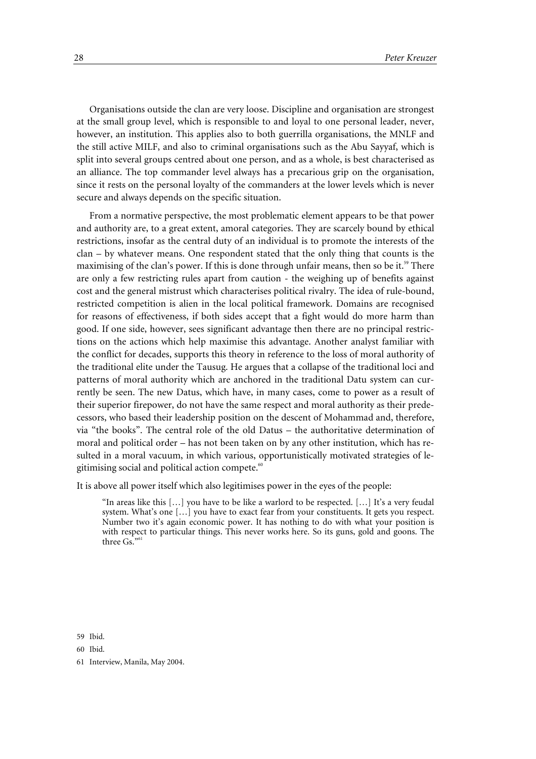Organisations outside the clan are very loose. Discipline and organisation are strongest at the small group level, which is responsible to and loyal to one personal leader, never, however, an institution. This applies also to both guerrilla organisations, the MNLF and the still active MILF, and also to criminal organisations such as the Abu Sayyaf, which is split into several groups centred about one person, and as a whole, is best characterised as an alliance. The top commander level always has a precarious grip on the organisation, since it rests on the personal loyalty of the commanders at the lower levels which is never secure and always depends on the specific situation.

From a normative perspective, the most problematic element appears to be that power and authority are, to a great extent, amoral categories. They are scarcely bound by ethical restrictions, insofar as the central duty of an individual is to promote the interests of the clan – by whatever means. One respondent stated that the only thing that counts is the maximising of the clan's power. If this is done through unfair means, then so be it.[59] There are only a few restricting rules apart from caution - the weighing up of benefits against cost and the general mistrust which characterises political rivalry. The idea of rule-bound, restricted competition is alien in the local political framework. Domains are recognised for reasons of effectiveness, if both sides accept that a fight would do more harm than good. If one side, however, sees significant advantage then there are no principal restrictions on the actions which help maximise this advantage. Another analyst familiar with the conflict for decades, supports this theory in reference to the loss of moral authority of the traditional elite under the Tausug. He argues that a collapse of the traditional loci and patterns of moral authority which are anchored in the traditional Datu system can currently be seen. The new Datus, which have, in many cases, come to power as a result of their superior firepower, do not have the same respect and moral authority as their predecessors, who based their leadership position on the descent of Mohammad and, therefore, via "the books". The central role of the old Datus – the authoritative determination of moral and political order – has not been taken on by any other institution, which has resulted in a moral vacuum, in which various, opportunistically motivated strategies of legitimising social and political action compete.[60]

It is above all power itself which also legitimises power in the eyes of the people:

> "In areas like this […] you have to be like a warlord to be respected. […] It's a very feudal system. What's one […] you have to exact fear from your constituents. It gets you respect. Number two it's again economic power. It has nothing to do with what your position is with respect to particular things. This never works here. So its guns, gold and goons. The three Gs."[61]

59 Ibid.

60 Ibid.

61 Interview, Manila, May 2004.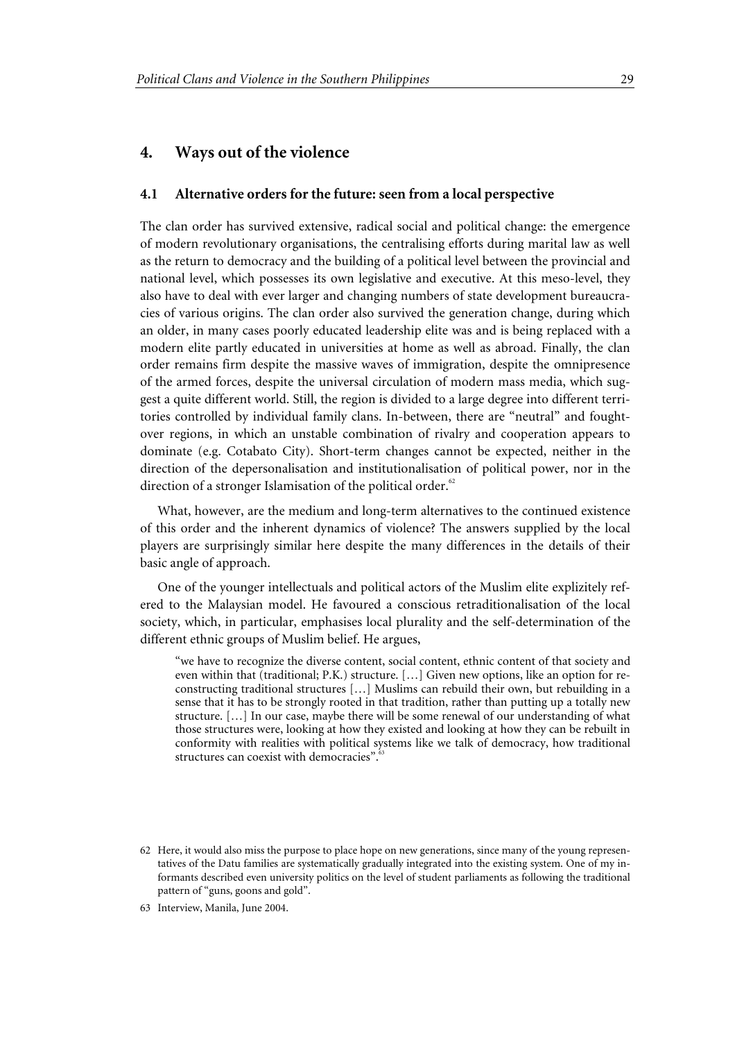## 4. Ways out of the violence

### 4.1 Alternative orders for the future: seen from a local perspective

The clan order has survived extensive, radical social and political change: the emergence of modern revolutionary organisations, the centralising efforts during marital law as well as the return to democracy and the building of a political level between the provincial and national level, which possesses its own legislative and executive. At this meso-level, they also have to deal with ever larger and changing numbers of state development bureaucracies of various origins. The clan order also survived the generation change, during which an older, in many cases poorly educated leadership elite was and is being replaced with a modern elite partly educated in universities at home as well as abroad. Finally, the clan order remains firm despite the massive waves of immigration, despite the omnipresence of the armed forces, despite the universal circulation of modern mass media, which suggest a quite different world. Still, the region is divided to a large degree into different territories controlled by individual family clans. In-between, there are "neutral" and fought-over regions, in which an unstable combination of rivalry and cooperation appears to dominate (e.g. Cotabato City). Short-term changes cannot be expected, neither in the direction of the depersonalisation and institutionalisation of political power, nor in the direction of a stronger Islamisation of the political order.[62]

What, however, are the medium and long-term alternatives to the continued existence of this order and the inherent dynamics of violence? The answers supplied by the local players are surprisingly similar here despite the many differences in the details of their basic angle of approach.

One of the younger intellectuals and political actors of the Muslim elite explizitely refered to the Malaysian model. He favoured a conscious retraditionalisation of the local society, which, in particular, emphasises local plurality and the self-determination of the different ethnic groups of Muslim belief. He argues,

> "we have to recognize the diverse content, social content, ethnic content of that society and even within that (traditional; P.K.) structure. […] Given new options, like an option for reconstructing traditional structures […] Muslims can rebuild their own, but rebuilding in a sense that it has to be strongly rooted in that tradition, rather than putting up a totally new structure. […] In our case, maybe there will be some renewal of our understanding of what those structures were, looking at how they existed and looking at how they can be rebuilt in conformity with realities with political systems like we talk of democracy, how traditional structures can coexist with democracies".[63]

62 Here, it would also miss the purpose to place hope on new generations, since many of the young representatives of the Datu families are systematically gradually integrated into the existing system. One of my informants described even university politics on the level of student parliaments as following the traditional pattern of "guns, goons and gold".

63 Interview, Manila, June 2004.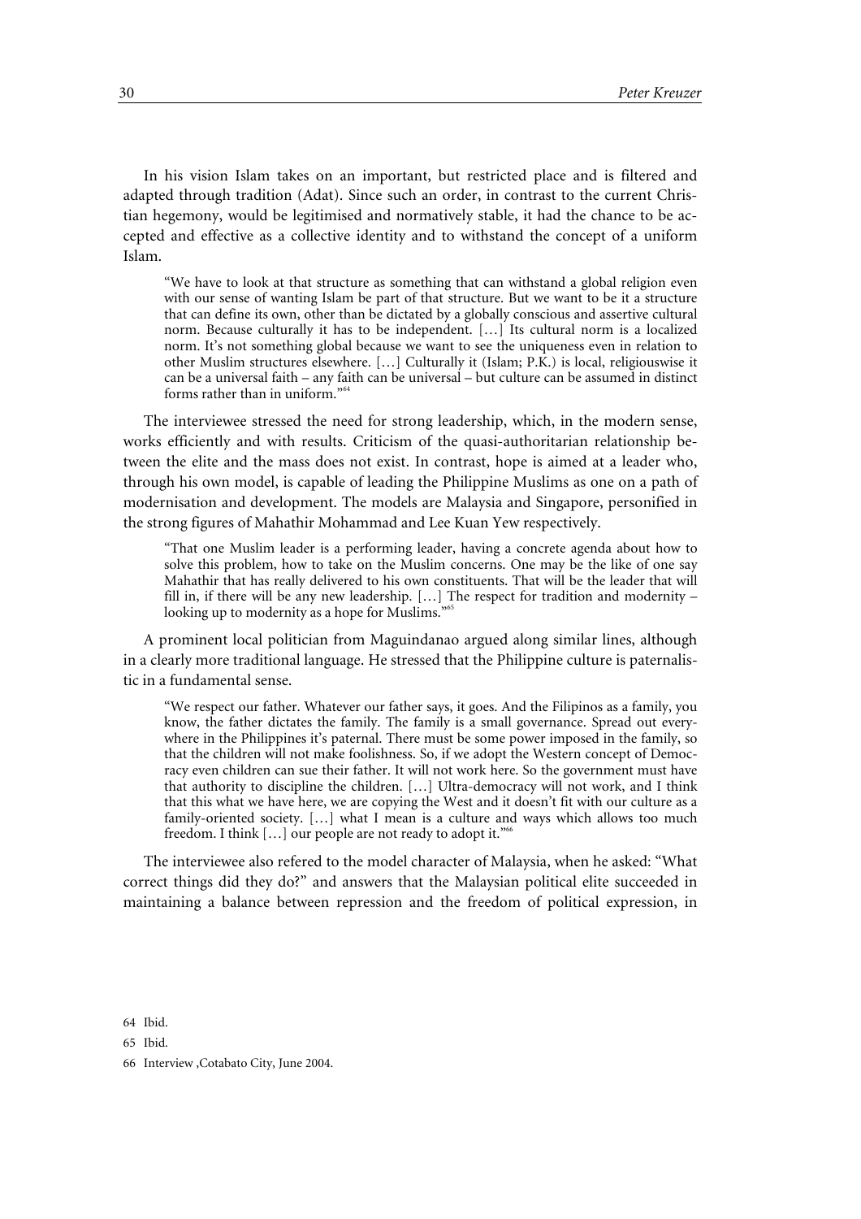In his vision Islam takes on an important, but restricted place and is filtered and adapted through tradition (Adat). Since such an order, in contrast to the current Christian hegemony, would be legitimised and normatively stable, it had the chance to be accepted and effective as a collective identity and to withstand the concept of a uniform Islam.

> "We have to look at that structure as something that can withstand a global religion even with our sense of wanting Islam be part of that structure. But we want to be it a structure that can define its own, other than be dictated by a globally conscious and assertive cultural norm. Because culturally it has to be independent. […] Its cultural norm is a localized norm. It's not something global because we want to see the uniqueness even in relation to other Muslim structures elsewhere. […] Culturally it (Islam; P.K.) is local, religiouswise it can be a universal faith – any faith can be universal – but culture can be assumed in distinct forms rather than in uniform."[64]

The interviewee stressed the need for strong leadership, which, in the modern sense, works efficiently and with results. Criticism of the quasi-authoritarian relationship between the elite and the mass does not exist. In contrast, hope is aimed at a leader who, through his own model, is capable of leading the Philippine Muslims as one on a path of modernisation and development. The models are Malaysia and Singapore, personified in the strong figures of Mahathir Mohammad and Lee Kuan Yew respectively.

> "That one Muslim leader is a performing leader, having a concrete agenda about how to solve this problem, how to take on the Muslim concerns. One may be the like of one say Mahathir that has really delivered to his own constituents. That will be the leader that will fill in, if there will be any new leadership. […] The respect for tradition and modernity – looking up to modernity as a hope for Muslims."[65]

A prominent local politician from Maguindanao argued along similar lines, although in a clearly more traditional language. He stressed that the Philippine culture is paternalistic in a fundamental sense.

> "We respect our father. Whatever our father says, it goes. And the Filipinos as a family, you know, the father dictates the family. The family is a small governance. Spread out everywhere in the Philippines it's paternal. There must be some power imposed in the family, so that the children will not make foolishness. So, if we adopt the Western concept of Democracy even children can sue their father. It will not work here. So the government must have that authority to discipline the children. […] Ultra-democracy will not work, and I think that this what we have here, we are copying the West and it doesn't fit with our culture as a family-oriented society. […] what I mean is a culture and ways which allows too much freedom. I think […] our people are not ready to adopt it."[66]

The interviewee also refered to the model character of Malaysia, when he asked: "What correct things did they do?" and answers that the Malaysian political elite succeeded in maintaining a balance between repression and the freedom of political expression, in

64 Ibid.

65 Ibid.

66 Interview ,Cotabato City, June 2004.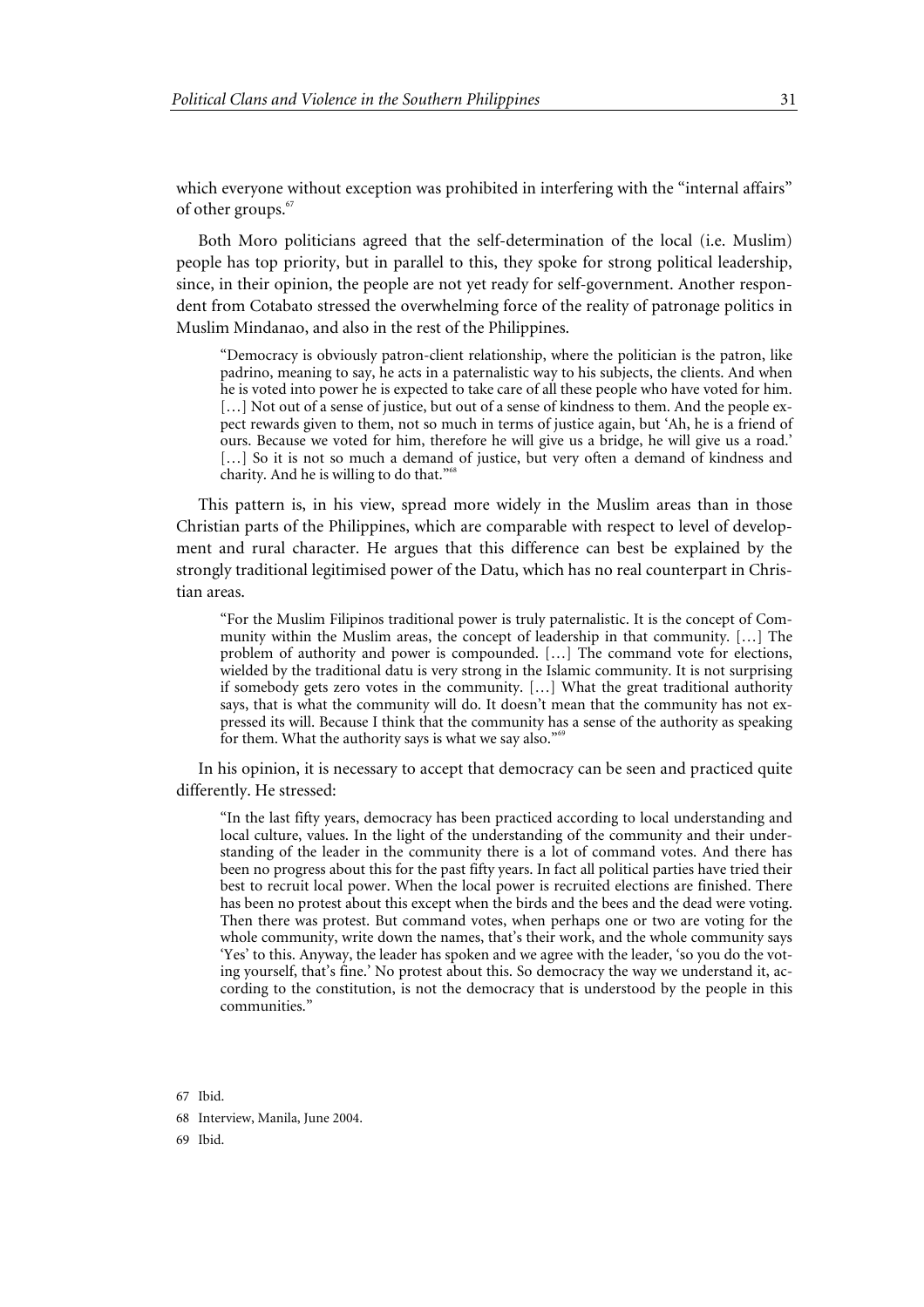which everyone without exception was prohibited in interfering with the "internal affairs" of other groups.[67]

Both Moro politicians agreed that the self-determination of the local (i.e. Muslim) people has top priority, but in parallel to this, they spoke for strong political leadership, since, in their opinion, the people are not yet ready for self-government. Another respondent from Cotabato stressed the overwhelming force of the reality of patronage politics in Muslim Mindanao, and also in the rest of the Philippines.

> "Democracy is obviously patron-client relationship, where the politician is the patron, like padrino, meaning to say, he acts in a paternalistic way to his subjects, the clients. And when he is voted into power he is expected to take care of all these people who have voted for him. […] Not out of a sense of justice, but out of a sense of kindness to them. And the people expect rewards given to them, not so much in terms of justice again, but 'Ah, he is a friend of ours. Because we voted for him, therefore he will give us a bridge, he will give us a road.' […] So it is not so much a demand of justice, but very often a demand of kindness and charity. And he is willing to do that."[68]

This pattern is, in his view, spread more widely in the Muslim areas than in those Christian parts of the Philippines, which are comparable with respect to level of development and rural character. He argues that this difference can best be explained by the strongly traditional legitimised power of the Datu, which has no real counterpart in Christian areas.

> "For the Muslim Filipinos traditional power is truly paternalistic. It is the concept of Community within the Muslim areas, the concept of leadership in that community. […] The problem of authority and power is compounded. […] The command vote for elections, wielded by the traditional datu is very strong in the Islamic community. It is not surprising if somebody gets zero votes in the community. […] What the great traditional authority says, that is what the community will do. It doesn't mean that the community has not expressed its will. Because I think that the community has a sense of the authority as speaking for them. What the authority says is what we say also."[69]

In his opinion, it is necessary to accept that democracy can be seen and practiced quite differently. He stressed:

> "In the last fifty years, democracy has been practiced according to local understanding and local culture, values. In the light of the understanding of the community and their understanding of the leader in the community there is a lot of command votes. And there has been no progress about this for the past fifty years. In fact all political parties have tried their best to recruit local power. When the local power is recruited elections are finished. There has been no protest about this except when the birds and the bees and the dead were voting. Then there was protest. But command votes, when perhaps one or two are voting for the whole community, write down the names, that's their work, and the whole community says 'Yes' to this. Anyway, the leader has spoken and we agree with the leader, 'so you do the voting yourself, that's fine.' No protest about this. So democracy the way we understand it, according to the constitution, is not the democracy that is understood by the people in this communities."

67 Ibid.

68 Interview, Manila, June 2004.

69 Ibid.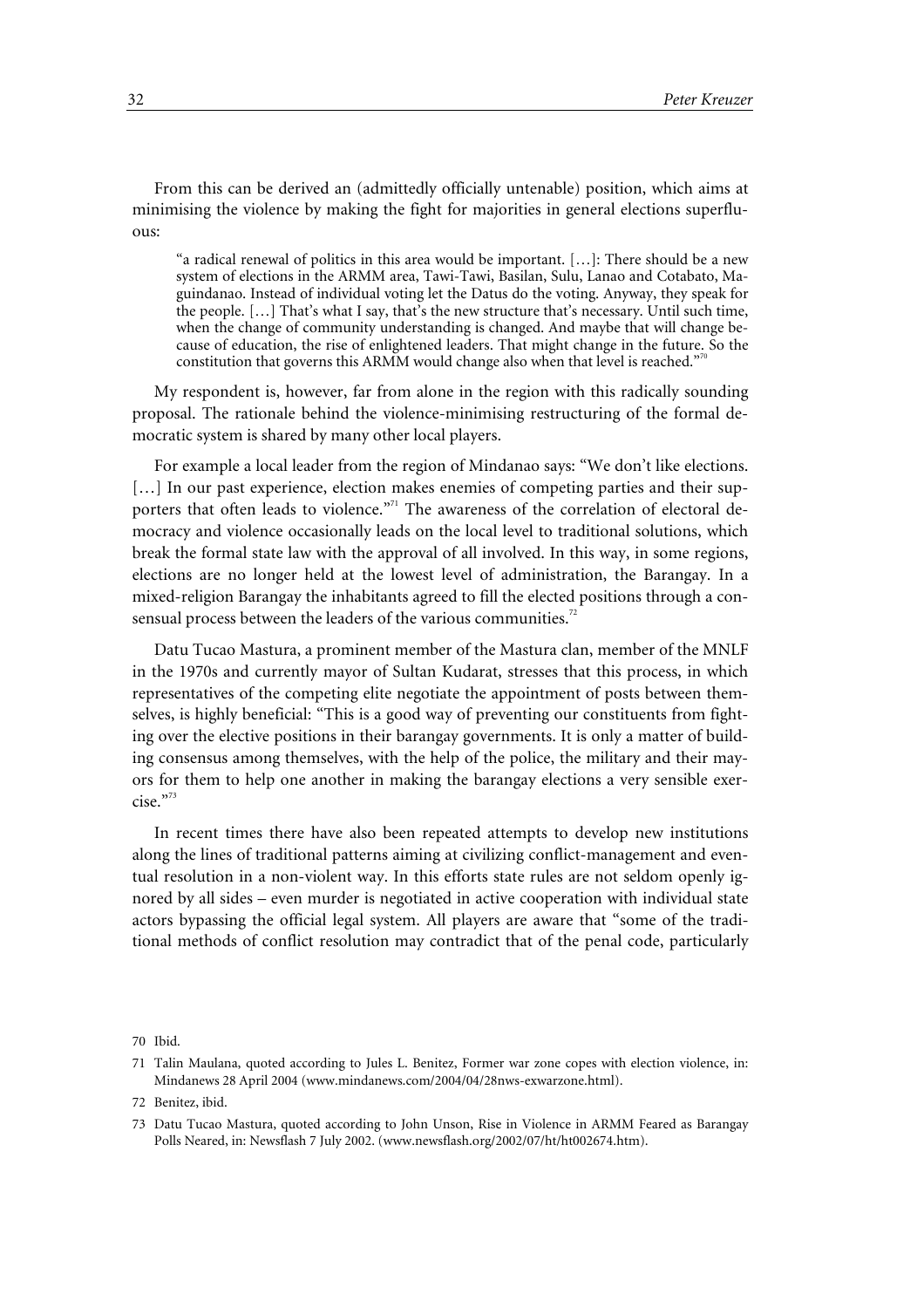From this can be derived an (admittedly officially untenable) position, which aims at minimising the violence by making the fight for majorities in general elections superfluous:

> "a radical renewal of politics in this area would be important. […]: There should be a new system of elections in the ARMM area, Tawi-Tawi, Basilan, Sulu, Lanao and Cotabato, Maguindanao. Instead of individual voting let the Datus do the voting. Anyway, they speak for the people. […] That's what I say, that's the new structure that's necessary. Until such time, when the change of community understanding is changed. And maybe that will change because of education, the rise of enlightened leaders. That might change in the future. So the constitution that governs this ARMM would change also when that level is reached."[70]

My respondent is, however, far from alone in the region with this radically sounding proposal. The rationale behind the violence-minimising restructuring of the formal democratic system is shared by many other local players.

For example a local leader from the region of Mindanao says: "We don't like elections. […] In our past experience, election makes enemies of competing parties and their supporters that often leads to violence."[71] The awareness of the correlation of electoral democracy and violence occasionally leads on the local level to traditional solutions, which break the formal state law with the approval of all involved. In this way, in some regions, elections are no longer held at the lowest level of administration, the Barangay. In a mixed-religion Barangay the inhabitants agreed to fill the elected positions through a consensual process between the leaders of the various communities.[72]

Datu Tucao Mastura, a prominent member of the Mastura clan, member of the MNLF in the 1970s and currently mayor of Sultan Kudarat, stresses that this process, in which representatives of the competing elite negotiate the appointment of posts between themselves, is highly beneficial: "This is a good way of preventing our constituents from fighting over the elective positions in their barangay governments. It is only a matter of building consensus among themselves, with the help of the police, the military and their mayors for them to help one another in making the barangay elections a very sensible exercise."[73]

In recent times there have also been repeated attempts to develop new institutions along the lines of traditional patterns aiming at civilizing conflict-management and eventual resolution in a non-violent way. In this efforts state rules are not seldom openly ignored by all sides – even murder is negotiated in active cooperation with individual state actors bypassing the official legal system. All players are aware that "some of the traditional methods of conflict resolution may contradict that of the penal code, particularly

---

70 Ibid.

71 Talin Maulana, quoted according to Jules L. Benitez, Former war zone copes with election violence, in: Mindanews 28 April 2004 (www.mindanews.com/2004/04/28nws-exwarzone.html).

72 Benitez, ibid.

73 Datu Tucao Mastura, quoted according to John Unson, Rise in Violence in ARMM Feared as Barangay Polls Neared, in: Newsflash 7 July 2002. (www.newsflash.org/2002/07/ht/ht002674.htm).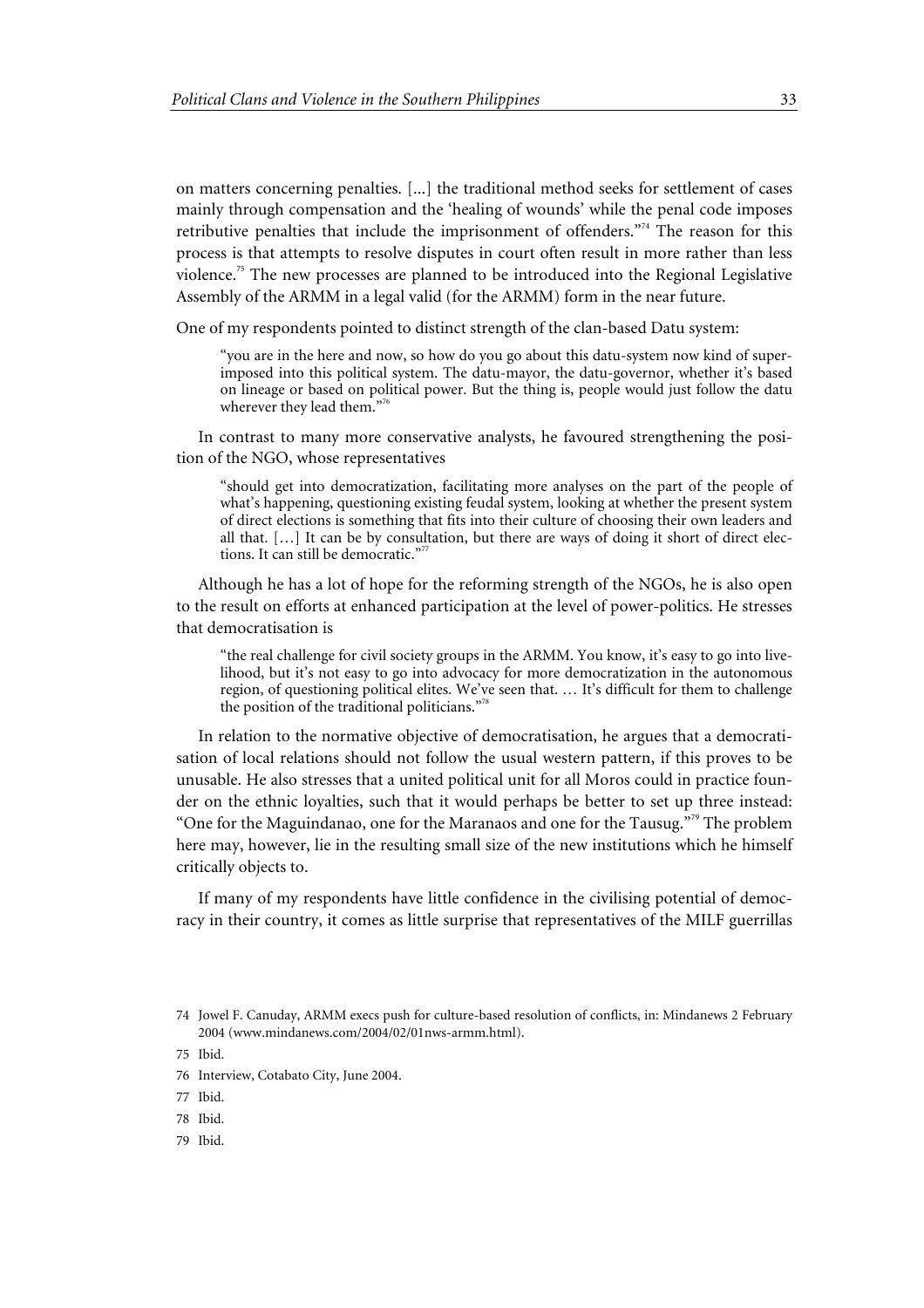on matters concerning penalties. [...] the traditional method seeks for settlement of cases mainly through compensation and the 'healing of wounds' while the penal code imposes retributive penalties that include the imprisonment of offenders."[74] The reason for this process is that attempts to resolve disputes in court often result in more rather than less violence.[75] The new processes are planned to be introduced into the Regional Legislative Assembly of the ARMM in a legal valid (for the ARMM) form in the near future.

One of my respondents pointed to distinct strength of the clan-based Datu system:

> "you are in the here and now, so how do you go about this datu-system now kind of superimposed into this political system. The datu-mayor, the datu-governor, whether it's based on lineage or based on political power. But the thing is, people would just follow the datu wherever they lead them."[76]

In contrast to many more conservative analysts, he favoured strengthening the position of the NGO, whose representatives

> "should get into democratization, facilitating more analyses on the part of the people of what's happening, questioning existing feudal system, looking at whether the present system of direct elections is something that fits into their culture of choosing their own leaders and all that. […] It can be by consultation, but there are ways of doing it short of direct elections. It can still be democratic."[77]

Although he has a lot of hope for the reforming strength of the NGOs, he is also open to the result on efforts at enhanced participation at the level of power-politics. He stresses that democratisation is

> "the real challenge for civil society groups in the ARMM. You know, it's easy to go into livelihood, but it's not easy to go into advocacy for more democratization in the autonomous region, of questioning political elites. We've seen that. … It's difficult for them to challenge the position of the traditional politicians."[78]

In relation to the normative objective of democratisation, he argues that a democratisation of local relations should not follow the usual western pattern, if this proves to be unusable. He also stresses that a united political unit for all Moros could in practice founder on the ethnic loyalties, such that it would perhaps be better to set up three instead: "One for the Maguindanao, one for the Maranaos and one for the Tausug."[79] The problem here may, however, lie in the resulting small size of the new institutions which he himself critically objects to.

If many of my respondents have little confidence in the civilising potential of democracy in their country, it comes as little surprise that representatives of the MILF guerrillas

---

74 Jowel F. Canuday, ARMM execs push for culture-based resolution of conflicts, in: Mindanews 2 February 2004 (www.mindanews.com/2004/02/01nws-armm.html).

75 Ibid.

76 Interview, Cotabato City, June 2004.

77 Ibid.

78 Ibid.

79 Ibid.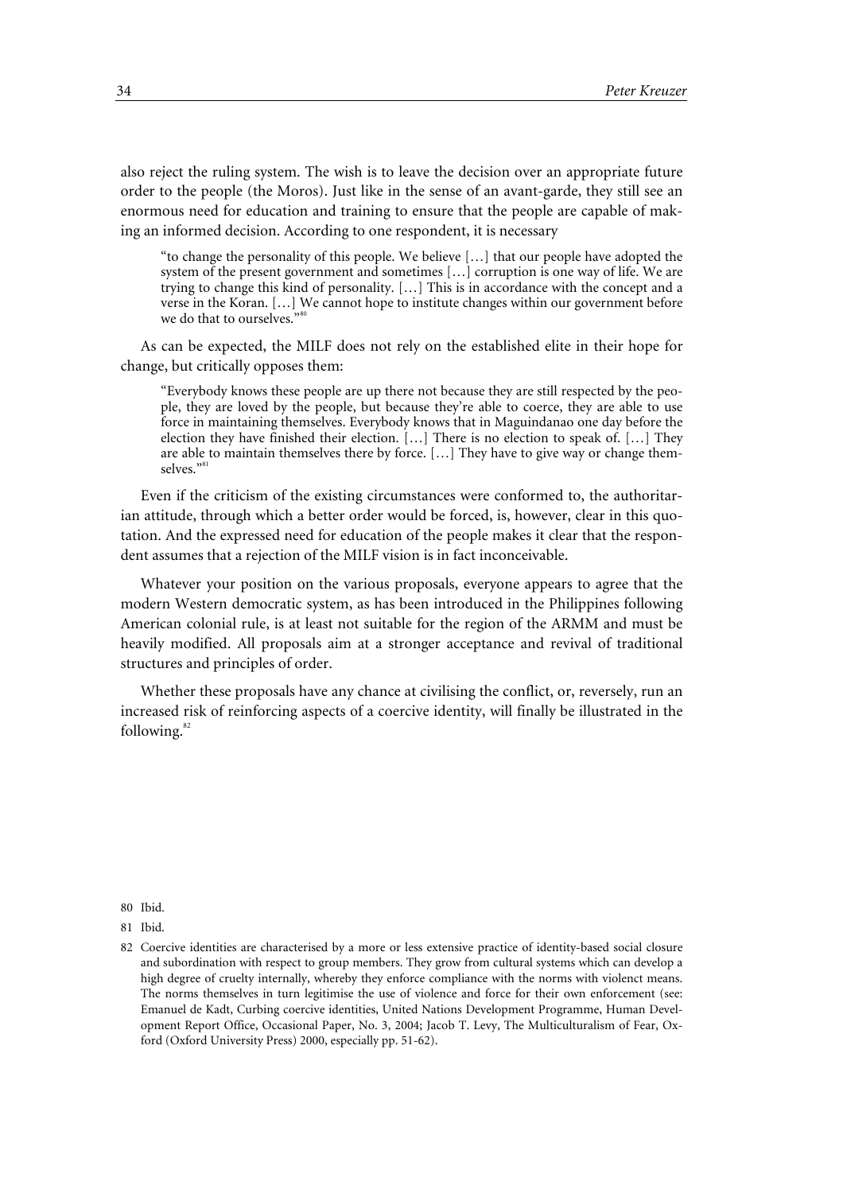also reject the ruling system. The wish is to leave the decision over an appropriate future order to the people (the Moros). Just like in the sense of an avant-garde, they still see an enormous need for education and training to ensure that the people are capable of making an informed decision. According to one respondent, it is necessary

> "to change the personality of this people. We believe […] that our people have adopted the system of the present government and sometimes […] corruption is one way of life. We are trying to change this kind of personality. […] This is in accordance with the concept and a verse in the Koran. […] We cannot hope to institute changes within our government before we do that to ourselves."[80]

As can be expected, the MILF does not rely on the established elite in their hope for change, but critically opposes them:

> "Everybody knows these people are up there not because they are still respected by the people, they are loved by the people, but because they're able to coerce, they are able to use force in maintaining themselves. Everybody knows that in Maguindanao one day before the election they have finished their election. […] There is no election to speak of. […] They are able to maintain themselves there by force. […] They have to give way or change themselves."[81]

Even if the criticism of the existing circumstances were conformed to, the authoritarian attitude, through which a better order would be forced, is, however, clear in this quotation. And the expressed need for education of the people makes it clear that the respondent assumes that a rejection of the MILF vision is in fact inconceivable.

Whatever your position on the various proposals, everyone appears to agree that the modern Western democratic system, as has been introduced in the Philippines following American colonial rule, is at least not suitable for the region of the ARMM and must be heavily modified. All proposals aim at a stronger acceptance and revival of traditional structures and principles of order.

Whether these proposals have any chance at civilising the conflict, or, reversely, run an increased risk of reinforcing aspects of a coercive identity, will finally be illustrated in the following.[82]

---

80 Ibid.

81 Ibid.

82 Coercive identities are characterised by a more or less extensive practice of identity-based social closure and subordination with respect to group members. They grow from cultural systems which can develop a high degree of cruelty internally, whereby they enforce compliance with the norms with violenct means. The norms themselves in turn legitimise the use of violence and force for their own enforcement (see: Emanuel de Kadt, Curbing coercive identities, United Nations Development Programme, Human Development Report Office, Occasional Paper, No. 3, 2004; Jacob T. Levy, The Multiculturalism of Fear, Oxford (Oxford University Press) 2000, especially pp. 51-62).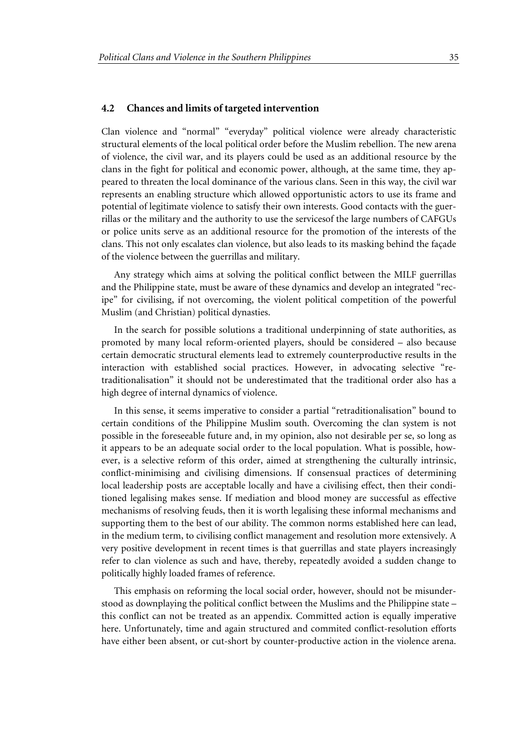## 4.2 Chances and limits of targeted intervention

Clan violence and "normal" "everyday" political violence were already characteristic structural elements of the local political order before the Muslim rebellion. The new arena of violence, the civil war, and its players could be used as an additional resource by the clans in the fight for political and economic power, although, at the same time, they appeared to threaten the local dominance of the various clans. Seen in this way, the civil war represents an enabling structure which allowed opportunistic actors to use its frame and potential of legitimate violence to satisfy their own interests. Good contacts with the guerrillas or the military and the authority to use the servicesof the large numbers of CAFGUs or police units serve as an additional resource for the promotion of the interests of the clans. This not only escalates clan violence, but also leads to its masking behind the façade of the violence between the guerrillas and military.

Any strategy which aims at solving the political conflict between the MILF guerrillas and the Philippine state, must be aware of these dynamics and develop an integrated "recipe" for civilising, if not overcoming, the violent political competition of the powerful Muslim (and Christian) political dynasties.

In the search for possible solutions a traditional underpinning of state authorities, as promoted by many local reform-oriented players, should be considered – also because certain democratic structural elements lead to extremely counterproductive results in the interaction with established social practices. However, in advocating selective "retraditionalisation" it should not be underestimated that the traditional order also has a high degree of internal dynamics of violence.

In this sense, it seems imperative to consider a partial "retraditionalisation" bound to certain conditions of the Philippine Muslim south. Overcoming the clan system is not possible in the foreseeable future and, in my opinion, also not desirable per se, so long as it appears to be an adequate social order to the local population. What is possible, however, is a selective reform of this order, aimed at strengthening the culturally intrinsic, conflict-minimising and civilising dimensions. If consensual practices of determining local leadership posts are acceptable locally and have a civilising effect, then their conditioned legalising makes sense. If mediation and blood money are successful as effective mechanisms of resolving feuds, then it is worth legalising these informal mechanisms and supporting them to the best of our ability. The common norms established here can lead, in the medium term, to civilising conflict management and resolution more extensively. A very positive development in recent times is that guerrillas and state players increasingly refer to clan violence as such and have, thereby, repeatedly avoided a sudden change to politically highly loaded frames of reference.

This emphasis on reforming the local social order, however, should not be misunderstood as downplaying the political conflict between the Muslims and the Philippine state – this conflict can not be treated as an appendix. Committed action is equally imperative here. Unfortunately, time and again structured and commited conflict-resolution efforts have either been absent, or cut-short by counter-productive action in the violence arena.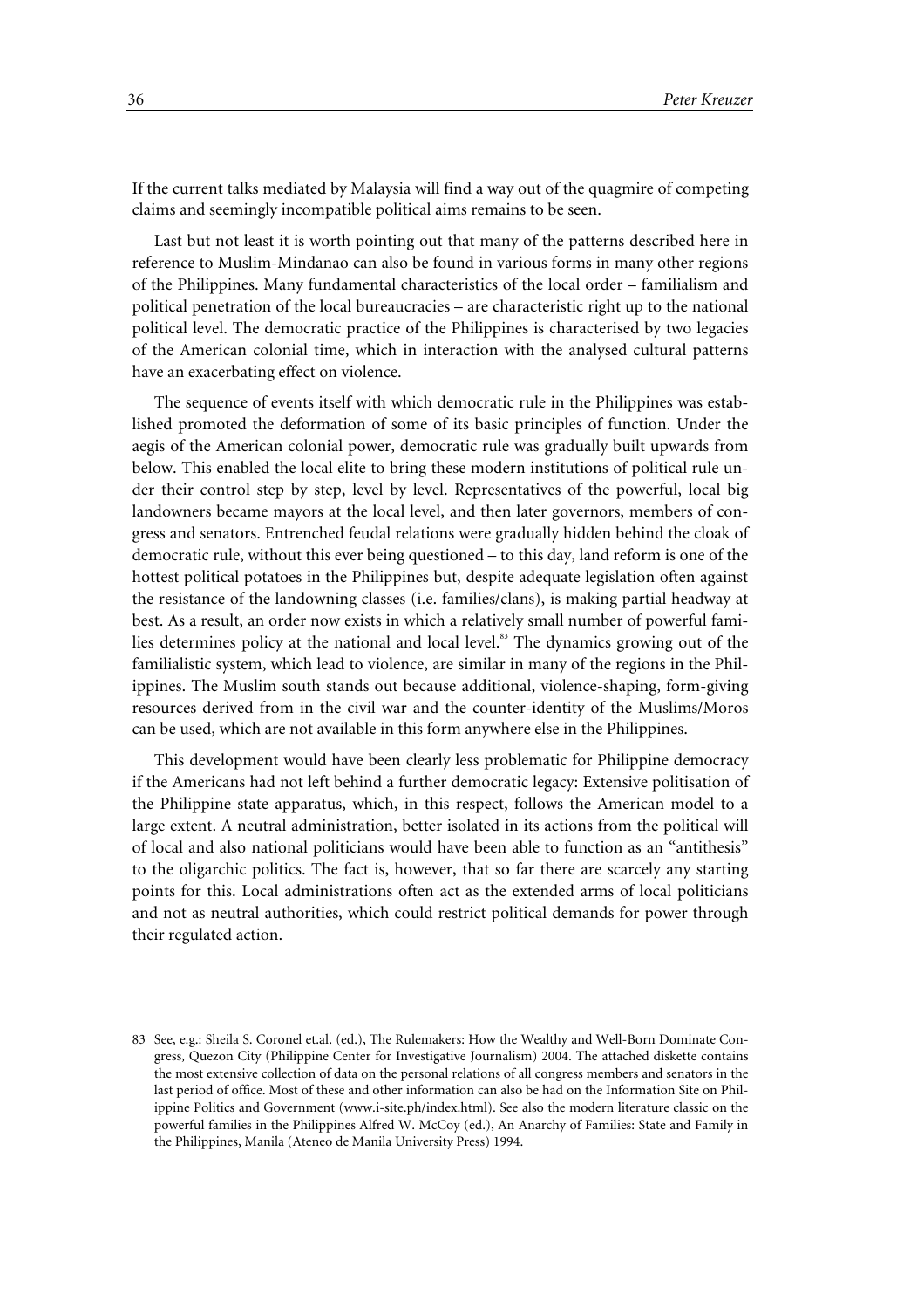If the current talks mediated by Malaysia will find a way out of the quagmire of competing claims and seemingly incompatible political aims remains to be seen.

Last but not least it is worth pointing out that many of the patterns described here in reference to Muslim-Mindanao can also be found in various forms in many other regions of the Philippines. Many fundamental characteristics of the local order – familialism and political penetration of the local bureaucracies – are characteristic right up to the national political level. The democratic practice of the Philippines is characterised by two legacies of the American colonial time, which in interaction with the analysed cultural patterns have an exacerbating effect on violence.

The sequence of events itself with which democratic rule in the Philippines was established promoted the deformation of some of its basic principles of function. Under the aegis of the American colonial power, democratic rule was gradually built upwards from below. This enabled the local elite to bring these modern institutions of political rule under their control step by step, level by level. Representatives of the powerful, local big landowners became mayors at the local level, and then later governors, members of congress and senators. Entrenched feudal relations were gradually hidden behind the cloak of democratic rule, without this ever being questioned – to this day, land reform is one of the hottest political potatoes in the Philippines but, despite adequate legislation often against the resistance of the landowning classes (i.e. families/clans), is making partial headway at best. As a result, an order now exists in which a relatively small number of powerful families determines policy at the national and local level.[83] The dynamics growing out of the familialistic system, which lead to violence, are similar in many of the regions in the Philippines. The Muslim south stands out because additional, violence-shaping, form-giving resources derived from in the civil war and the counter-identity of the Muslims/Moros can be used, which are not available in this form anywhere else in the Philippines.

This development would have been clearly less problematic for Philippine democracy if the Americans had not left behind a further democratic legacy: Extensive politisation of the Philippine state apparatus, which, in this respect, follows the American model to a large extent. A neutral administration, better isolated in its actions from the political will of local and also national politicians would have been able to function as an "antithesis" to the oligarchic politics. The fact is, however, that so far there are scarcely any starting points for this. Local administrations often act as the extended arms of local politicians and not as neutral authorities, which could restrict political demands for power through their regulated action.

83 See, e.g.: Sheila S. Coronel et.al. (ed.), The Rulemakers: How the Wealthy and Well-Born Dominate Congress, Quezon City (Philippine Center for Investigative Journalism) 2004. The attached diskette contains the most extensive collection of data on the personal relations of all congress members and senators in the last period of office. Most of these and other information can also be had on the Information Site on Philippine Politics and Government (www.i-site.ph/index.html). See also the modern literature classic on the powerful families in the Philippines Alfred W. McCoy (ed.), An Anarchy of Families: State and Family in the Philippines, Manila (Ateneo de Manila University Press) 1994.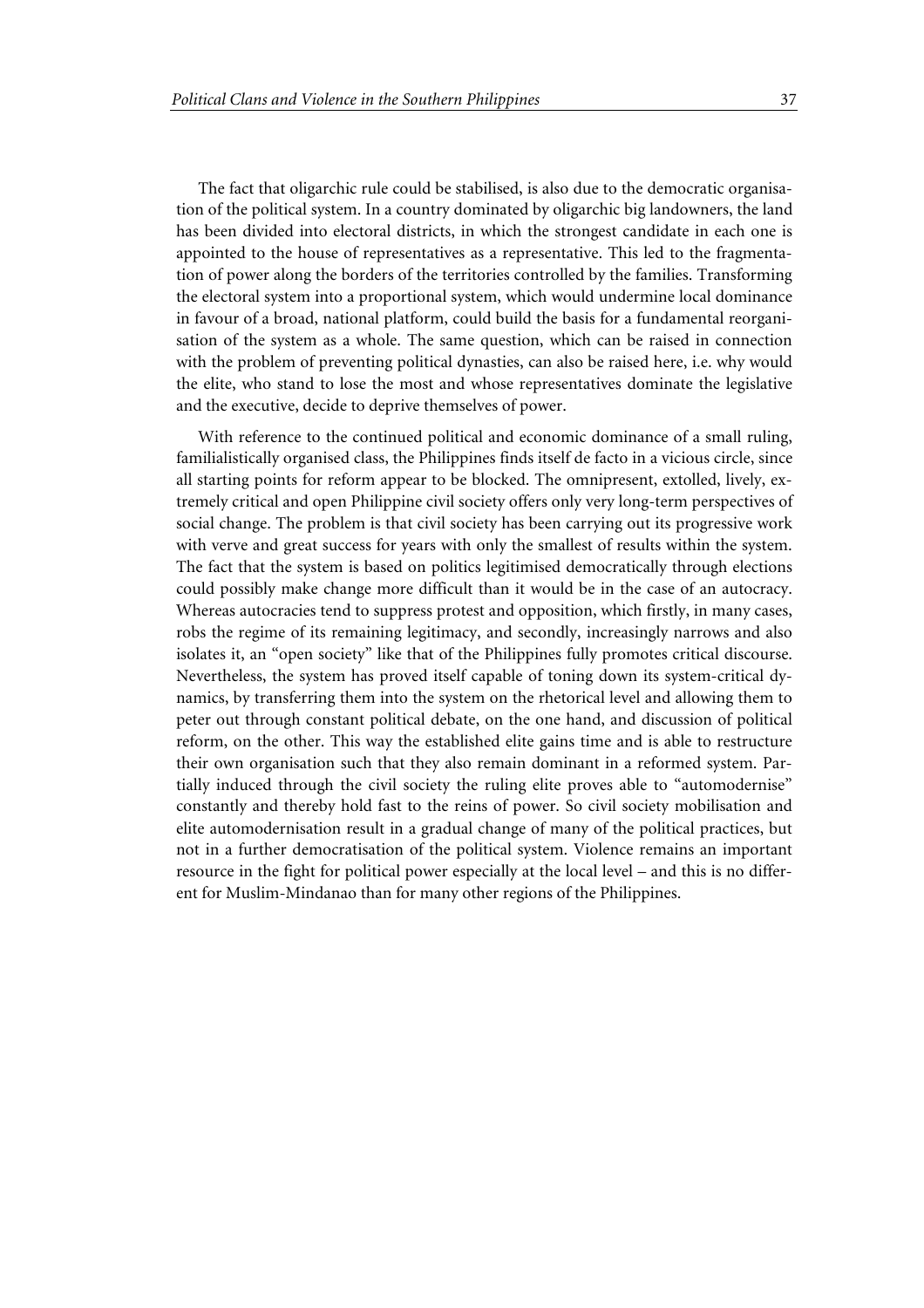The fact that oligarchic rule could be stabilised, is also due to the democratic organisation of the political system. In a country dominated by oligarchic big landowners, the land has been divided into electoral districts, in which the strongest candidate in each one is appointed to the house of representatives as a representative. This led to the fragmentation of power along the borders of the territories controlled by the families. Transforming the electoral system into a proportional system, which would undermine local dominance in favour of a broad, national platform, could build the basis for a fundamental reorganisation of the system as a whole. The same question, which can be raised in connection with the problem of preventing political dynasties, can also be raised here, i.e. why would the elite, who stand to lose the most and whose representatives dominate the legislative and the executive, decide to deprive themselves of power.

With reference to the continued political and economic dominance of a small ruling, familialistically organised class, the Philippines finds itself de facto in a vicious circle, since all starting points for reform appear to be blocked. The omnipresent, extolled, lively, extremely critical and open Philippine civil society offers only very long-term perspectives of social change. The problem is that civil society has been carrying out its progressive work with verve and great success for years with only the smallest of results within the system. The fact that the system is based on politics legitimised democratically through elections could possibly make change more difficult than it would be in the case of an autocracy. Whereas autocracies tend to suppress protest and opposition, which firstly, in many cases, robs the regime of its remaining legitimacy, and secondly, increasingly narrows and also isolates it, an "open society" like that of the Philippines fully promotes critical discourse. Nevertheless, the system has proved itself capable of toning down its system-critical dynamics, by transferring them into the system on the rhetorical level and allowing them to peter out through constant political debate, on the one hand, and discussion of political reform, on the other. This way the established elite gains time and is able to restructure their own organisation such that they also remain dominant in a reformed system. Partially induced through the civil society the ruling elite proves able to "automodernise" constantly and thereby hold fast to the reins of power. So civil society mobilisation and elite automodernisation result in a gradual change of many of the political practices, but not in a further democratisation of the political system. Violence remains an important resource in the fight for political power especially at the local level – and this is no different for Muslim-Mindanao than for many other regions of the Philippines.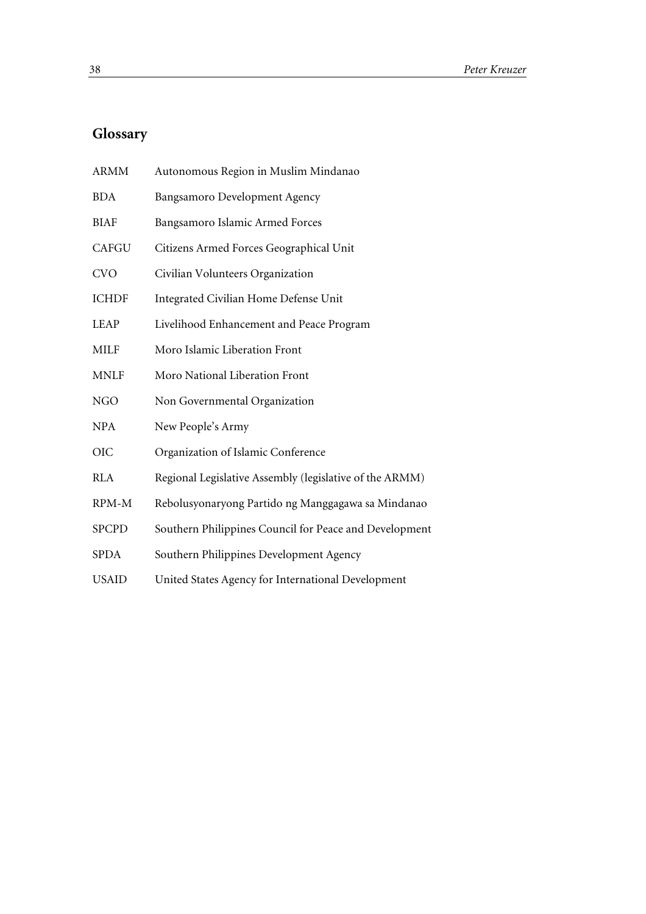## Glossary

| | |
|---|---|
| ARMM | Autonomous Region in Muslim Mindanao |
| BDA | Bangsamoro Development Agency |
| BIAF | Bangsamoro Islamic Armed Forces |
| CAFGU | Citizens Armed Forces Geographical Unit |
| CVO | Civilian Volunteers Organization |
| ICHDF | Integrated Civilian Home Defense Unit |
| LEAP | Livelihood Enhancement and Peace Program |
| MILF | Moro Islamic Liberation Front |
| MNLF | Moro National Liberation Front |
| NGO | Non Governmental Organization |
| NPA | New People's Army |
| OIC | Organization of Islamic Conference |
| RLA | Regional Legislative Assembly (legislative of the ARMM) |
| RPM-M | Rebolusyonaryong Partido ng Manggagawa sa Mindanao |
| SPCPD | Southern Philippines Council for Peace and Development |
| SPDA | Southern Philippines Development Agency |
| USAID | United States Agency for International Development |